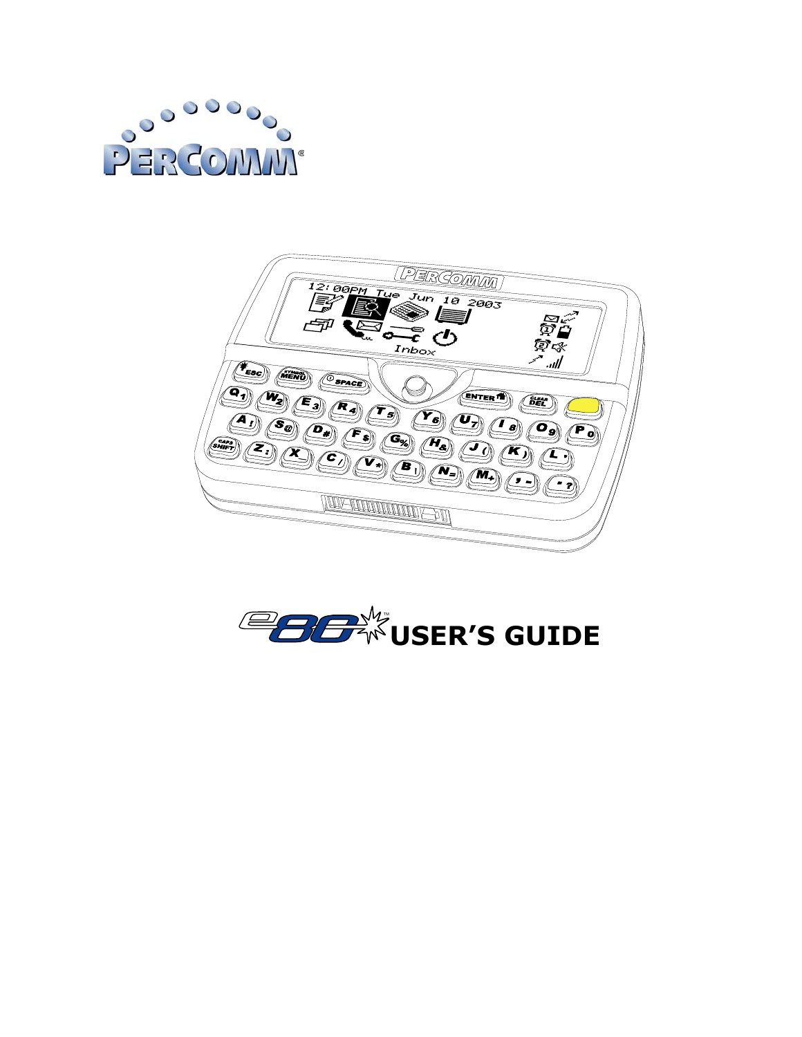# PERCOMM®

# e80™ USER'S GUIDE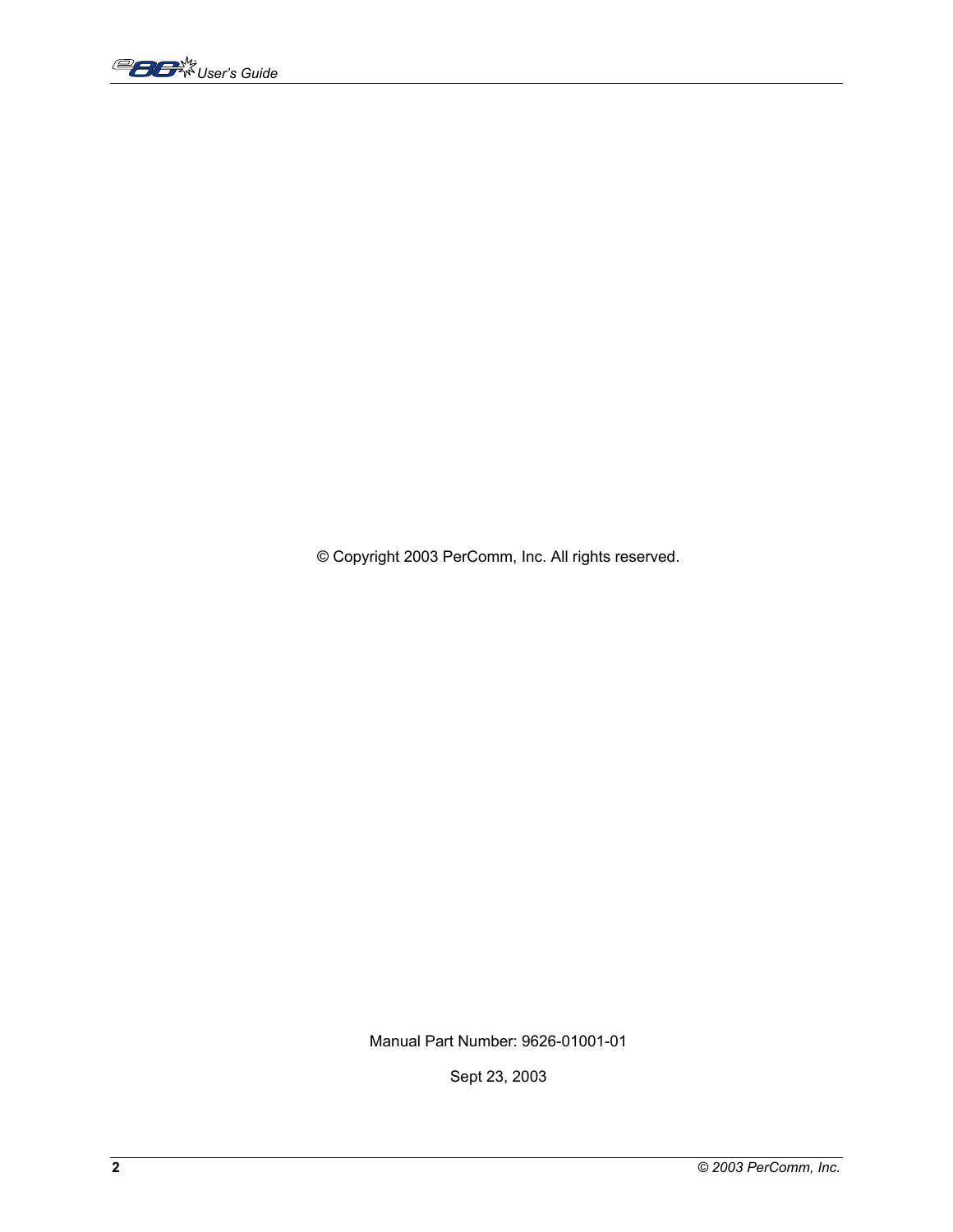© Copyright 2003 PerComm, Inc. All rights reserved.

Manual Part Number: 9626-01001-01

Sept 23, 2003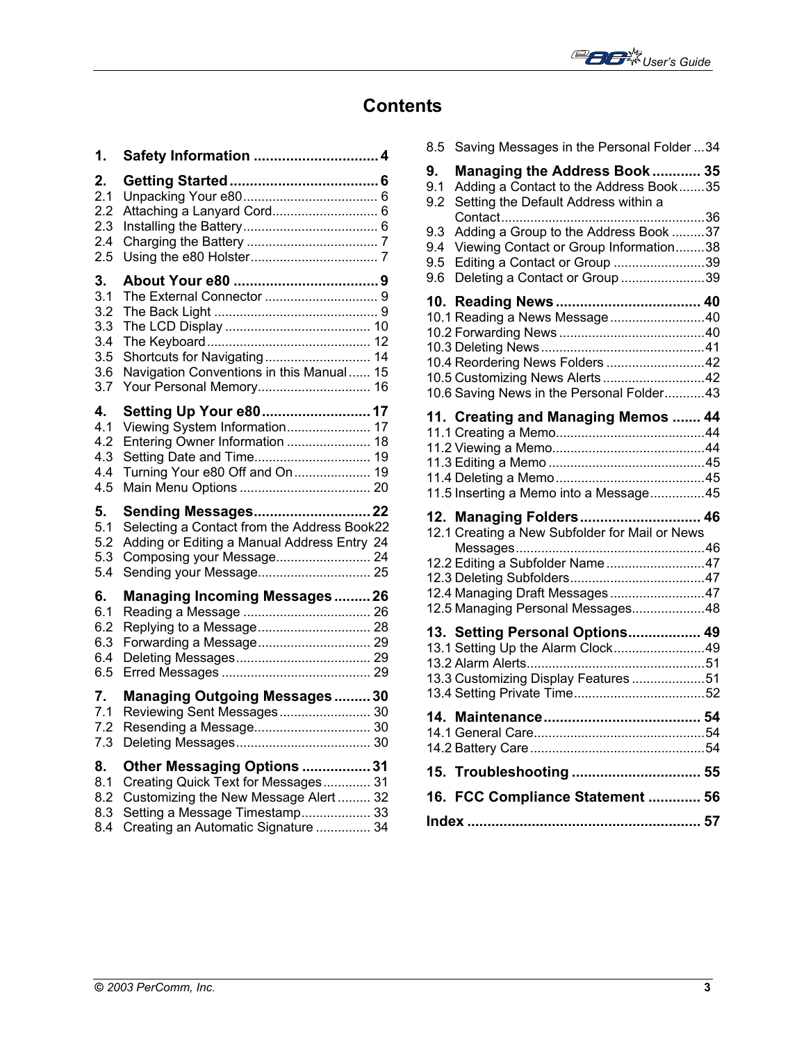# Contents

1. **Safety Information** .............................. 4

2. **Getting Started** .............................. 6
   - 2.1 Unpacking Your e80 .............................. 6
   - 2.2 Attaching a Lanyard Cord .............................. 6
   - 2.3 Installing the Battery .............................. 6
   - 2.4 Charging the Battery .............................. 7
   - 2.5 Using the e80 Holster .............................. 7

3. **About Your e80** .............................. 9
   - 3.1 The External Connector .............................. 9
   - 3.2 The Back Light .............................. 9
   - 3.3 The LCD Display .............................. 10
   - 3.4 The Keyboard .............................. 12
   - 3.5 Shortcuts for Navigating .............................. 14
   - 3.6 Navigation Conventions in this Manual .............................. 15
   - 3.7 Your Personal Memory .............................. 16

4. **Setting Up Your e80** .............................. 17
   - 4.1 Viewing System Information .............................. 17
   - 4.2 Entering Owner Information .............................. 18
   - 4.3 Setting Date and Time .............................. 19
   - 4.4 Turning Your e80 Off and On .............................. 19
   - 4.5 Main Menu Options .............................. 20

5. **Sending Messages** .............................. 22
   - 5.1 Selecting a Contact from the Address Book .............................. 22
   - 5.2 Adding or Editing a Manual Address Entry .............................. 24
   - 5.3 Composing your Message .............................. 24
   - 5.4 Sending your Message .............................. 25

6. **Managing Incoming Messages** .............................. 26
   - 6.1 Reading a Message .............................. 26
   - 6.2 Replying to a Message .............................. 28
   - 6.3 Forwarding a Message .............................. 29
   - 6.4 Deleting Messages .............................. 29
   - 6.5 Erred Messages .............................. 29

7. **Managing Outgoing Messages** .............................. 30
   - 7.1 Reviewing Sent Messages .............................. 30
   - 7.2 Resending a Message .............................. 30
   - 7.3 Deleting Messages .............................. 30

8. **Other Messaging Options** .............................. 31
   - 8.1 Creating Quick Text for Messages .............................. 31
   - 8.2 Customizing the New Message Alert .............................. 32
   - 8.3 Setting a Message Timestamp .............................. 33
   - 8.4 Creating an Automatic Signature .............................. 34
   - 8.5 Saving Messages in the Personal Folder .............................. 34

9. **Managing the Address Book** .............................. 35
   - 9.1 Adding a Contact to the Address Book .............................. 35
   - 9.2 Setting the Default Address within a Contact .............................. 36
   - 9.3 Adding a Group to the Address Book .............................. 37
   - 9.4 Viewing Contact or Group Information .............................. 38
   - 9.5 Editing a Contact or Group .............................. 39
   - 9.6 Deleting a Contact or Group .............................. 39

10. **Reading News** .............................. 40
    - 10.1 Reading a News Message .............................. 40
    - 10.2 Forwarding News .............................. 40
    - 10.3 Deleting News .............................. 41
    - 10.4 Reordering News Folders .............................. 42
    - 10.5 Customizing News Alerts .............................. 42
    - 10.6 Saving News in the Personal Folder .............................. 43

11. **Creating and Managing Memos** .............................. 44
    - 11.1 Creating a Memo .............................. 44
    - 11.2 Viewing a Memo .............................. 44
    - 11.3 Editing a Memo .............................. 45
    - 11.4 Deleting a Memo .............................. 45
    - 11.5 Inserting a Memo into a Message .............................. 45

12. **Managing Folders** .............................. 46
    - 12.1 Creating a New Subfolder for Mail or News Messages .............................. 46
    - 12.2 Editing a Subfolder Name .............................. 47
    - 12.3 Deleting Subfolders .............................. 47
    - 12.4 Managing Draft Messages .............................. 47
    - 12.5 Managing Personal Messages .............................. 48

13. **Setting Personal Options** .............................. 49
    - 13.1 Setting Up the Alarm Clock .............................. 49
    - 13.2 Alarm Alerts .............................. 51
    - 13.3 Customizing Display Features .............................. 51
    - 13.4 Setting Private Time .............................. 52

14. **Maintenance** .............................. 54
    - 14.1 General Care .............................. 54
    - 14.2 Battery Care .............................. 54

15. **Troubleshooting** .............................. 55

16. **FCC Compliance Statement** .............................. 56

**Index** .............................. 57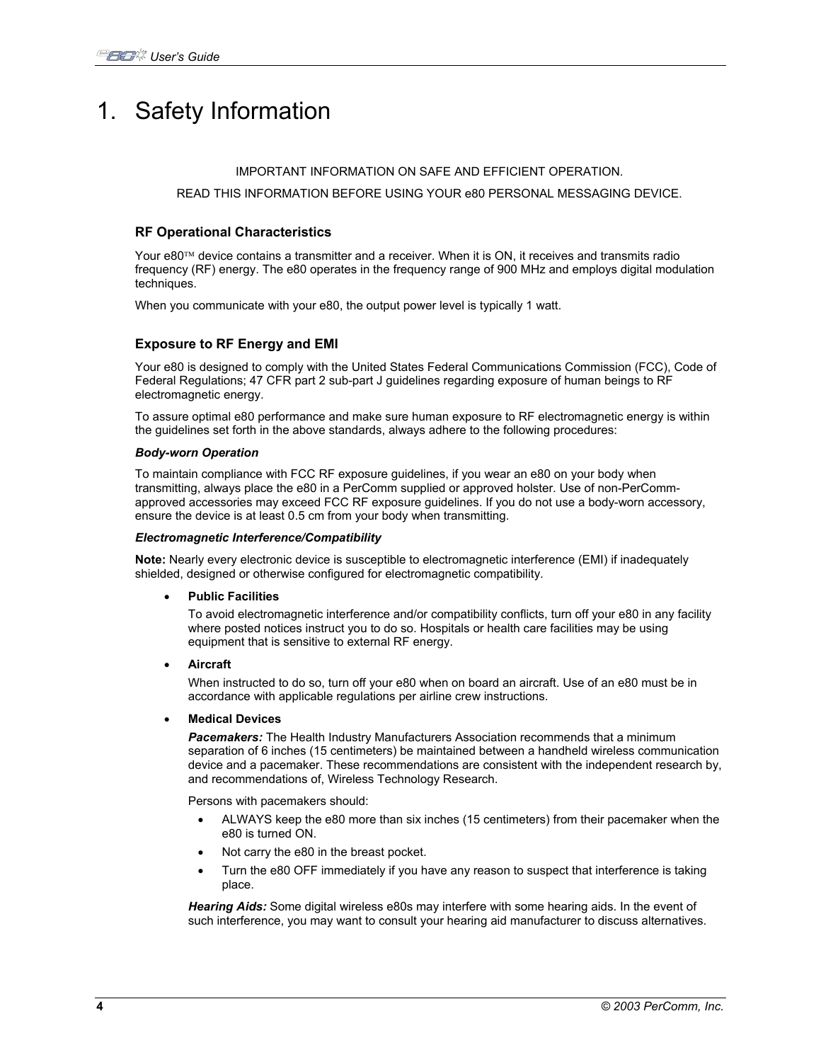# 1. Safety Information

IMPORTANT INFORMATION ON SAFE AND EFFICIENT OPERATION.

READ THIS INFORMATION BEFORE USING YOUR e80 PERSONAL MESSAGING DEVICE.

### RF Operational Characteristics

Your e80™ device contains a transmitter and a receiver. When it is ON, it receives and transmits radio frequency (RF) energy. The e80 operates in the frequency range of 900 MHz and employs digital modulation techniques.

When you communicate with your e80, the output power level is typically 1 watt.

### Exposure to RF Energy and EMI

Your e80 is designed to comply with the United States Federal Communications Commission (FCC), Code of Federal Regulations; 47 CFR part 2 sub-part J guidelines regarding exposure of human beings to RF electromagnetic energy.

To assure optimal e80 performance and make sure human exposure to RF electromagnetic energy is within the guidelines set forth in the above standards, always adhere to the following procedures:

***Body-worn Operation***

To maintain compliance with FCC RF exposure guidelines, if you wear an e80 on your body when transmitting, always place the e80 in a PerComm supplied or approved holster. Use of non-PerComm-approved accessories may exceed FCC RF exposure guidelines. If you do not use a body-worn accessory, ensure the device is at least 0.5 cm from your body when transmitting.

***Electromagnetic Interference/Compatibility***

**Note:** Nearly every electronic device is susceptible to electromagnetic interference (EMI) if inadequately shielded, designed or otherwise configured for electromagnetic compatibility.

- **Public Facilities**

  To avoid electromagnetic interference and/or compatibility conflicts, turn off your e80 in any facility where posted notices instruct you to do so. Hospitals or health care facilities may be using equipment that is sensitive to external RF energy.

- **Aircraft**

  When instructed to do so, turn off your e80 when on board an aircraft. Use of an e80 must be in accordance with applicable regulations per airline crew instructions.

- **Medical Devices**

  ***Pacemakers:*** The Health Industry Manufacturers Association recommends that a minimum separation of 6 inches (15 centimeters) be maintained between a handheld wireless communication device and a pacemaker. These recommendations are consistent with the independent research by, and recommendations of, Wireless Technology Research.

  Persons with pacemakers should:

  - ALWAYS keep the e80 more than six inches (15 centimeters) from their pacemaker when the e80 is turned ON.
  - Not carry the e80 in the breast pocket.
  - Turn the e80 OFF immediately if you have any reason to suspect that interference is taking place.

  ***Hearing Aids:*** Some digital wireless e80s may interfere with some hearing aids. In the event of such interference, you may want to consult your hearing aid manufacturer to discuss alternatives.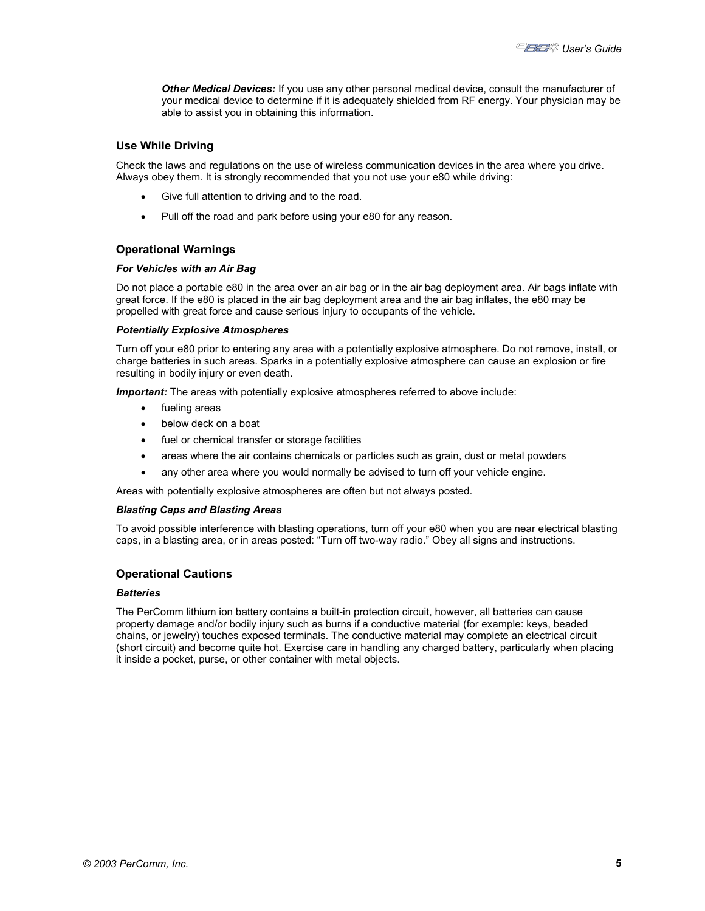***Other Medical Devices:*** If you use any other personal medical device, consult the manufacturer of your medical device to determine if it is adequately shielded from RF energy. Your physician may be able to assist you in obtaining this information.

### Use While Driving

Check the laws and regulations on the use of wireless communication devices in the area where you drive. Always obey them. It is strongly recommended that you not use your e80 while driving:

- Give full attention to driving and to the road.
- Pull off the road and park before using your e80 for any reason.

### Operational Warnings

***For Vehicles with an Air Bag***

Do not place a portable e80 in the area over an air bag or in the air bag deployment area. Air bags inflate with great force. If the e80 is placed in the air bag deployment area and the air bag inflates, the e80 may be propelled with great force and cause serious injury to occupants of the vehicle.

***Potentially Explosive Atmospheres***

Turn off your e80 prior to entering any area with a potentially explosive atmosphere. Do not remove, install, or charge batteries in such areas. Sparks in a potentially explosive atmosphere can cause an explosion or fire resulting in bodily injury or even death.

***Important:*** The areas with potentially explosive atmospheres referred to above include:

- fueling areas
- below deck on a boat
- fuel or chemical transfer or storage facilities
- areas where the air contains chemicals or particles such as grain, dust or metal powders
- any other area where you would normally be advised to turn off your vehicle engine.

Areas with potentially explosive atmospheres are often but not always posted.

***Blasting Caps and Blasting Areas***

To avoid possible interference with blasting operations, turn off your e80 when you are near electrical blasting caps, in a blasting area, or in areas posted: "Turn off two-way radio." Obey all signs and instructions.

### Operational Cautions

***Batteries***

The PerComm lithium ion battery contains a built-in protection circuit, however, all batteries can cause property damage and/or bodily injury such as burns if a conductive material (for example: keys, beaded chains, or jewelry) touches exposed terminals. The conductive material may complete an electrical circuit (short circuit) and become quite hot. Exercise care in handling any charged battery, particularly when placing it inside a pocket, purse, or other container with metal objects.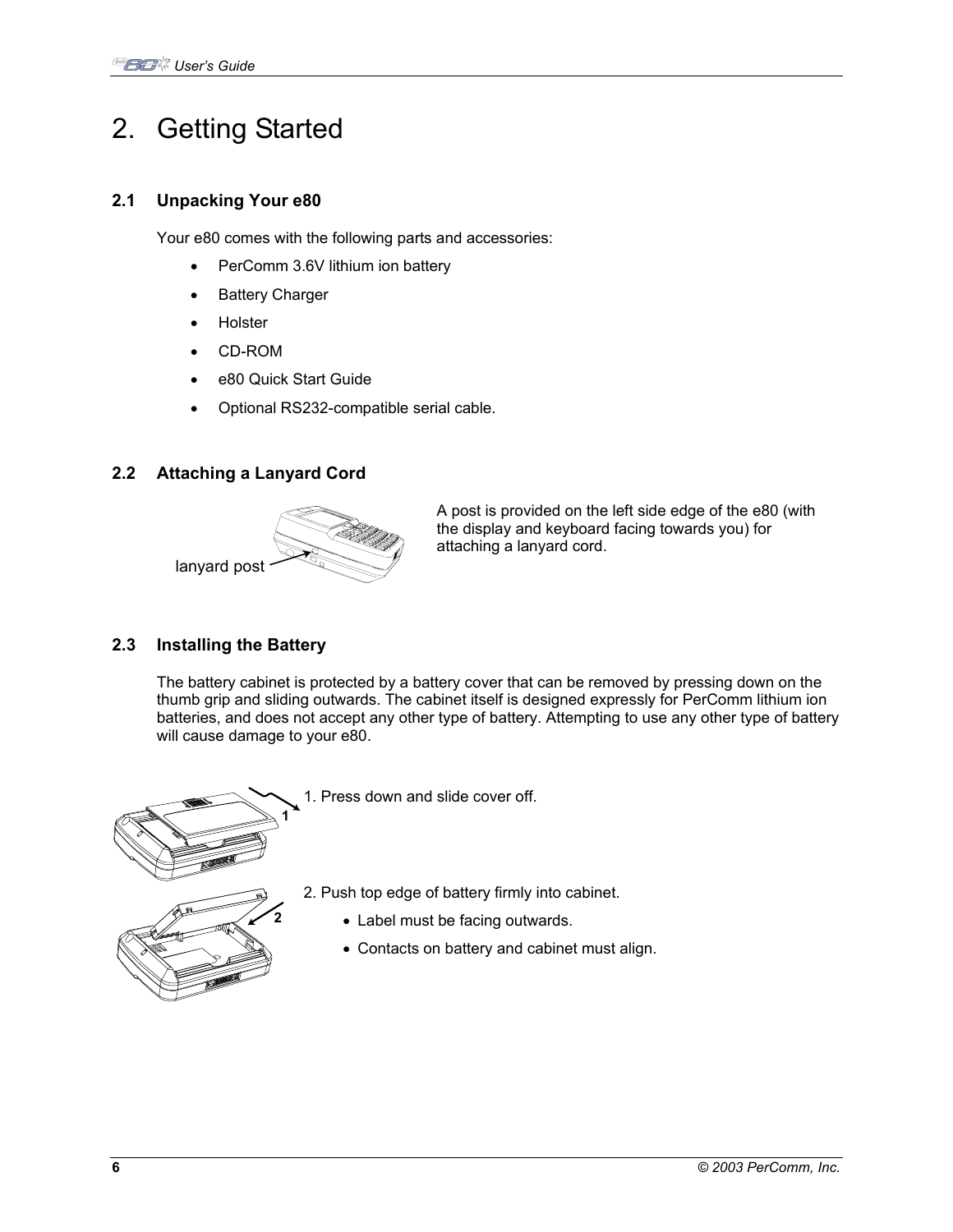# 2. Getting Started

## 2.1 Unpacking Your e80

Your e80 comes with the following parts and accessories:

- PerComm 3.6V lithium ion battery
- Battery Charger
- Holster
- CD-ROM
- e80 Quick Start Guide
- Optional RS232-compatible serial cable.

## 2.2 Attaching a Lanyard Cord

lanyard post

A post is provided on the left side edge of the e80 (with the display and keyboard facing towards you) for attaching a lanyard cord.

## 2.3 Installing the Battery

The battery cabinet is protected by a battery cover that can be removed by pressing down on the thumb grip and sliding outwards. The cabinet itself is designed expressly for PerComm lithium ion batteries, and does not accept any other type of battery. Attempting to use any other type of battery will cause damage to your e80.

1. Press down and slide cover off.

2. Push top edge of battery firmly into cabinet.
   - Label must be facing outwards.
   - Contacts on battery and cabinet must align.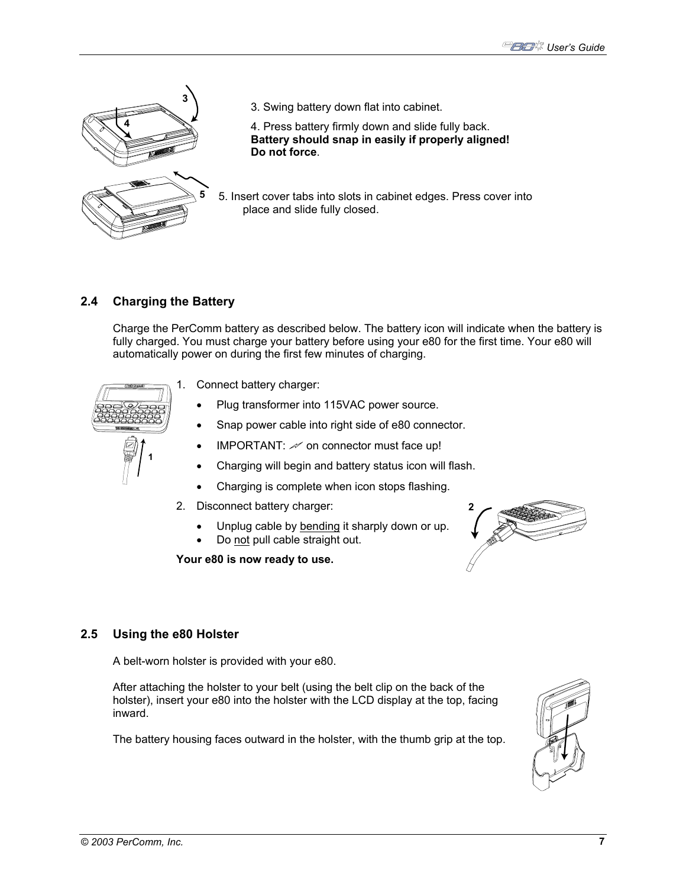3. Swing battery down flat into cabinet.

4. Press battery firmly down and slide fully back. **Battery should snap in easily if properly aligned! Do not force**.

5. Insert cover tabs into slots in cabinet edges. Press cover into place and slide fully closed.

## 2.4 Charging the Battery

Charge the PerComm battery as described below. The battery icon will indicate when the battery is fully charged. You must charge your battery before using your e80 for the first time. Your e80 will automatically power on during the first few minutes of charging.

1. Connect battery charger:
   - Plug transformer into 115VAC power source.
   - Snap power cable into right side of e80 connector.
   - IMPORTANT: ⚡ on connector must face up!
   - Charging will begin and battery status icon will flash.
   - Charging is complete when icon stops flashing.
2. Disconnect battery charger:
   - Unplug cable by <u>bending</u> it sharply down or up.
   - Do <u>not</u> pull cable straight out.

**Your e80 is now ready to use.**

## 2.5 Using the e80 Holster

A belt-worn holster is provided with your e80.

After attaching the holster to your belt (using the belt clip on the back of the holster), insert your e80 into the holster with the LCD display at the top, facing inward.

The battery housing faces outward in the holster, with the thumb grip at the top.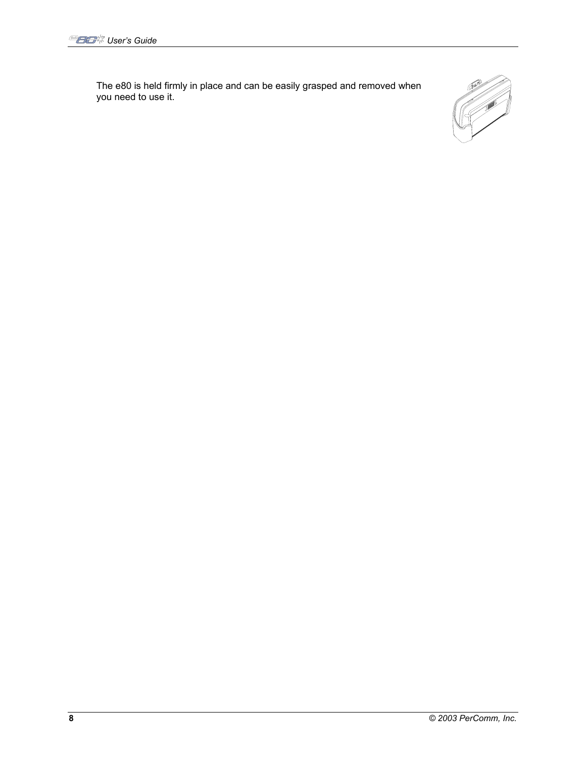The e80 is held firmly in place and can be easily grasped and removed when you need to use it.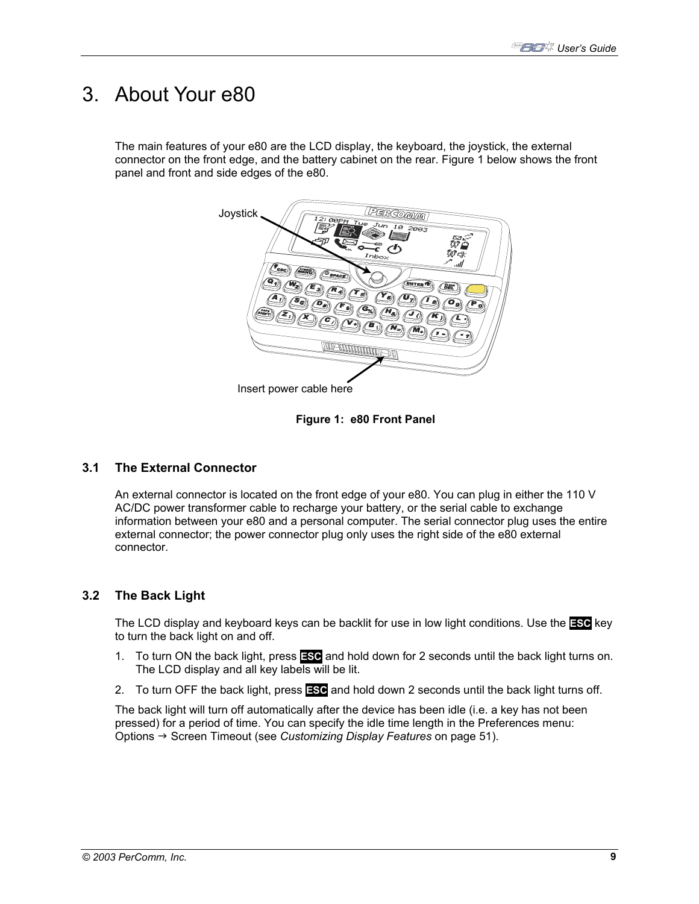# 3. About Your e80

The main features of your e80 are the LCD display, the keyboard, the joystick, the external connector on the front edge, and the battery cabinet on the rear. Figure 1 below shows the front panel and front and side edges of the e80.

**Figure 1: e80 Front Panel**

## 3.1 The External Connector

An external connector is located on the front edge of your e80. You can plug in either the 110 V AC/DC power transformer cable to recharge your battery, or the serial cable to exchange information between your e80 and a personal computer. The serial connector plug uses the entire external connector; the power connector plug only uses the right side of the e80 external connector.

## 3.2 The Back Light

The LCD display and keyboard keys can be backlit for use in low light conditions. Use the **ESC** key to turn the back light on and off.

1. To turn ON the back light, press **ESC** and hold down for 2 seconds until the back light turns on. The LCD display and all key labels will be lit.
2. To turn OFF the back light, press **ESC** and hold down 2 seconds until the back light turns off.

The back light will turn off automatically after the device has been idle (i.e. a key has not been pressed) for a period of time. You can specify the idle time length in the Preferences menu: Options → Screen Timeout (see *Customizing Display Features* on page 51).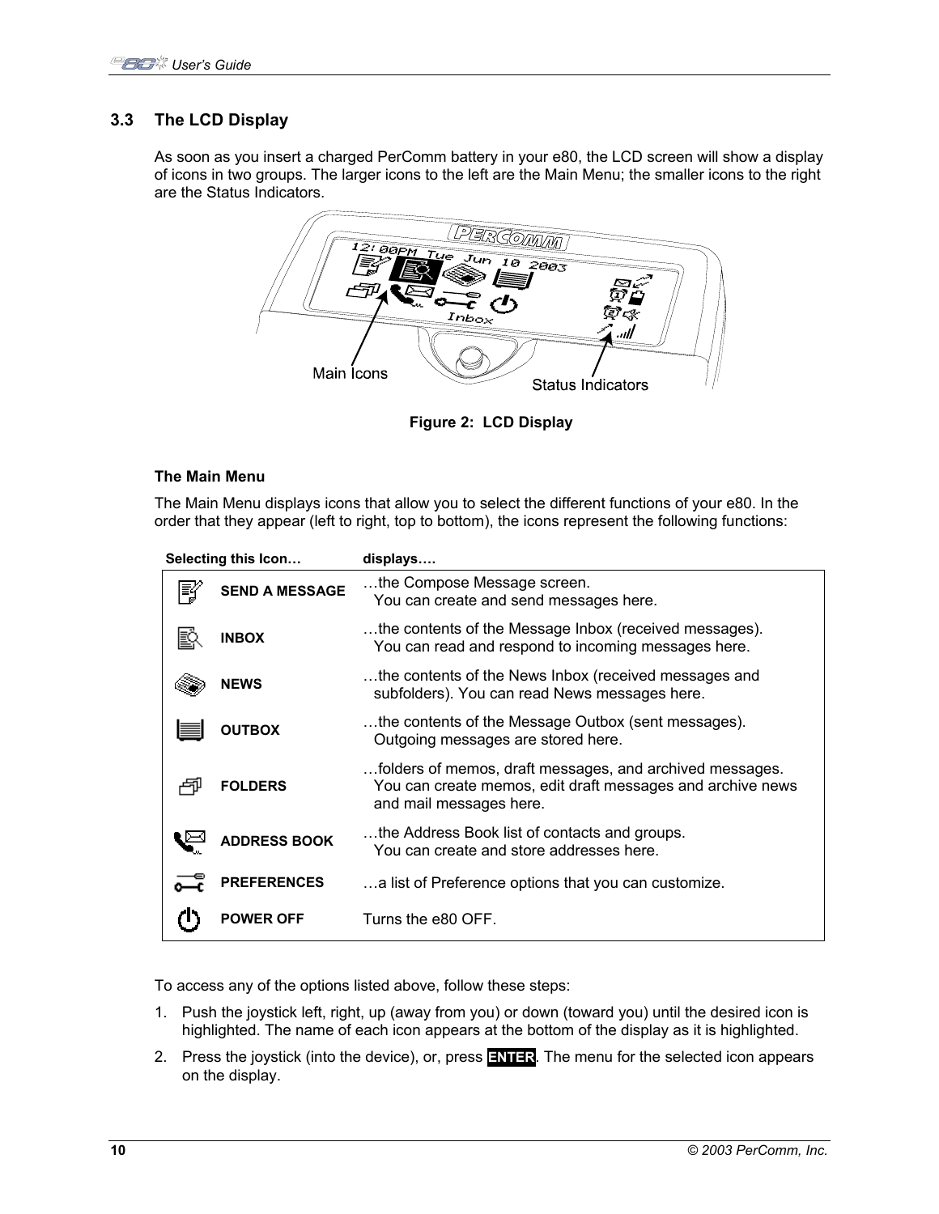### 3.3 The LCD Display

As soon as you insert a charged PerComm battery in your e80, the LCD screen will show a display of icons in two groups. The larger icons to the left are the Main Menu; the smaller icons to the right are the Status Indicators.

Figure 2: LCD Display

#### The Main Menu

The Main Menu displays icons that allow you to select the different functions of your e80. In the order that they appear (left to right, top to bottom), the icons represent the following functions:

| Selecting this Icon… | displays…. |
| --- | --- |
| SEND A MESSAGE | …the Compose Message screen. You can create and send messages here. |
| INBOX | …the contents of the Message Inbox (received messages). You can read and respond to incoming messages here. |
| NEWS | …the contents of the News Inbox (received messages and subfolders). You can read News messages here. |
| OUTBOX | …the contents of the Message Outbox (sent messages). Outgoing messages are stored here. |
| FOLDERS | …folders of memos, draft messages, and archived messages. You can create memos, edit draft messages and archive news and mail messages here. |
| ADDRESS BOOK | …the Address Book list of contacts and groups. You can create and store addresses here. |
| PREFERENCES | …a list of Preference options that you can customize. |
| POWER OFF | Turns the e80 OFF. |

To access any of the options listed above, follow these steps:

1. Push the joystick left, right, up (away from you) or down (toward you) until the desired icon is highlighted. The name of each icon appears at the bottom of the display as it is highlighted.
2. Press the joystick (into the device), or, press **ENTER**. The menu for the selected icon appears on the display.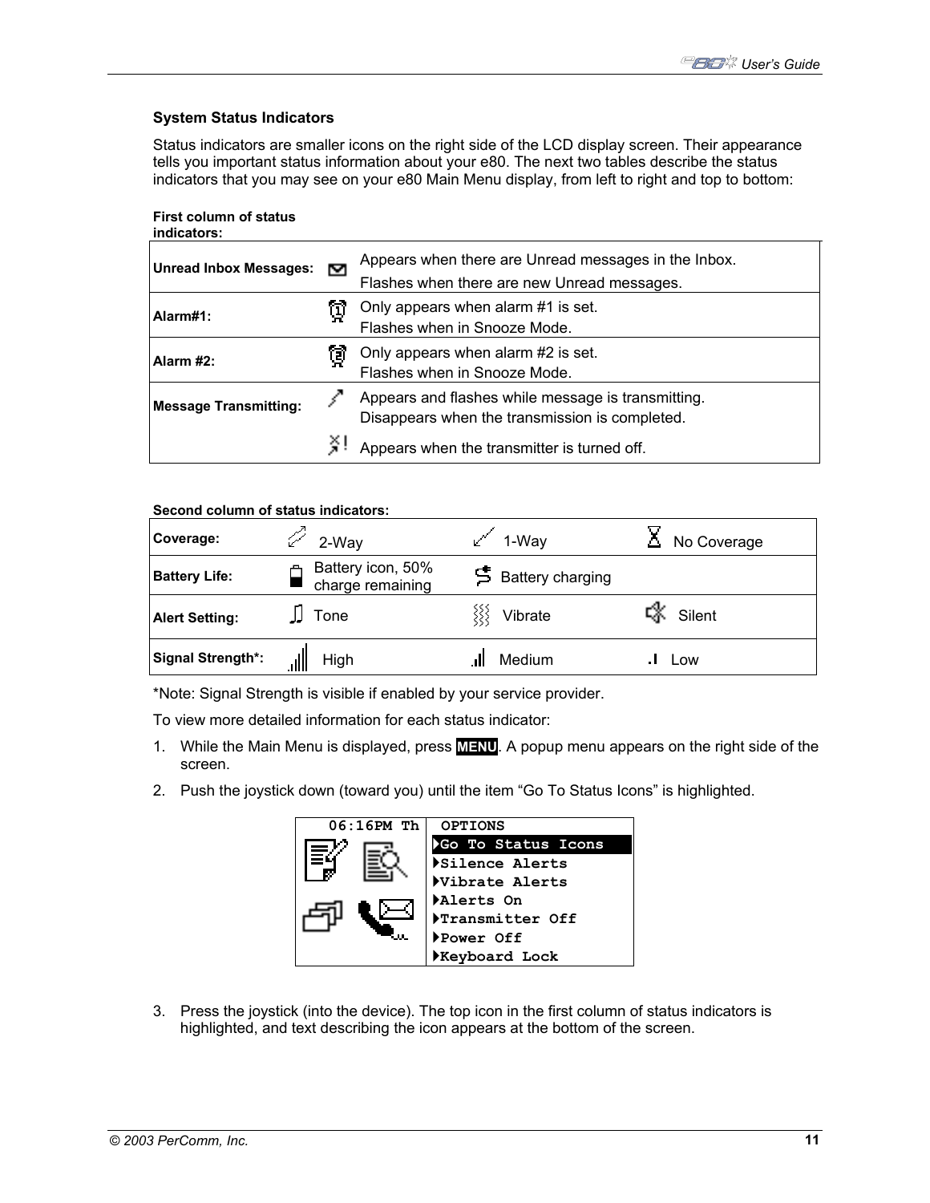### System Status Indicators

Status indicators are smaller icons on the right side of the LCD display screen. Their appearance tells you important status information about your e80. The next two tables describe the status indicators that you may see on your e80 Main Menu display, from left to right and top to bottom:

**First column of status indicators:**

| | | |
|---|---|---|
| **Unread Inbox Messages:** | | Appears when there are Unread messages in the Inbox.<br>Flashes when there are new Unread messages. |
| **Alarm#1:** | | Only appears when alarm #1 is set.<br>Flashes when in Snooze Mode. |
| **Alarm #2:** | | Only appears when alarm #2 is set.<br>Flashes when in Snooze Mode. |
| **Message Transmitting:** | | Appears and flashes while message is transmitting.<br>Disappears when the transmission is completed. |
| | | Appears when the transmitter is turned off. |

**Second column of status indicators:**

| | | | |
|---|---|---|---|
| **Coverage:** | 2-Way | 1-Way | No Coverage |
| **Battery Life:** | Battery icon, 50% charge remaining | Battery charging | |
| **Alert Setting:** | Tone | Vibrate | Silent |
| **Signal Strength*:** | High | Medium | Low |

*Note: Signal Strength is visible if enabled by your service provider.

To view more detailed information for each status indicator:

1. While the Main Menu is displayed, press **MENU**. A popup menu appears on the right side of the screen.
2. Push the joystick down (toward you) until the item “Go To Status Icons” is highlighted.

```
06:16PM Th   OPTIONS
             ▸Go To Status Icons
             ▸Silence Alerts
             ▸Vibrate Alerts
             ▸Alerts On
             ▸Transmitter Off
             ▸Power Off
             ▸Keyboard Lock
```

3. Press the joystick (into the device). The top icon in the first column of status indicators is highlighted, and text describing the icon appears at the bottom of the screen.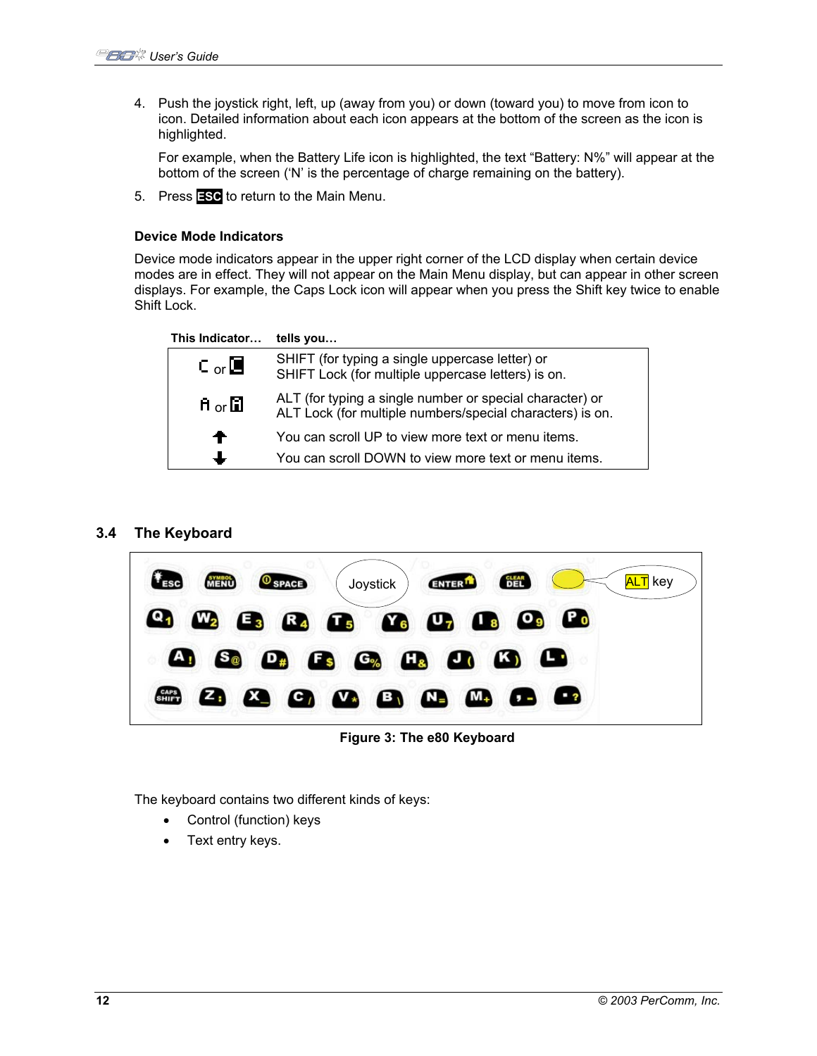4. Push the joystick right, left, up (away from you) or down (toward you) to move from icon to icon. Detailed information about each icon appears at the bottom of the screen as the icon is highlighted.

   For example, when the Battery Life icon is highlighted, the text “Battery: N%” will appear at the bottom of the screen (‘N’ is the percentage of charge remaining on the battery).

5. Press **ESC** to return to the Main Menu.

**Device Mode Indicators**

Device mode indicators appear in the upper right corner of the LCD display when certain device modes are in effect. They will not appear on the Main Menu display, but can appear in other screen displays. For example, the Caps Lock icon will appear when you press the Shift key twice to enable Shift Lock.

| This Indicator… | tells you… |
|---|---|
| C or C | SHIFT (for typing a single uppercase letter) or SHIFT Lock (for multiple uppercase letters) is on. |
| A or A | ALT (for typing a single number or special character) or ALT Lock (for multiple numbers/special characters) is on. |
| ↑ | You can scroll UP to view more text or menu items. |
| ↓ | You can scroll DOWN to view more text or menu items. |

## 3.4 The Keyboard

Figure 3: The e80 Keyboard

The keyboard contains two different kinds of keys:

- Control (function) keys
- Text entry keys.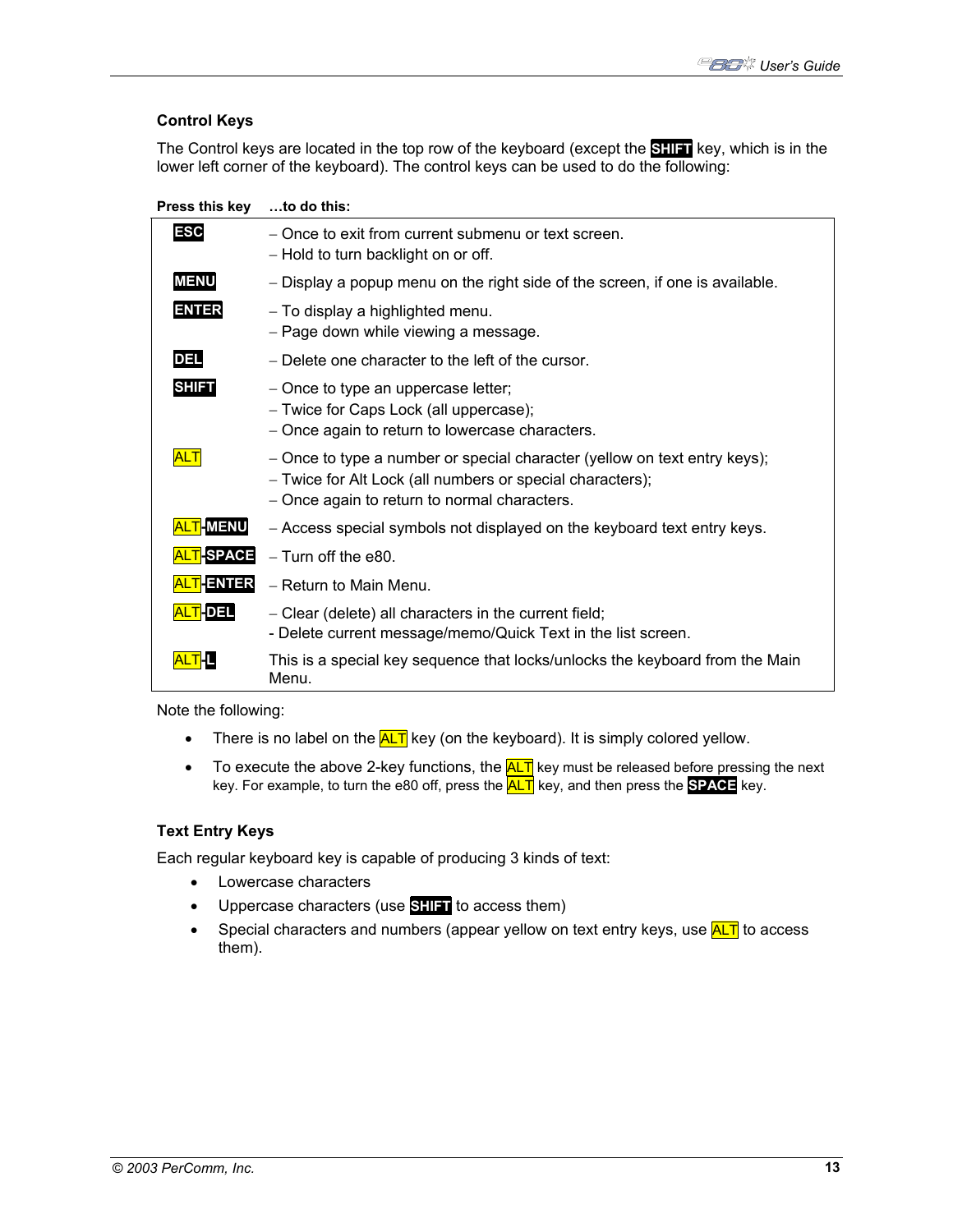### Control Keys

The Control keys are located in the top row of the keyboard (except the **SHIFT** key, which is in the lower left corner of the keyboard). The control keys can be used to do the following:

| Press this key | …to do this: |
|---|---|
| **ESC** | – Once to exit from current submenu or text screen.<br>– Hold to turn backlight on or off. |
| **MENU** | – Display a popup menu on the right side of the screen, if one is available. |
| **ENTER** | – To display a highlighted menu.<br>– Page down while viewing a message. |
| **DEL** | – Delete one character to the left of the cursor. |
| **SHIFT** | – Once to type an uppercase letter;<br>– Twice for Caps Lock (all uppercase);<br>– Once again to return to lowercase characters. |
| ALT | – Once to type a number or special character (yellow on text entry keys);<br>– Twice for Alt Lock (all numbers or special characters);<br>– Once again to return to normal characters. |
| ALT-**MENU** | – Access special symbols not displayed on the keyboard text entry keys. |
| ALT-**SPACE** | – Turn off the e80. |
| ALT-**ENTER** | – Return to Main Menu. |
| ALT-**DEL** | – Clear (delete) all characters in the current field;<br>- Delete current message/memo/Quick Text in the list screen. |
| ALT-**L** | This is a special key sequence that locks/unlocks the keyboard from the Main Menu. |

Note the following:

- There is no label on the ALT key (on the keyboard). It is simply colored yellow.
- To execute the above 2-key functions, the ALT key must be released before pressing the next key. For example, to turn the e80 off, press the ALT key, and then press the **SPACE** key.

### Text Entry Keys

Each regular keyboard key is capable of producing 3 kinds of text:

- Lowercase characters
- Uppercase characters (use **SHIFT** to access them)
- Special characters and numbers (appear yellow on text entry keys, use ALT to access them).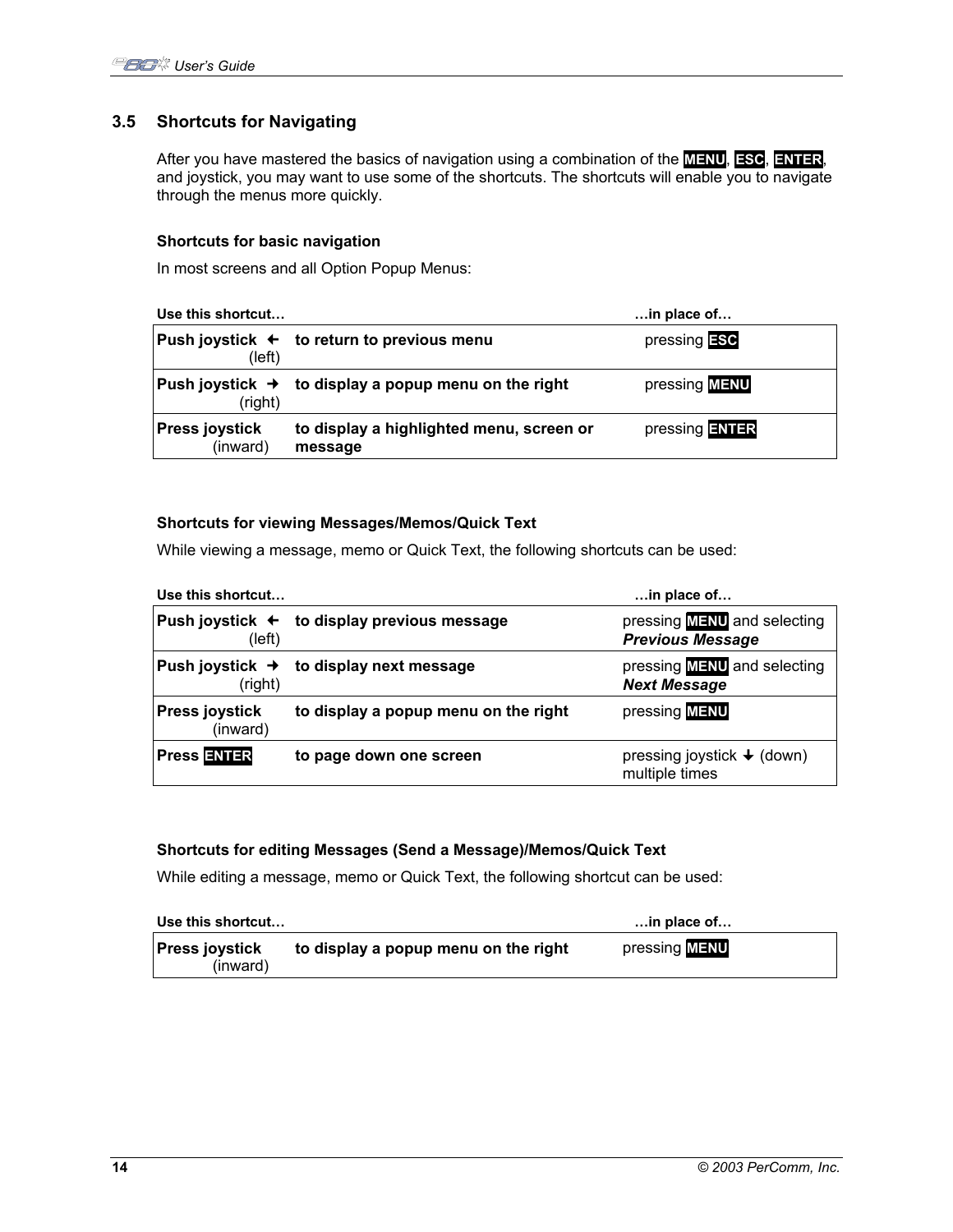## 3.5 Shortcuts for Navigating

After you have mastered the basics of navigation using a combination of the **MENU**, **ESC**, **ENTER**, and joystick, you may want to use some of the shortcuts. The shortcuts will enable you to navigate through the menus more quickly.

### Shortcuts for basic navigation

In most screens and all Option Popup Menus:

| Use this shortcut… | | …in place of… |
|---|---|---|
| **Push joystick ←** (left) | **to return to previous menu** | pressing **ESC** |
| **Push joystick →** (right) | **to display a popup menu on the right** | pressing **MENU** |
| **Press joystick** (inward) | **to display a highlighted menu, screen or message** | pressing **ENTER** |

### Shortcuts for viewing Messages/Memos/Quick Text

While viewing a message, memo or Quick Text, the following shortcuts can be used:

| Use this shortcut… | | …in place of… |
|---|---|---|
| **Push joystick ←** (left) | **to display previous message** | pressing **MENU** and selecting ***Previous Message*** |
| **Push joystick →** (right) | **to display next message** | pressing **MENU** and selecting ***Next Message*** |
| **Press joystick** (inward) | **to display a popup menu on the right** | pressing **MENU** |
| **Press ENTER** | **to page down one screen** | pressing joystick ↓ (down) multiple times |

### Shortcuts for editing Messages (Send a Message)/Memos/Quick Text

While editing a message, memo or Quick Text, the following shortcut can be used:

| Use this shortcut… | | …in place of… |
|---|---|---|
| **Press joystick** (inward) | **to display a popup menu on the right** | pressing **MENU** |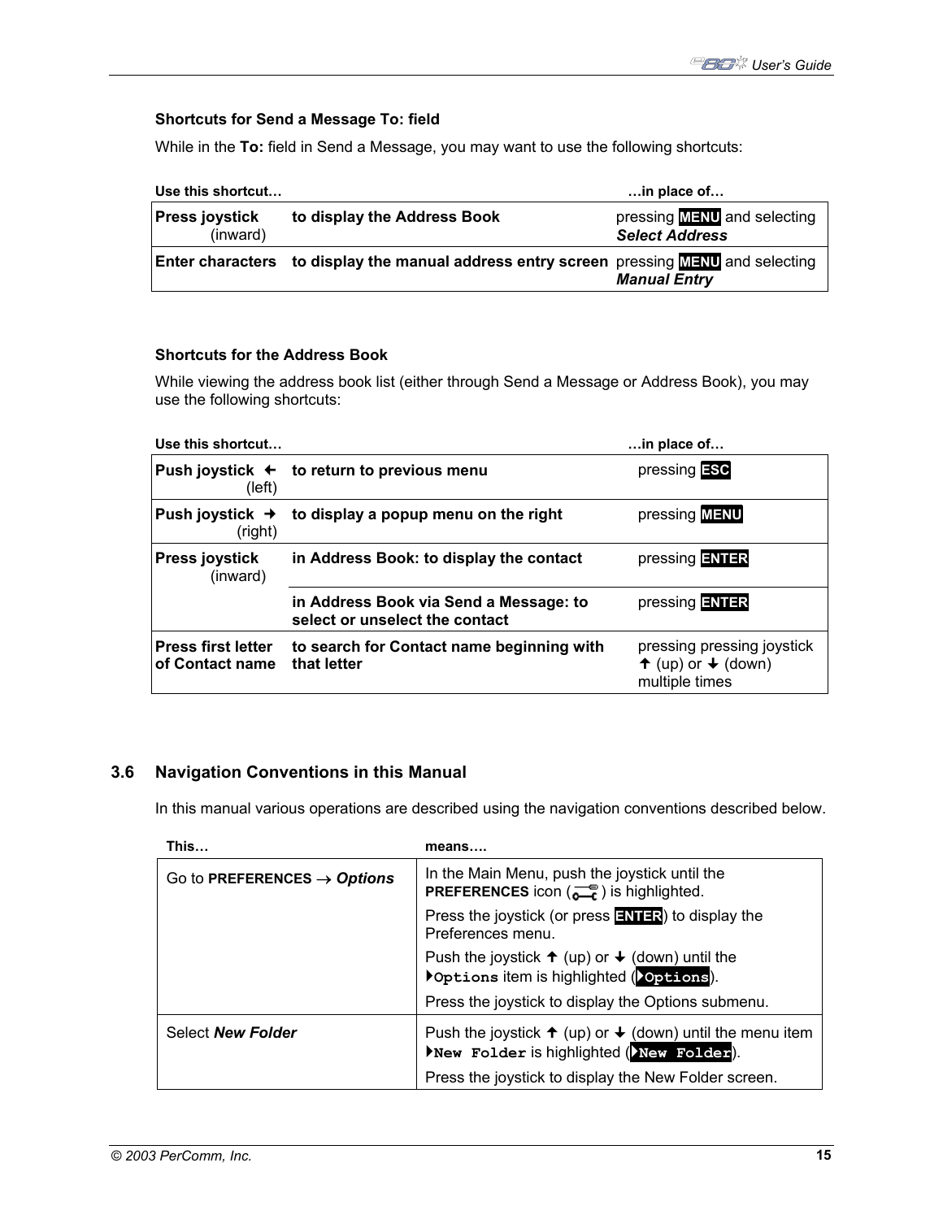### Shortcuts for Send a Message To: field

While in the **To:** field in Send a Message, you may want to use the following shortcuts:

| Use this shortcut… | | …in place of… |
|---|---|---|
| **Press joystick** (inward) | **to display the Address Book** | pressing **MENU** and selecting ***Select Address*** |
| **Enter characters** | **to display the manual address entry screen** | pressing **MENU** and selecting ***Manual Entry*** |

### Shortcuts for the Address Book

While viewing the address book list (either through Send a Message or Address Book), you may use the following shortcuts:

| Use this shortcut… | | …in place of… |
|---|---|---|
| **Push joystick ←** (left) | **to return to previous menu** | pressing **ESC** |
| **Push joystick →** (right) | **to display a popup menu on the right** | pressing **MENU** |
| **Press joystick** (inward) | **in Address Book: to display the contact** | pressing **ENTER** |
| | **in Address Book via Send a Message: to select or unselect the contact** | pressing **ENTER** |
| **Press first letter of Contact name** | **to search for Contact name beginning with that letter** | pressing pressing joystick ↑ (up) or ↓ (down) multiple times |

## 3.6 Navigation Conventions in this Manual

In this manual various operations are described using the navigation conventions described below.

| This… | means…. |
|---|---|
| Go to **PREFERENCES** → ***Options*** | In the Main Menu, push the joystick until the **PREFERENCES** icon ( ) is highlighted.<br>Press the joystick (or press **ENTER**) to display the Preferences menu.<br>Push the joystick ↑ (up) or ↓ (down) until the ▸`Options` item is highlighted (▸`Options`).<br>Press the joystick to display the Options submenu. |
| Select ***New Folder*** | Push the joystick ↑ (up) or ↓ (down) until the menu item ▸`New Folder` is highlighted (▸`New Folder`).<br>Press the joystick to display the New Folder screen. |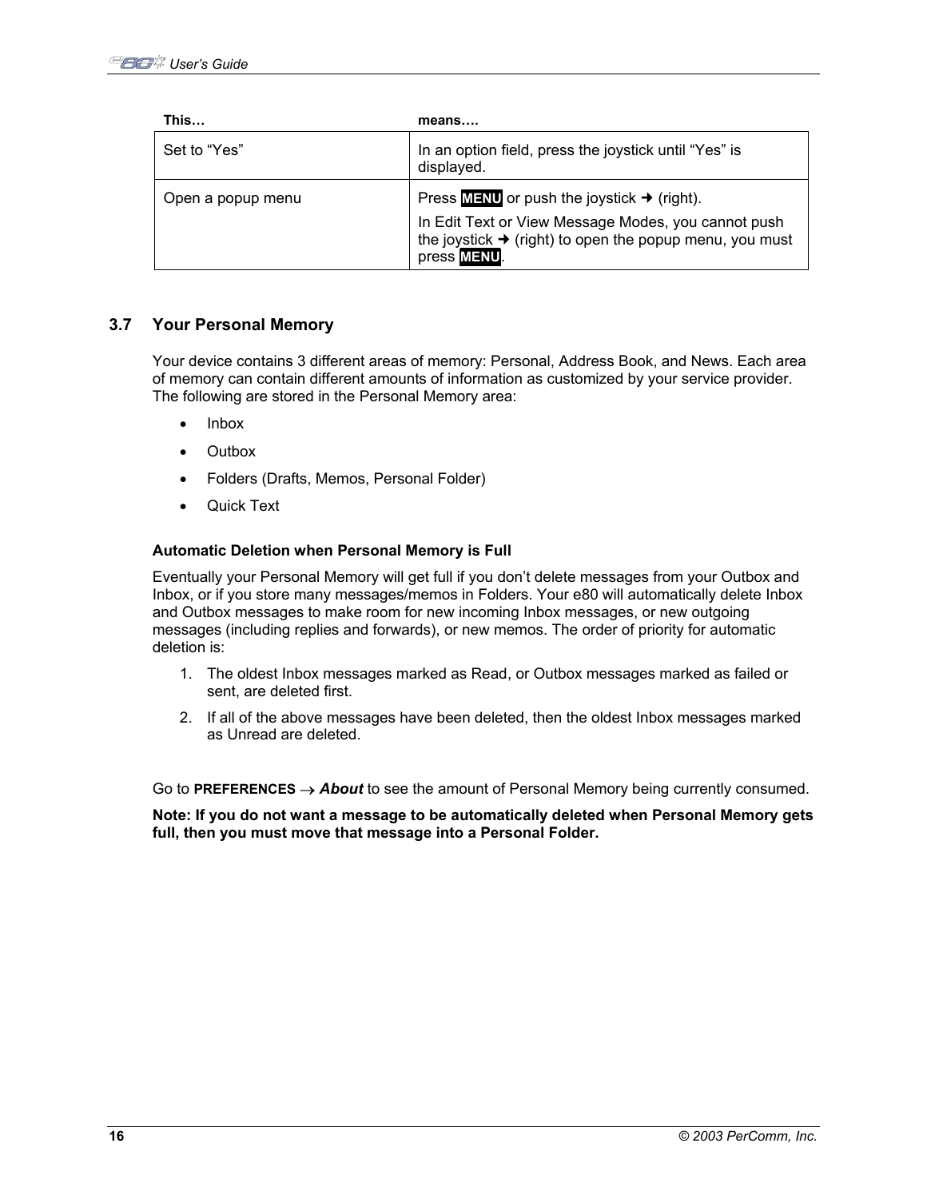| This… | means…. |
|---|---|
| Set to “Yes” | In an option field, press the joystick until “Yes” is displayed. |
| Open a popup menu | Press **MENU** or push the joystick ➜ (right).<br>In Edit Text or View Message Modes, you cannot push the joystick ➜ (right) to open the popup menu, you must press **MENU**. |

## 3.7 Your Personal Memory

Your device contains 3 different areas of memory: Personal, Address Book, and News. Each area of memory can contain different amounts of information as customized by your service provider. The following are stored in the Personal Memory area:

- Inbox
- Outbox
- Folders (Drafts, Memos, Personal Folder)
- Quick Text

**Automatic Deletion when Personal Memory is Full**

Eventually your Personal Memory will get full if you don’t delete messages from your Outbox and Inbox, or if you store many messages/memos in Folders. Your e80 will automatically delete Inbox and Outbox messages to make room for new incoming Inbox messages, or new outgoing messages (including replies and forwards), or new memos. The order of priority for automatic deletion is:

1. The oldest Inbox messages marked as Read, or Outbox messages marked as failed or sent, are deleted first.
2. If all of the above messages have been deleted, then the oldest Inbox messages marked as Unread are deleted.

Go to **PREFERENCES** → ***About*** to see the amount of Personal Memory being currently consumed.

**Note: If you do not want a message to be automatically deleted when Personal Memory gets full, then you must move that message into a Personal Folder.**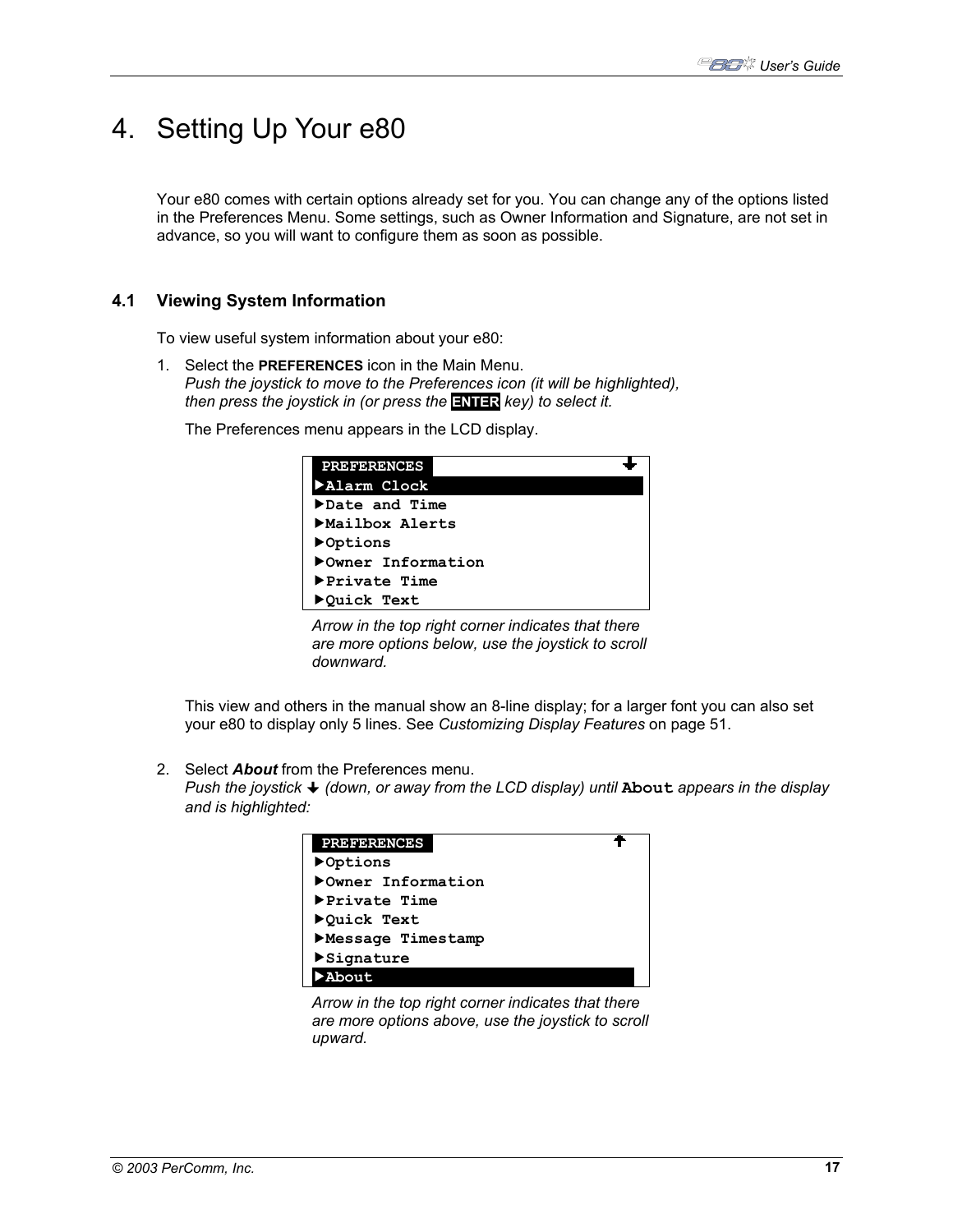# 4. Setting Up Your e80

Your e80 comes with certain options already set for you. You can change any of the options listed in the Preferences Menu. Some settings, such as Owner Information and Signature, are not set in advance, so you will want to configure them as soon as possible.

## 4.1 Viewing System Information

To view useful system information about your e80:

1. Select the **PREFERENCES** icon in the Main Menu.
   *Push the joystick to move to the Preferences icon (it will be highlighted), then press the joystick in (or press the* **ENTER** *key) to select it.*

   The Preferences menu appears in the LCD display.

   ```
    PREFERENCES                    ↓
   ►Alarm Clock
   ►Date and Time
   ►Mailbox Alerts
   ►Options
   ►Owner Information
   ►Private Time
   ►Quick Text
   ```

   *Arrow in the top right corner indicates that there are more options below, use the joystick to scroll downward.*

   This view and others in the manual show an 8-line display; for a larger font you can also set your e80 to display only 5 lines. See *Customizing Display Features* on page 51.

2. Select ***About*** from the Preferences menu.
   *Push the joystick ↓ (down, or away from the LCD display) until* `About` *appears in the display and is highlighted:*

   ```
    PREFERENCES                    ↑
   ►Options
   ►Owner Information
   ►Private Time
   ►Quick Text
   ►Message Timestamp
   ►Signature
   ►About
   ```

   *Arrow in the top right corner indicates that there are more options above, use the joystick to scroll upward.*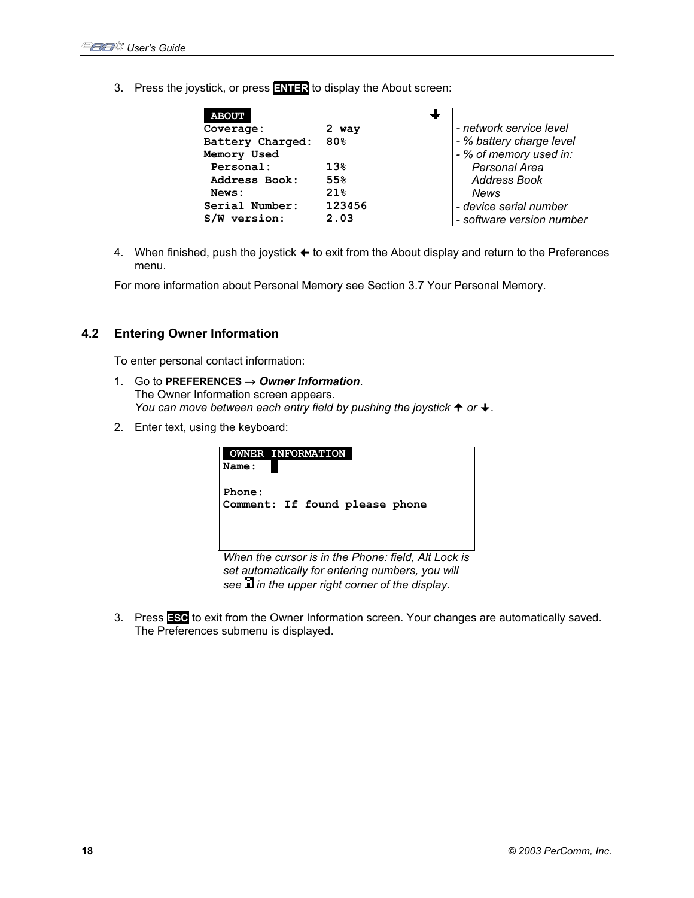3. Press **ENTER** to display the About screen:

```
 ABOUT                              ↓
Coverage:         2 way              - network service level
Battery Charged:  80%                - % battery charge level
Memory Used                          - % of memory used in:
 Personal:        13%                    Personal Area
 Address Book:    55%                    Address Book
 News:            21%                    News
Serial Number:    123456             - device serial number
S/W version:      2.03               - software version number
```

4. When finished, push the joystick ← to exit from the About display and return to the Preferences menu.

For more information about Personal Memory see Section 3.7 Your Personal Memory.

## 4.2 Entering Owner Information

To enter personal contact information:

1. Go to **PREFERENCES** → ***Owner Information***.
   The Owner Information screen appears.
   *You can move between each entry field by pushing the joystick ↑ or ↓.*
2. Enter text, using the keyboard:

```
 OWNER INFORMATION
Name:  █

Phone:
Comment: If found please phone
```

*When the cursor is in the Phone: field, Alt Lock is set automatically for entering numbers, you will see 🔒 in the upper right corner of the display.*

3. Press **ESC** to exit from the Owner Information screen. Your changes are automatically saved. The Preferences submenu is displayed.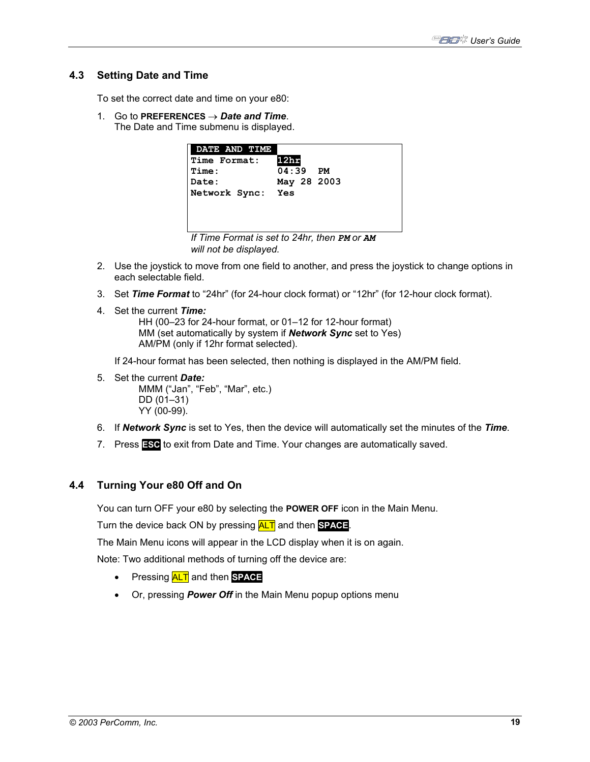## 4.3 Setting Date and Time

To set the correct date and time on your e80:

1. Go to **PREFERENCES** → ***Date and Time***.
   The Date and Time submenu is displayed.

```
 DATE AND TIME
Time Format:   12hr
Time:          04:39  PM
Date:          May 28 2003
Network Sync:  Yes
```

*If Time Format is set to 24hr, then* **PM** *or* **AM** *will not be displayed.*

2. Use the joystick to move from one field to another, and press the joystick to change options in each selectable field.
3. Set ***Time Format*** to “24hr” (for 24-hour clock format) or “12hr” (for 12-hour clock format).
4. Set the current ***Time:***
   HH (00–23 for 24-hour format, or 01–12 for 12-hour format)
   MM (set automatically by system if ***Network Sync*** set to Yes)
   AM/PM (only if 12hr format selected).

   If 24-hour format has been selected, then nothing is displayed in the AM/PM field.
5. Set the current ***Date:***
   MMM (“Jan”, “Feb”, “Mar”, etc.)
   DD (01–31)
   YY (00-99).
6. If ***Network Sync*** is set to Yes, then the device will automatically set the minutes of the ***Time***.
7. Press **ESC** to exit from Date and Time. Your changes are automatically saved.

## 4.4 Turning Your e80 Off and On

You can turn OFF your e80 by selecting the **POWER OFF** icon in the Main Menu.

Turn the device back ON by pressing ALT and then **SPACE**.

The Main Menu icons will appear in the LCD display when it is on again.

Note: Two additional methods of turning off the device are:

- Pressing ALT and then **SPACE**
- Or, pressing ***Power Off*** in the Main Menu popup options menu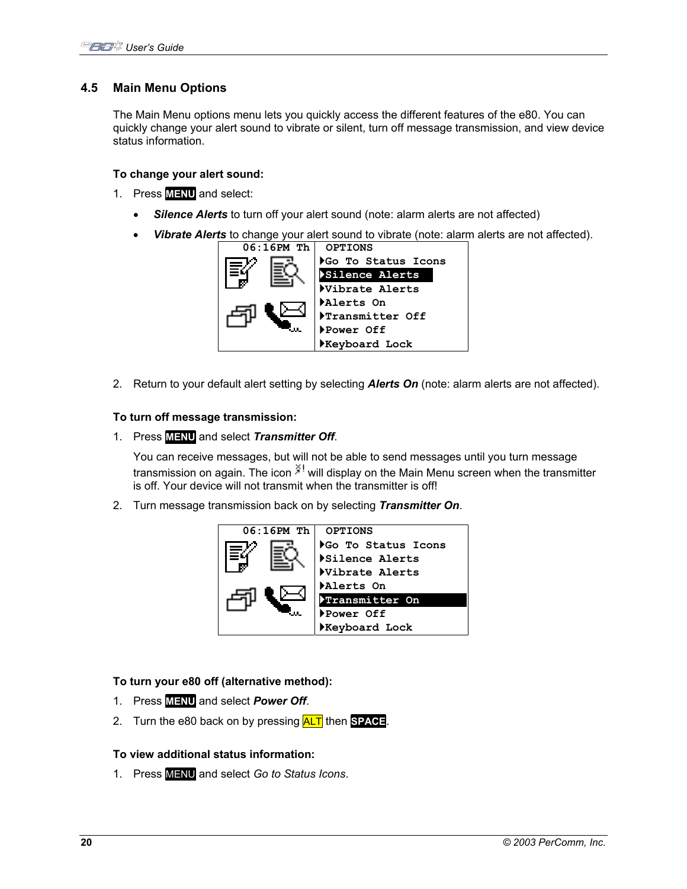## 4.5 Main Menu Options

The Main Menu options menu lets you quickly access the different features of the e80. You can quickly change your alert sound to vibrate or silent, turn off message transmission, and view device status information.

**To change your alert sound:**

1. Press **MENU** and select:
   - ***Silence Alerts*** to turn off your alert sound (note: alarm alerts are not affected)
   - ***Vibrate Alerts*** to change your alert sound to vibrate (note: alarm alerts are not affected).

```
06:16PM Th   OPTIONS
             ▶Go To Status Icons
             ▶Silence Alerts
             ▶Vibrate Alerts
             ▶Alerts On
             ▶Transmitter Off
             ▶Power Off
             ▶Keyboard Lock
```

2. Return to your default alert setting by selecting ***Alerts On*** (note: alarm alerts are not affected).

**To turn off message transmission:**

1. Press **MENU** and select ***Transmitter Off***.

   You can receive messages, but will not be able to send messages until you turn message transmission on again. The icon will display on the Main Menu screen when the transmitter is off. Your device will not transmit when the transmitter is off!

2. Turn message transmission back on by selecting ***Transmitter On***.

```
06:16PM Th   OPTIONS
             ▶Go To Status Icons
             ▶Silence Alerts
             ▶Vibrate Alerts
             ▶Alerts On
             ▶Transmitter On
             ▶Power Off
             ▶Keyboard Lock
```

**To turn your e80 off (alternative method):**

1. Press **MENU** and select ***Power Off***.
2. Turn the e80 back on by pressing **ALT** then **SPACE**.

**To view additional status information:**

1. Press MENU and select *Go to Status Icons*.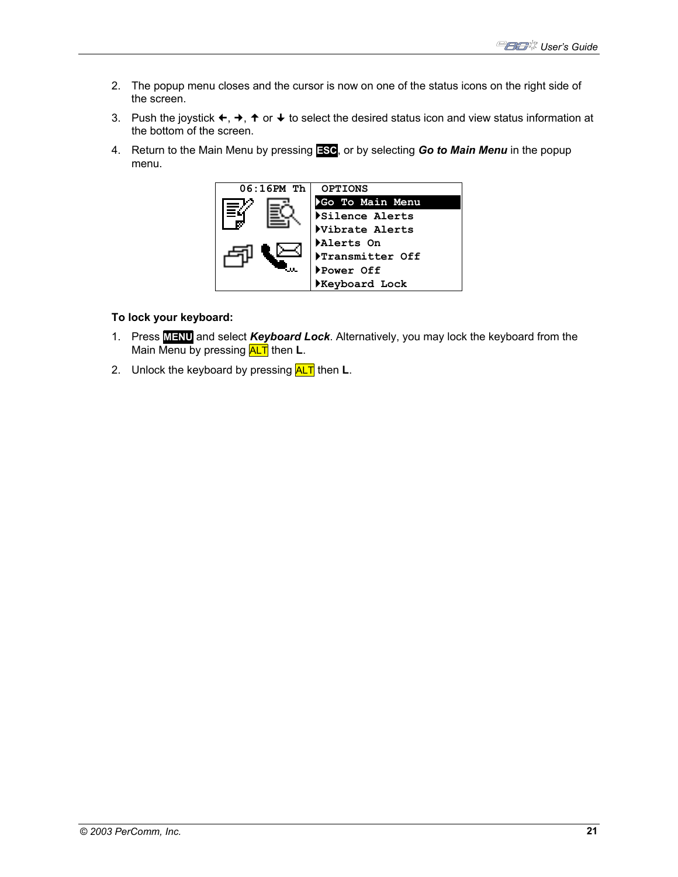2. The popup menu closes and the cursor is now on one of the status icons on the right side of the screen.
3. Push the joystick ←, →, ↑ or ↓ to select the desired status icon and view status information at the bottom of the screen.
4. Return to the Main Menu by pressing **ESC**, or by selecting ***Go to Main Menu*** in the popup menu.

**To lock your keyboard:**

1. Press **MENU** and select ***Keyboard Lock***. Alternatively, you may lock the keyboard from the Main Menu by pressing ALT then **L**.
2. Unlock the keyboard by pressing ALT then **L**.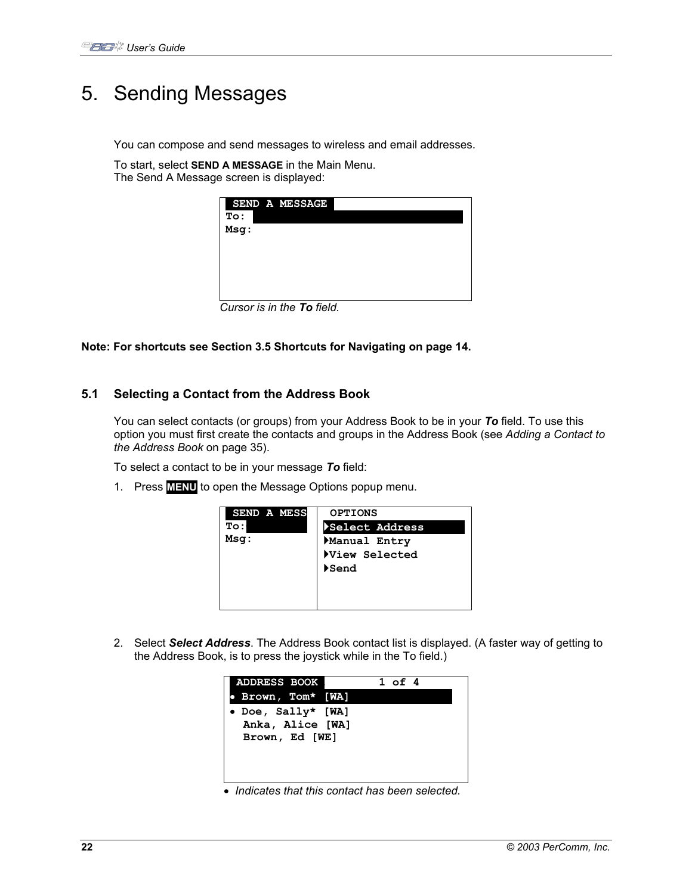# 5. Sending Messages

You can compose and send messages to wireless and email addresses.

To start, select **SEND A MESSAGE** in the Main Menu.
The Send A Message screen is displayed:

```
 SEND A MESSAGE
To:
Msg:
```

*Cursor is in the **To** field.*

**Note: For shortcuts see Section 3.5 Shortcuts for Navigating on page 14.**

## 5.1 Selecting a Contact from the Address Book

You can select contacts (or groups) from your Address Book to be in your ***To*** field. To use this option you must first create the contacts and groups in the Address Book (see *Adding a Contact to the Address Book* on page 35).

To select a contact to be in your message ***To*** field:

1. Press **MENU** to open the Message Options popup menu.

```
 SEND A MESS    OPTIONS
To:            ▸Select Address
Msg:           ▸Manual Entry
               ▸View Selected
               ▸Send
```

2. Select ***Select Address***. The Address Book contact list is displayed. (A faster way of getting to the Address Book, is to press the joystick while in the To field.)

```
 ADDRESS BOOK         1 of 4
• Brown, Tom* [WA]
• Doe, Sally* [WA]
  Anka, Alice [WA]
  Brown, Ed [WE]
```

• *Indicates that this contact has been selected.*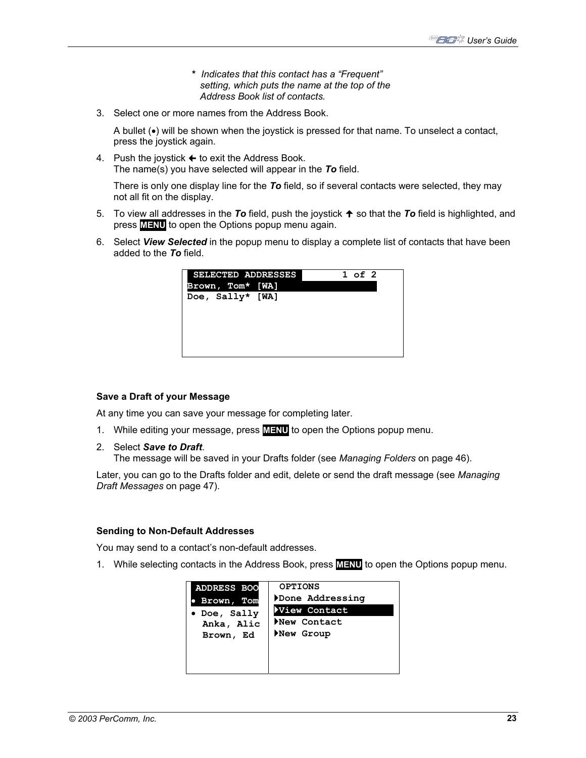\* Indicates that this contact has a "Frequent" setting, which puts the name at the top of the Address Book list of contacts.

3. Select one or more names from the Address Book.

   A bullet (•) will be shown when the joystick is pressed for that name. To unselect a contact, press the joystick again.

4. Push the joystick ← to exit the Address Book.
   The name(s) you have selected will appear in the ***To*** field.

   There is only one display line for the ***To*** field, so if several contacts were selected, they may not all fit on the display.

5. To view all addresses in the ***To*** field, push the joystick ↑ so that the ***To*** field is highlighted, and press **MENU** to open the Options popup menu again.

6. Select ***View Selected*** in the popup menu to display a complete list of contacts that have been added to the ***To*** field.

```
 SELECTED ADDRESSES         1 of 2
Brown, Tom* [WA]
Doe, Sally* [WA]
```

**Save a Draft of your Message**

At any time you can save your message for completing later.

1. While editing your message, press **MENU** to open the Options popup menu.
2. Select ***Save to Draft***.
   The message will be saved in your Drafts folder (see *Managing Folders* on page 46).

Later, you can go to the Drafts folder and edit, delete or send the draft message (see *Managing Draft Messages* on page 47).

**Sending to Non-Default Addresses**

You may send to a contact's non-default addresses.

1. While selecting contacts in the Address Book, press **MENU** to open the Options popup menu.

```
 ADDRESS BOO   OPTIONS
• Brown, Tom  ▸Done Addressing
• Doe, Sally  ▸View Contact
  Anka, Alic  ▸New Contact
  Brown, Ed   ▸New Group
```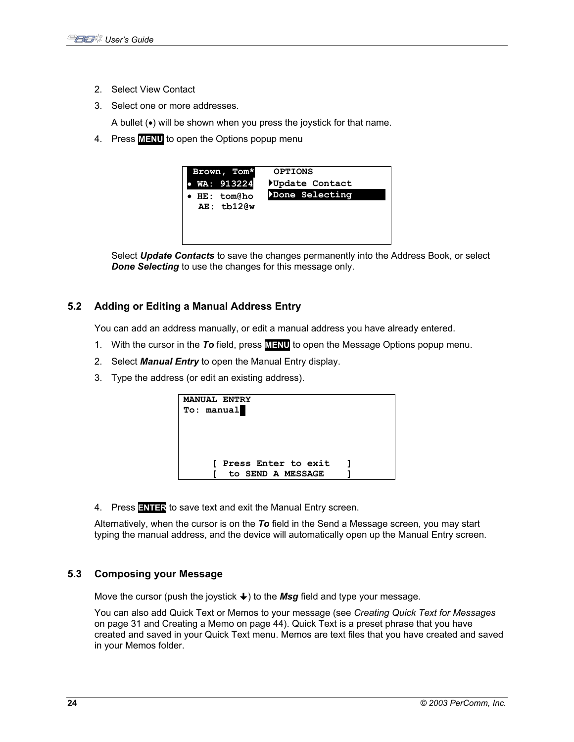2. Select View Contact
3. Select one or more addresses.

   A bullet (•) will be shown when you press the joystick for that name.
4. Press **MENU** to open the Options popup menu

```
 Brown, Tom*   OPTIONS
• WA: 913224  ▸Update Contact
• HE: tom@ho  ▸Done Selecting
  AE: tb12@w
```

   Select ***Update Contacts*** to save the changes permanently into the Address Book, or select ***Done Selecting*** to use the changes for this message only.

## 5.2 Adding or Editing a Manual Address Entry

You can add an address manually, or edit a manual address you have already entered.

1. With the cursor in the ***To*** field, press **MENU** to open the Message Options popup menu.
2. Select ***Manual Entry*** to open the Manual Entry display.
3. Type the address (or edit an existing address).

```
MANUAL ENTRY
To: manual█



     [ Press Enter to exit   ]
     [  to SEND A MESSAGE    ]
```

4. Press **ENTER** to save text and exit the Manual Entry screen.

Alternatively, when the cursor is on the ***To*** field in the Send a Message screen, you may start typing the manual address, and the device will automatically open up the Manual Entry screen.

## 5.3 Composing your Message

Move the cursor (push the joystick ↓) to the ***Msg*** field and type your message.

You can also add Quick Text or Memos to your message (see *Creating Quick Text for Messages* on page 31 and Creating a Memo on page 44). Quick Text is a preset phrase that you have created and saved in your Quick Text menu. Memos are text files that you have created and saved in your Memos folder.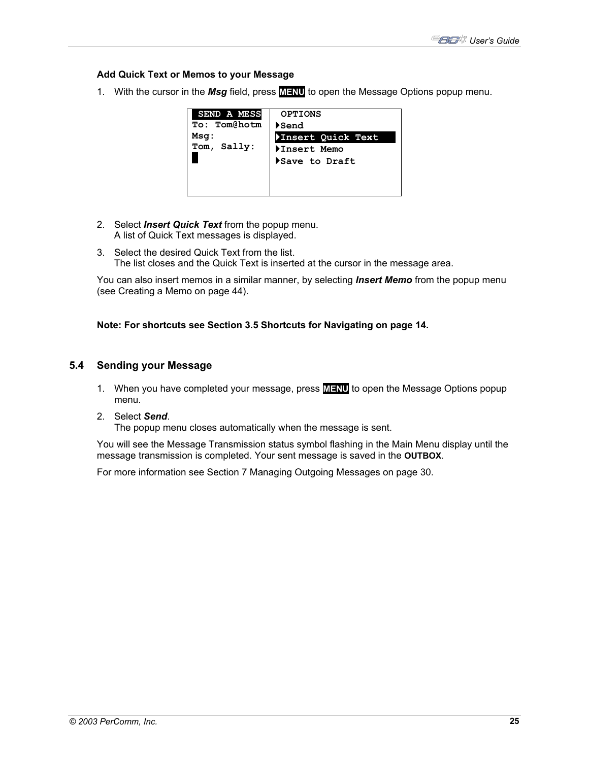**Add Quick Text or Memos to your Message**

1. With the cursor in the ***Msg*** field, press **MENU** to open the Message Options popup menu.

```
 SEND A MESS  |  OPTIONS
To: Tom@hotm  | ▸Send
Msg:          | ▸Insert Quick Text
Tom, Sally:   | ▸Insert Memo
█             | ▸Save to Draft
```

2. Select ***Insert Quick Text*** from the popup menu.
   A list of Quick Text messages is displayed.
3. Select the desired Quick Text from the list.
   The list closes and the Quick Text is inserted at the cursor in the message area.

You can also insert memos in a similar manner, by selecting ***Insert Memo*** from the popup menu (see Creating a Memo on page 44).

**Note: For shortcuts see Section 3.5 Shortcuts for Navigating on page 14.**

## 5.4 Sending your Message

1. When you have completed your message, press **MENU** to open the Message Options popup menu.
2. Select ***Send***.
   The popup menu closes automatically when the message is sent.

You will see the Message Transmission status symbol flashing in the Main Menu display until the message transmission is completed. Your sent message is saved in the **OUTBOX**.

For more information see Section 7 Managing Outgoing Messages on page 30.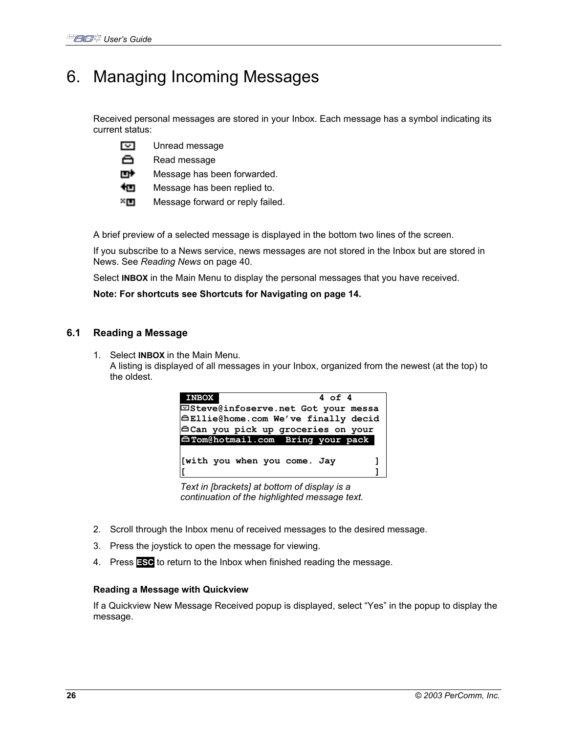# 6. Managing Incoming Messages

Received personal messages are stored in your Inbox. Each message has a symbol indicating its current status:

- Unread message
- Read message
- Message has been forwarded.
- Message has been replied to.
- Message forward or reply failed.

A brief preview of a selected message is displayed in the bottom two lines of the screen.

If you subscribe to a News service, news messages are not stored in the Inbox but are stored in News. See *Reading News* on page 40.

Select **INBOX** in the Main Menu to display the personal messages that you have received.

**Note: For shortcuts see Shortcuts for Navigating on page 14.**

## 6.1 Reading a Message

1. Select **INBOX** in the Main Menu.
   A listing is displayed of all messages in your Inbox, organized from the newest (at the top) to the oldest.

```
 INBOX                  4 of 4
Steve@infoserve.net Got your messa
Ellie@home.com We've finally decid
Can you pick up groceries on your
Tom@hotmail.com  Bring your pack

[with you when you come. Jay       ]
[                                  ]
```

*Text in [brackets] at bottom of display is a continuation of the highlighted message text.*

2. Scroll through the Inbox menu of received messages to the desired message.
3. Press the joystick to open the message for viewing.
4. Press **ESC** to return to the Inbox when finished reading the message.

**Reading a Message with Quickview**

If a Quickview New Message Received popup is displayed, select "Yes" in the popup to display the message.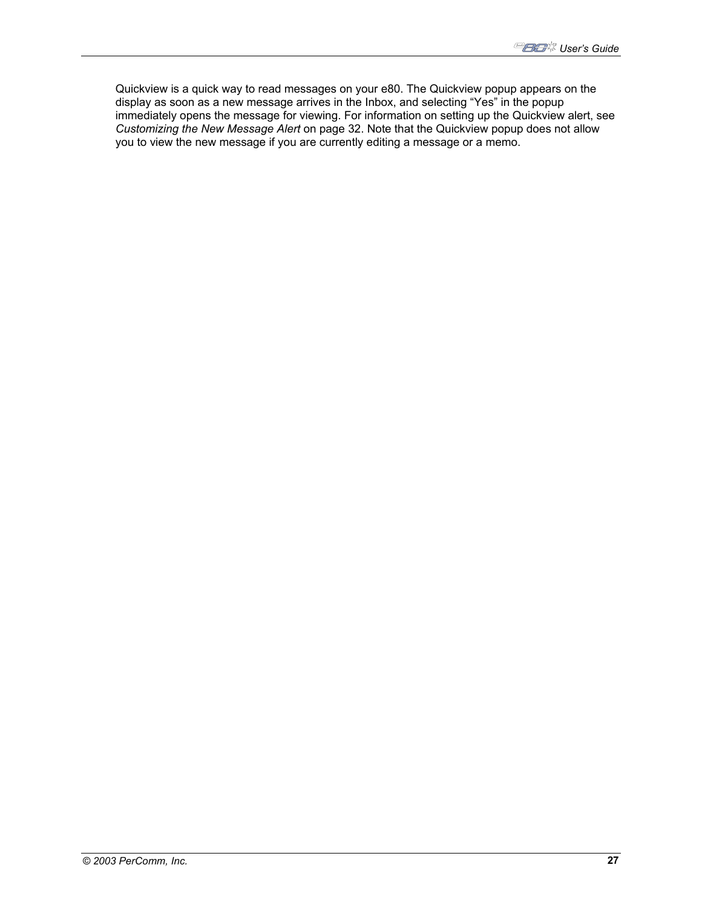Quickview is a quick way to read messages on your e80. The Quickview popup appears on the display as soon as a new message arrives in the Inbox, and selecting "Yes" in the popup immediately opens the message for viewing. For information on setting up the Quickview alert, see *Customizing the New Message Alert* on page 32. Note that the Quickview popup does not allow you to view the new message if you are currently editing a message or a memo.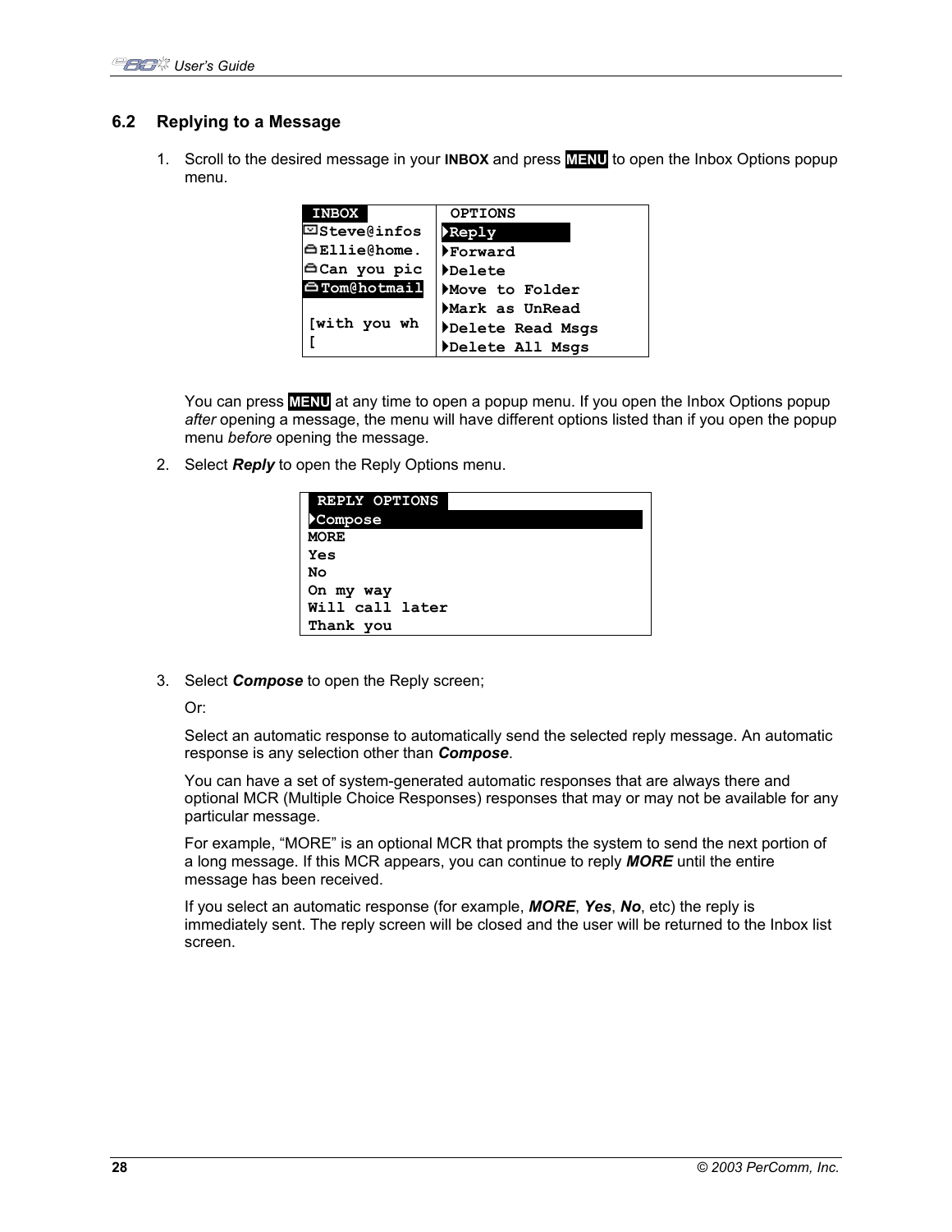## 6.2 Replying to a Message

1. Scroll to the desired message in your **INBOX** and press **MENU** to open the Inbox Options popup menu.

   ```
   INBOX            OPTIONS
   Steve@infos      ▸Reply
   Ellie@home.      ▸Forward
   Can you pic      ▸Delete
   Tom@hotmail      ▸Move to Folder
                    ▸Mark as UnRead
   [with you wh     ▸Delete Read Msgs
   [                ▸Delete All Msgs
   ```

   You can press **MENU** at any time to open a popup menu. If you open the Inbox Options popup *after* opening a message, the menu will have different options listed than if you open the popup menu *before* opening the message.

2. Select ***Reply*** to open the Reply Options menu.

   ```
   REPLY OPTIONS
   ▸Compose
   MORE
   Yes
   No
   On my way
   Will call later
   Thank you
   ```

3. Select ***Compose*** to open the Reply screen;

   Or:

   Select an automatic response to automatically send the selected reply message. An automatic response is any selection other than ***Compose***.

   You can have a set of system-generated automatic responses that are always there and optional MCR (Multiple Choice Responses) responses that may or may not be available for any particular message.

   For example, "MORE" is an optional MCR that prompts the system to send the next portion of a long message. If this MCR appears, you can continue to reply ***MORE*** until the entire message has been received.

   If you select an automatic response (for example, ***MORE***, ***Yes***, ***No***, etc) the reply is immediately sent. The reply screen will be closed and the user will be returned to the Inbox list screen.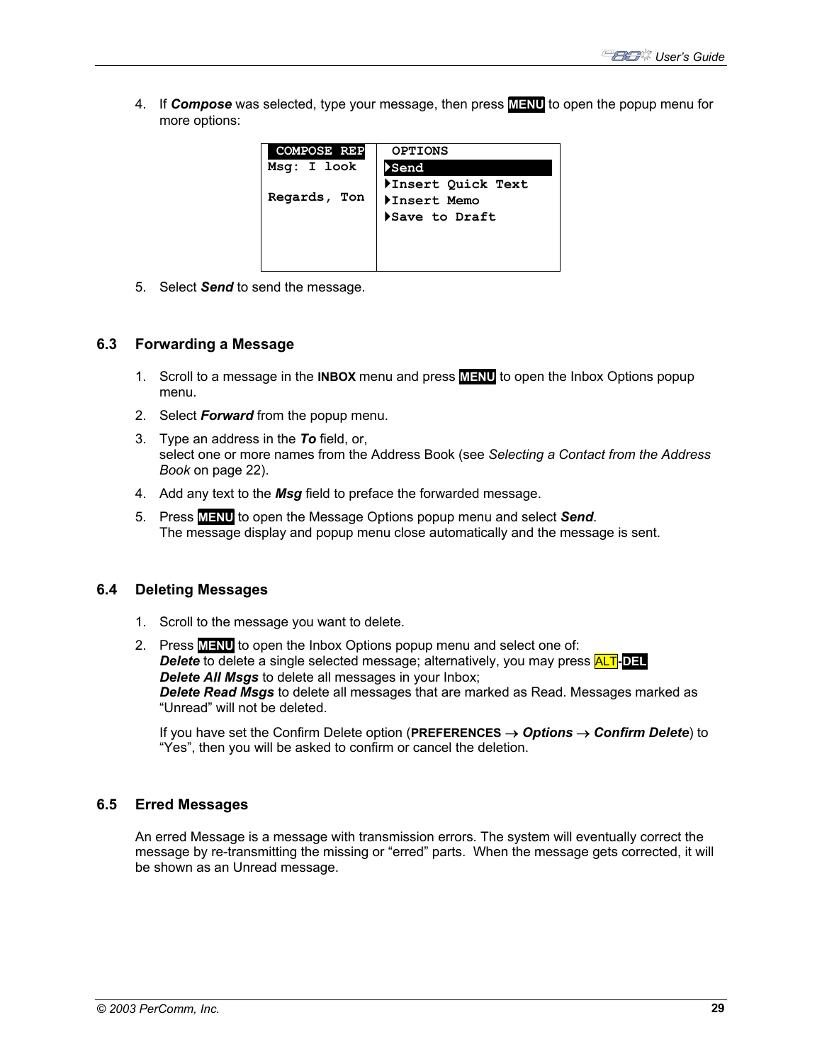4. If ***Compose*** was selected, type your message, then press **MENU** to open the popup menu for more options:

```
 COMPOSE REP  |  OPTIONS
Msg: I look   | ▸Send
              | ▸Insert Quick Text
Regards, Ton  | ▸Insert Memo
              | ▸Save to Draft
```

5. Select ***Send*** to send the message.

## 6.3 Forwarding a Message

1. Scroll to a message in the **INBOX** menu and press **MENU** to open the Inbox Options popup menu.
2. Select ***Forward*** from the popup menu.
3. Type an address in the ***To*** field, or,
   select one or more names from the Address Book (see *Selecting a Contact from the Address Book* on page 22).
4. Add any text to the ***Msg*** field to preface the forwarded message.
5. Press **MENU** to open the Message Options popup menu and select ***Send***.
   The message display and popup menu close automatically and the message is sent.

## 6.4 Deleting Messages

1. Scroll to the message you want to delete.
2. Press **MENU** to open the Inbox Options popup menu and select one of:
   ***Delete*** to delete a single selected message; alternatively, you may press ALT-**DEL**
   ***Delete All Msgs*** to delete all messages in your Inbox;
   ***Delete Read Msgs*** to delete all messages that are marked as Read. Messages marked as "Unread" will not be deleted.

   If you have set the Confirm Delete option (**PREFERENCES** → ***Options*** → ***Confirm Delete***) to "Yes", then you will be asked to confirm or cancel the deletion.

## 6.5 Erred Messages

An erred Message is a message with transmission errors. The system will eventually correct the message by re-transmitting the missing or "erred" parts. When the message gets corrected, it will be shown as an Unread message.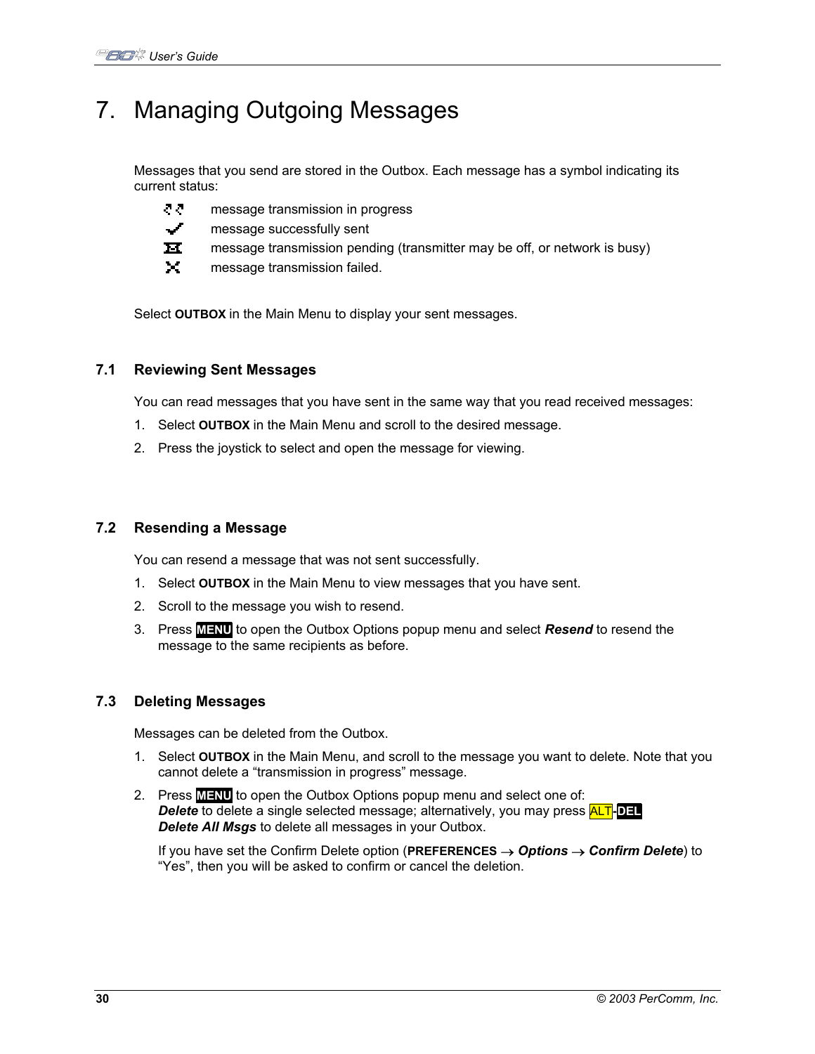# 7. Managing Outgoing Messages

Messages that you send are stored in the Outbox. Each message has a symbol indicating its current status:

- message transmission in progress
- message successfully sent
- message transmission pending (transmitter may be off, or network is busy)
- message transmission failed.

Select **OUTBOX** in the Main Menu to display your sent messages.

## 7.1 Reviewing Sent Messages

You can read messages that you have sent in the same way that you read received messages:

1. Select **OUTBOX** in the Main Menu and scroll to the desired message.
2. Press the joystick to select and open the message for viewing.

## 7.2 Resending a Message

You can resend a message that was not sent successfully.

1. Select **OUTBOX** in the Main Menu to view messages that you have sent.
2. Scroll to the message you wish to resend.
3. Press **MENU** to open the Outbox Options popup menu and select ***Resend*** to resend the message to the same recipients as before.

## 7.3 Deleting Messages

Messages can be deleted from the Outbox.

1. Select **OUTBOX** in the Main Menu, and scroll to the message you want to delete. Note that you cannot delete a "transmission in progress" message.
2. Press **MENU** to open the Outbox Options popup menu and select one of:
   ***Delete*** to delete a single selected message; alternatively, you may press ALT-**DEL**
   ***Delete All Msgs*** to delete all messages in your Outbox.

   If you have set the Confirm Delete option (**PREFERENCES** → ***Options*** → ***Confirm Delete***) to "Yes", then you will be asked to confirm or cancel the deletion.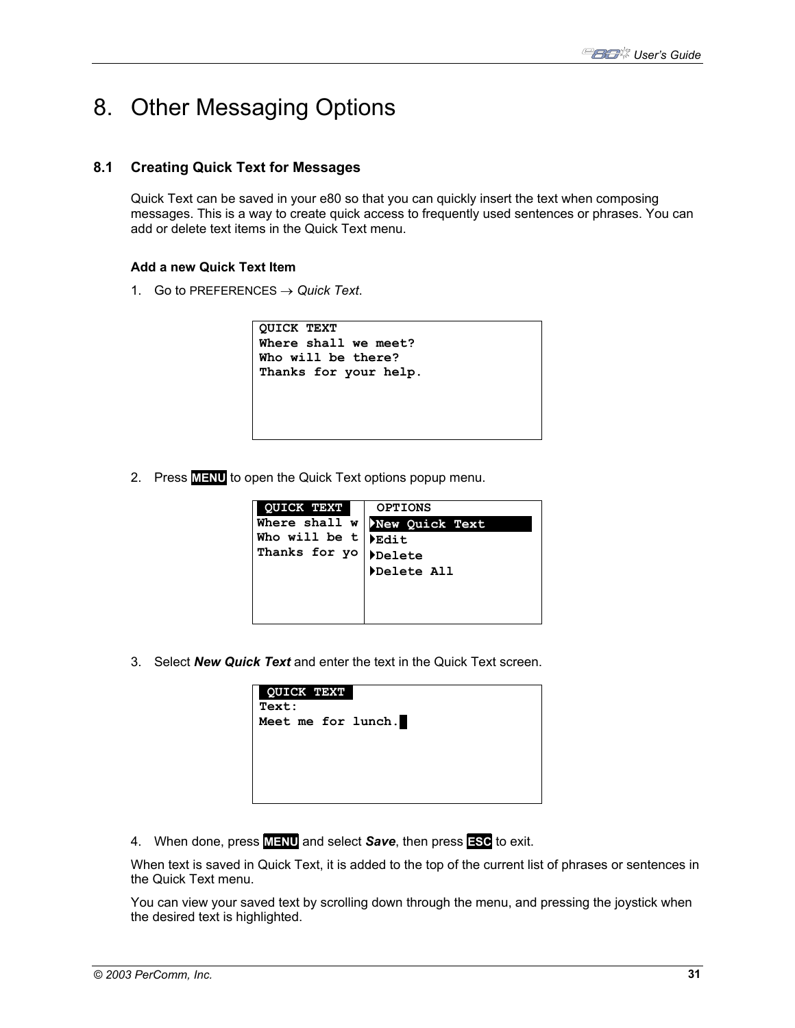# 8. Other Messaging Options

## 8.1 Creating Quick Text for Messages

Quick Text can be saved in your e80 so that you can quickly insert the text when composing messages. This is a way to create quick access to frequently used sentences or phrases. You can add or delete text items in the Quick Text menu.

**Add a new Quick Text Item**

1. Go to PREFERENCES → *Quick Text*.

```
QUICK TEXT
Where shall we meet?
Who will be there?
Thanks for your help.
```

2. Press **MENU** to open the Quick Text options popup menu.

```
 QUICK TEXT     |  OPTIONS
Where shall w   | ▶New Quick Text
Who will be t   | ▶Edit
Thanks for yo   | ▶Delete
                | ▶Delete All
```

3. Select ***New Quick Text*** and enter the text in the Quick Text screen.

```
 QUICK TEXT
Text:
Meet me for lunch.█
```

4. When done, press **MENU** and select ***Save***, then press **ESC** to exit.

When text is saved in Quick Text, it is added to the top of the current list of phrases or sentences in the Quick Text menu.

You can view your saved text by scrolling down through the menu, and pressing the joystick when the desired text is highlighted.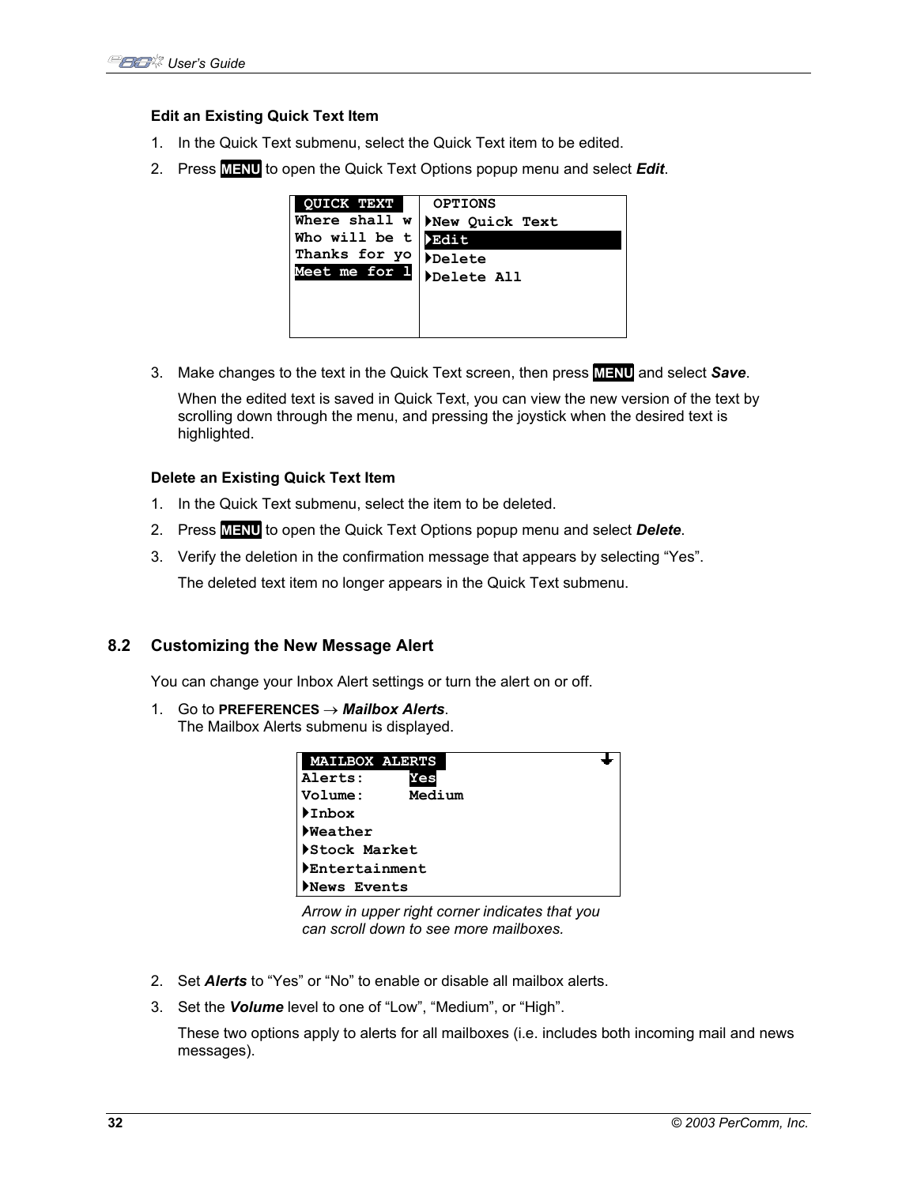**Edit an Existing Quick Text Item**

1. In the Quick Text submenu, select the Quick Text item to be edited.
2. Press **MENU** to open the Quick Text Options popup menu and select ***Edit***.

```
 QUICK TEXT       OPTIONS
Where shall w   ▶New Quick Text
Who will be t   ▶Edit
Thanks for yo   ▶Delete
Meet me for l   ▶Delete All
```

3. Make changes to the text in the Quick Text screen, then press **MENU** and select ***Save***.

   When the edited text is saved in Quick Text, you can view the new version of the text by scrolling down through the menu, and pressing the joystick when the desired text is highlighted.

**Delete an Existing Quick Text Item**

1. In the Quick Text submenu, select the item to be deleted.
2. Press **MENU** to open the Quick Text Options popup menu and select ***Delete***.
3. Verify the deletion in the confirmation message that appears by selecting "Yes".

   The deleted text item no longer appears in the Quick Text submenu.

## 8.2 Customizing the New Message Alert

You can change your Inbox Alert settings or turn the alert on or off.

1. Go to **PREFERENCES** → ***Mailbox Alerts***.
   The Mailbox Alerts submenu is displayed.

```
 MAILBOX ALERTS                 ↓
Alerts:      Yes
Volume:      Medium
▶Inbox
▶Weather
▶Stock Market
▶Entertainment
▶News Events
```

*Arrow in upper right corner indicates that you can scroll down to see more mailboxes.*

2. Set ***Alerts*** to "Yes" or "No" to enable or disable all mailbox alerts.
3. Set the ***Volume*** level to one of "Low", "Medium", or "High".

   These two options apply to alerts for all mailboxes (i.e. includes both incoming mail and news messages).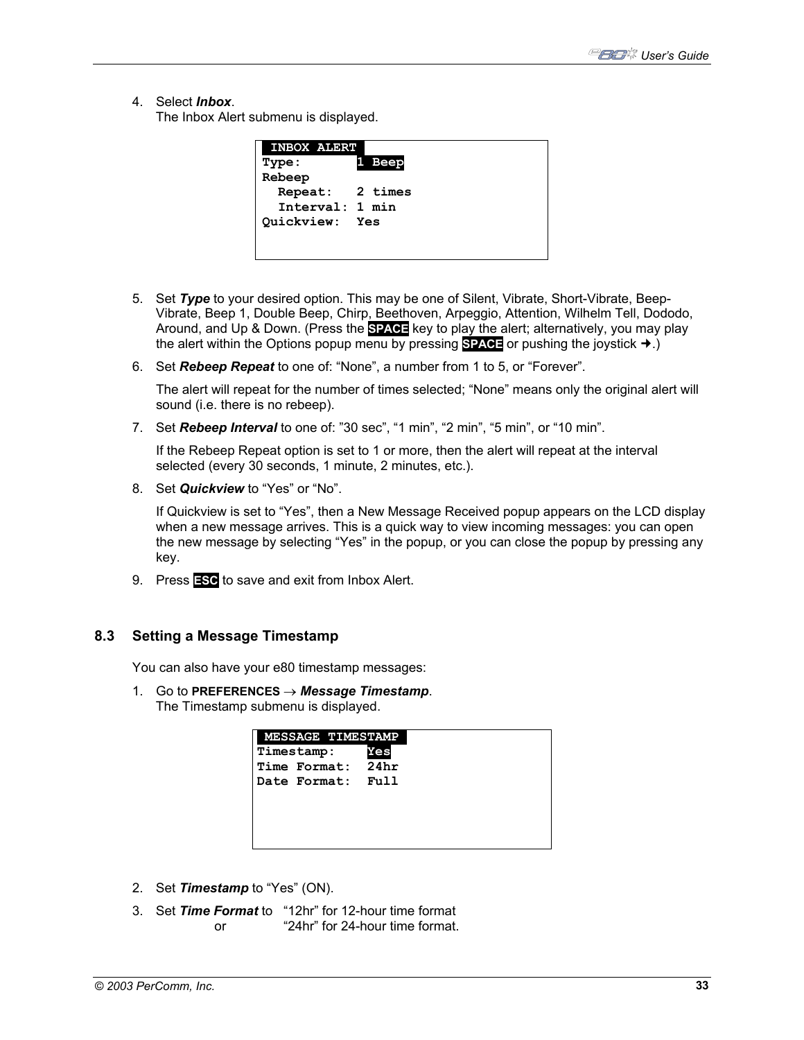4. Select ***Inbox***.
   The Inbox Alert submenu is displayed.

```
 INBOX ALERT
Type:       1 Beep
Rebeep
  Repeat:   2 times
  Interval: 1 min
Quickview:  Yes
```

5. Set ***Type*** to your desired option. This may be one of Silent, Vibrate, Short-Vibrate, Beep-Vibrate, Beep 1, Double Beep, Chirp, Beethoven, Arpeggio, Attention, Wilhelm Tell, Dododo, Around, and Up & Down. (Press the **SPACE** key to play the alert; alternatively, you may play the alert within the Options popup menu by pressing **SPACE** or pushing the joystick ➔.)

6. Set ***Rebeep Repeat*** to one of: “None”, a number from 1 to 5, or “Forever”.

   The alert will repeat for the number of times selected; “None” means only the original alert will sound (i.e. there is no rebeep).

7. Set ***Rebeep Interval*** to one of: ”30 sec”, “1 min”, “2 min”, “5 min”, or “10 min”.

   If the Rebeep Repeat option is set to 1 or more, then the alert will repeat at the interval selected (every 30 seconds, 1 minute, 2 minutes, etc.).

8. Set ***Quickview*** to “Yes” or “No”.

   If Quickview is set to “Yes”, then a New Message Received popup appears on the LCD display when a new message arrives. This is a quick way to view incoming messages: you can open the new message by selecting “Yes” in the popup, or you can close the popup by pressing any key.

9. Press **ESC** to save and exit from Inbox Alert.

## 8.3 Setting a Message Timestamp

You can also have your e80 timestamp messages:

1. Go to **PREFERENCES** → ***Message Timestamp***.
   The Timestamp submenu is displayed.

```
 MESSAGE TIMESTAMP
Timestamp:    Yes
Time Format:  24hr
Date Format:  Full
```

2. Set ***Timestamp*** to “Yes” (ON).

3. Set ***Time Format*** to “12hr” for 12-hour time format
   or “24hr” for 24-hour time format.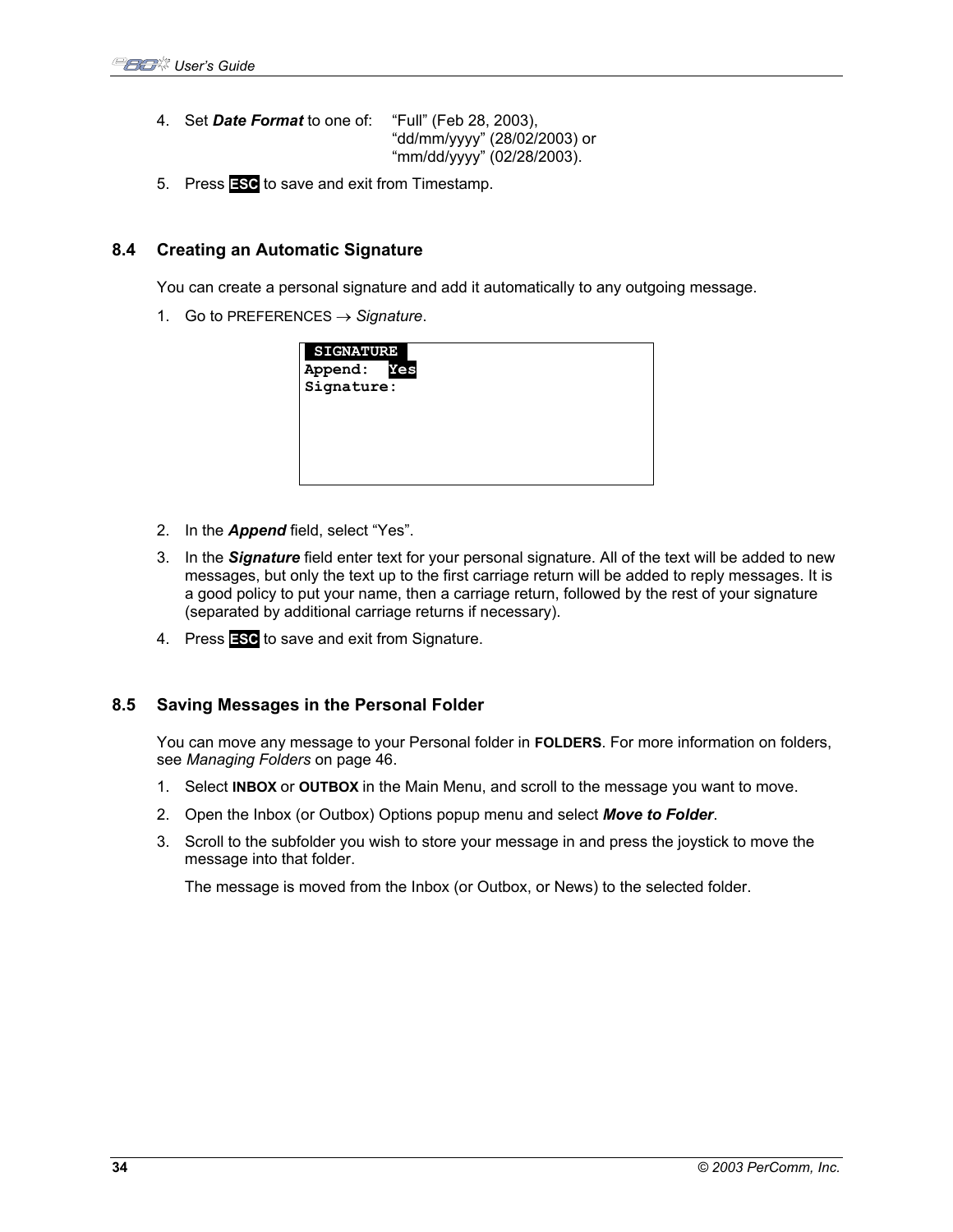4. Set ***Date Format*** to one of: "Full" (Feb 28, 2003), "dd/mm/yyyy" (28/02/2003) or "mm/dd/yyyy" (02/28/2003).
5. Press **ESC** to save and exit from Timestamp.

## 8.4 Creating an Automatic Signature

You can create a personal signature and add it automatically to any outgoing message.

1. Go to PREFERENCES → *Signature*.

```
 SIGNATURE
Append:  Yes
Signature:
```

2. In the ***Append*** field, select "Yes".
3. In the ***Signature*** field enter text for your personal signature. All of the text will be added to new messages, but only the text up to the first carriage return will be added to reply messages. It is a good policy to put your name, then a carriage return, followed by the rest of your signature (separated by additional carriage returns if necessary).
4. Press **ESC** to save and exit from Signature.

## 8.5 Saving Messages in the Personal Folder

You can move any message to your Personal folder in **FOLDERS**. For more information on folders, see *Managing Folders* on page 46.

1. Select **INBOX** or **OUTBOX** in the Main Menu, and scroll to the message you want to move.
2. Open the Inbox (or Outbox) Options popup menu and select ***Move to Folder***.
3. Scroll to the subfolder you wish to store your message in and press the joystick to move the message into that folder.

   The message is moved from the Inbox (or Outbox, or News) to the selected folder.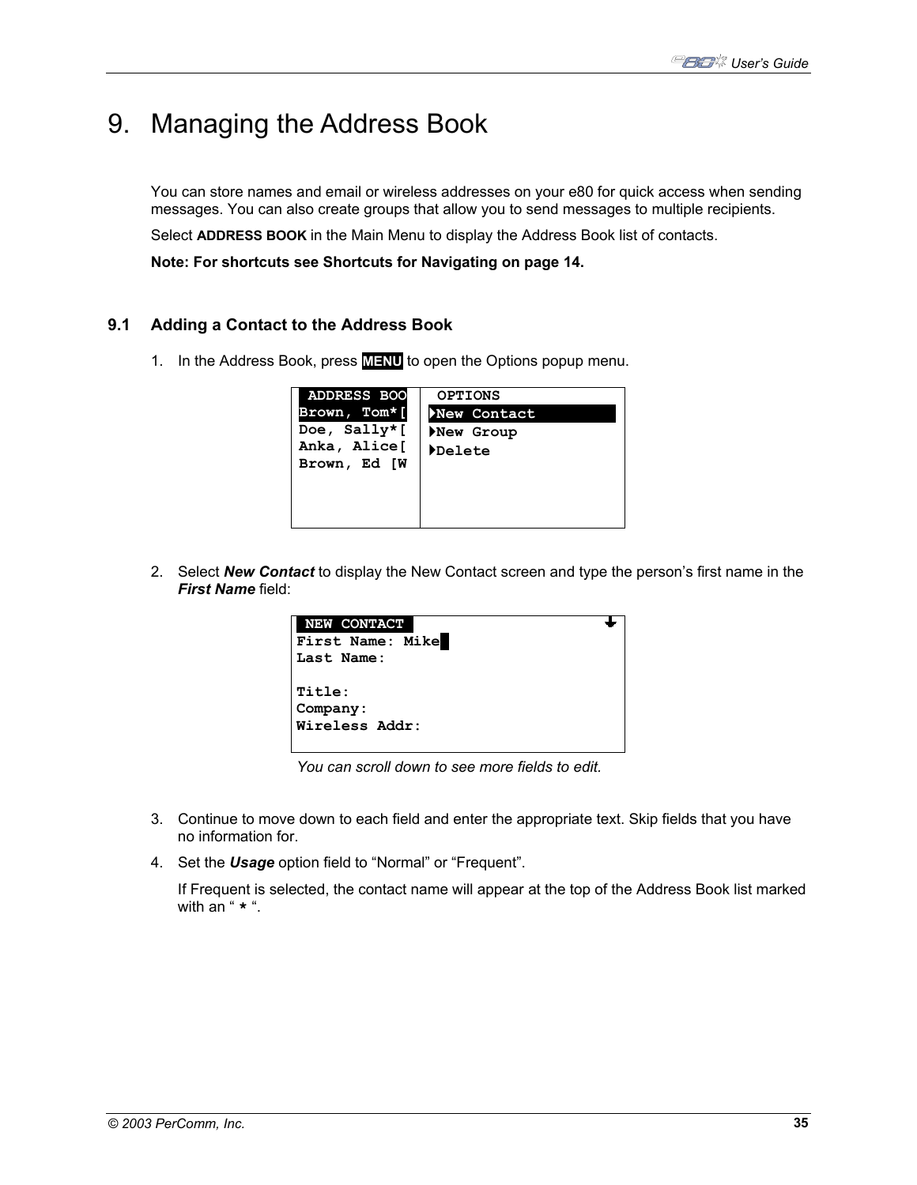# 9. Managing the Address Book

You can store names and email or wireless addresses on your e80 for quick access when sending messages. You can also create groups that allow you to send messages to multiple recipients.

Select **ADDRESS BOOK** in the Main Menu to display the Address Book list of contacts.

**Note: For shortcuts see Shortcuts for Navigating on page 14.**

## 9.1 Adding a Contact to the Address Book

1. In the Address Book, press **MENU** to open the Options popup menu.

```
 ADDRESS BOO    OPTIONS
Brown, Tom*[   New Contact
Doe, Sally*[   New Group
Anka, Alice[   Delete
Brown, Ed [W
```

2. Select ***New Contact*** to display the New Contact screen and type the person's first name in the ***First Name*** field:

```
 NEW CONTACT
First Name: Mike
Last Name:

Title:
Company:
Wireless Addr:
```

*You can scroll down to see more fields to edit.*

3. Continue to move down to each field and enter the appropriate text. Skip fields that you have no information for.
4. Set the ***Usage*** option field to "Normal" or "Frequent".

   If Frequent is selected, the contact name will appear at the top of the Address Book list marked with an " * ".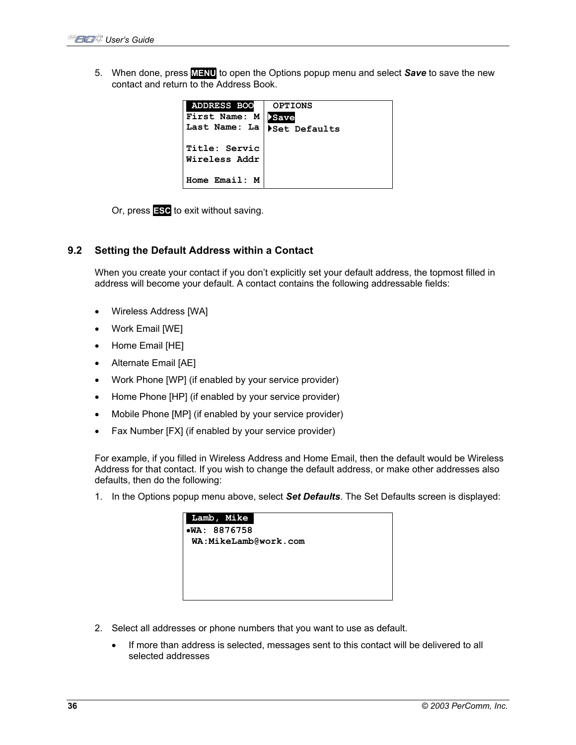5. When done, press **MENU** to open the Options popup menu and select ***Save*** to save the new contact and return to the Address Book.

```
 ADDRESS BOO  |  OPTIONS
First Name: M | ▸Save
Last Name: La | ▸Set Defaults
              |
Title: Servic |
Wireless Addr |
              |
Home Email: M |
```

Or, press **ESC** to exit without saving.

## 9.2 Setting the Default Address within a Contact

When you create your contact if you don't explicitly set your default address, the topmost filled in address will become your default. A contact contains the following addressable fields:

- Wireless Address [WA]
- Work Email [WE]
- Home Email [HE]
- Alternate Email [AE]
- Work Phone [WP] (if enabled by your service provider)
- Home Phone [HP] (if enabled by your service provider)
- Mobile Phone [MP] (if enabled by your service provider)
- Fax Number [FX] (if enabled by your service provider)

For example, if you filled in Wireless Address and Home Email, then the default would be Wireless Address for that contact. If you wish to change the default address, or make other addresses also defaults, then do the following:

1. In the Options popup menu above, select ***Set Defaults***. The Set Defaults screen is displayed:

```
 Lamb, Mike
●WA: 8876758
 WA:MikeLamb@work.com
```

2. Select all addresses or phone numbers that you want to use as default.
   - If more than address is selected, messages sent to this contact will be delivered to all selected addresses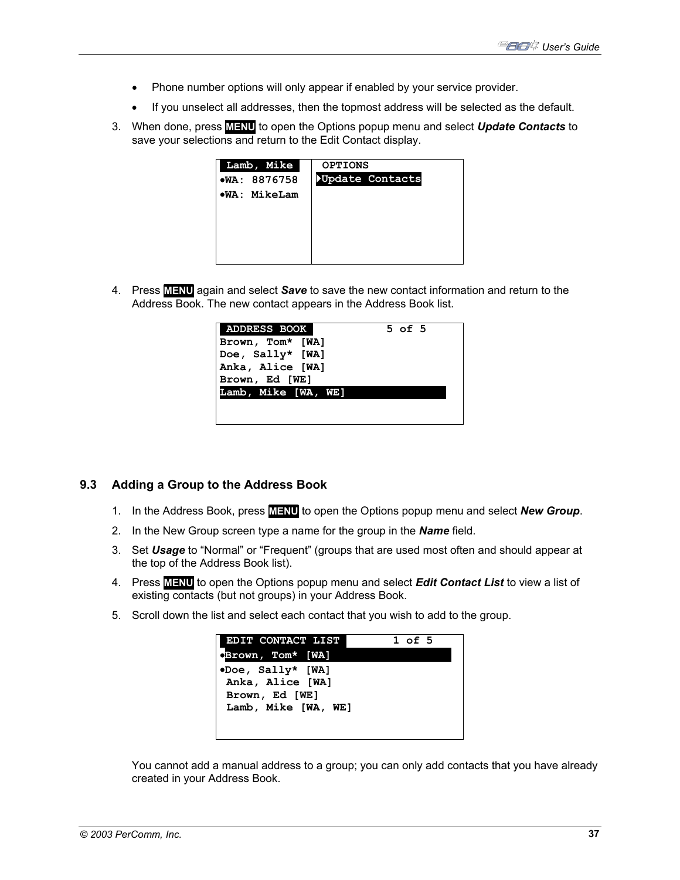- Phone number options will only appear if enabled by your service provider.
- If you unselect all addresses, then the topmost address will be selected as the default.

3. When done, press **MENU** to open the Options popup menu and select ***Update Contacts*** to save your selections and return to the Edit Contact display.

```
 Lamb, Mike     OPTIONS
•WA: 8876758   Update Contacts
•WA: MikeLam
```

4. Press **MENU** again and select ***Save*** to save the new contact information and return to the Address Book. The new contact appears in the Address Book list.

```
 ADDRESS BOOK             5 of 5
Brown, Tom* [WA]
Doe, Sally* [WA]
Anka, Alice [WA]
Brown, Ed [WE]
Lamb, Mike [WA, WE]
```

## 9.3 Adding a Group to the Address Book

1. In the Address Book, press **MENU** to open the Options popup menu and select ***New Group***.
2. In the New Group screen type a name for the group in the ***Name*** field.
3. Set ***Usage*** to “Normal” or “Frequent” (groups that are used most often and should appear at the top of the Address Book list).
4. Press **MENU** to open the Options popup menu and select ***Edit Contact List*** to view a list of existing contacts (but not groups) in your Address Book.
5. Scroll down the list and select each contact that you wish to add to the group.

```
 EDIT CONTACT LIST         1 of 5
•Brown, Tom* [WA]
•Doe, Sally* [WA]
 Anka, Alice [WA]
 Brown, Ed [WE]
 Lamb, Mike [WA, WE]
```

You cannot add a manual address to a group; you can only add contacts that you have already created in your Address Book.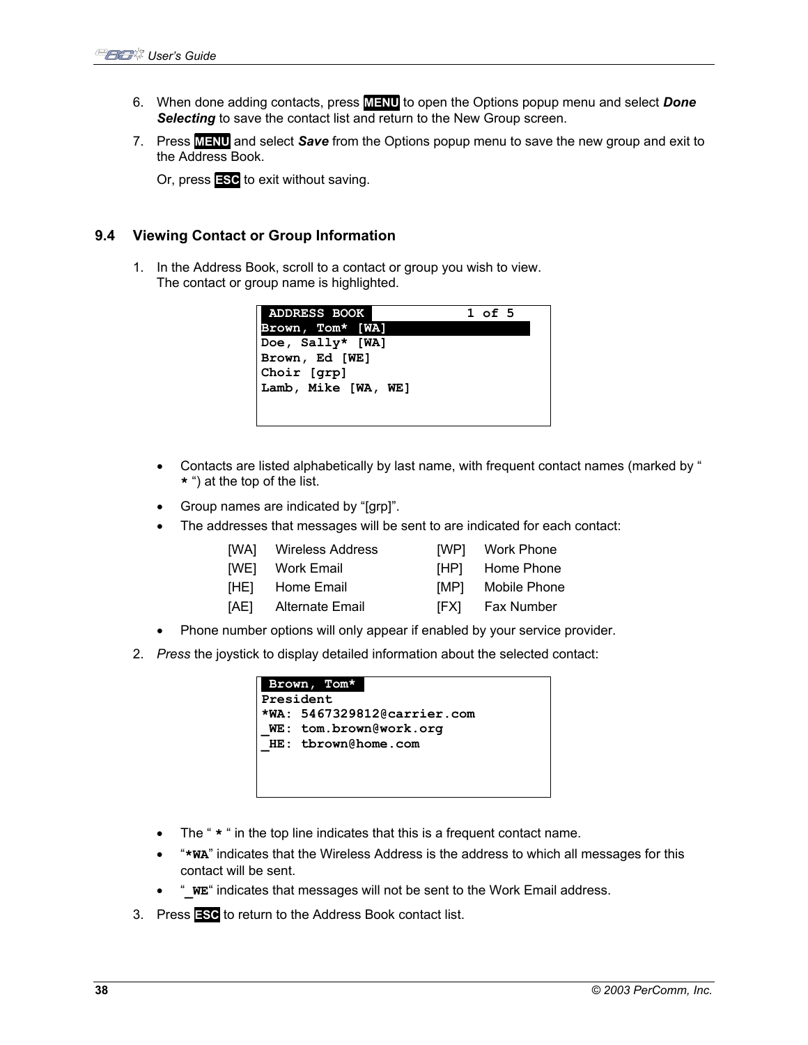6. When done adding contacts, press **MENU** to open the Options popup menu and select ***Done Selecting*** to save the contact list and return to the New Group screen.
7. Press **MENU** and select ***Save*** from the Options popup menu to save the new group and exit to the Address Book.

   Or, press **ESC** to exit without saving.

## 9.4 Viewing Contact or Group Information

1. In the Address Book, scroll to a contact or group you wish to view.
   The contact or group name is highlighted.

```
 ADDRESS BOOK              1 of 5
Brown, Tom* [WA]
Doe, Sally* [WA]
Brown, Ed [WE]
Choir [grp]
Lamb, Mike [WA, WE]
```

- Contacts are listed alphabetically by last name, with frequent contact names (marked by " * ") at the top of the list.
- Group names are indicated by "[grp]".
- The addresses that messages will be sent to are indicated for each contact:

| | | | |
|---|---|---|---|
| [WA] | Wireless Address | [WP] | Work Phone |
| [WE] | Work Email | [HP] | Home Phone |
| [HE] | Home Email | [MP] | Mobile Phone |
| [AE] | Alternate Email | [FX] | Fax Number |

- Phone number options will only appear if enabled by your service provider.

2. *Press* the joystick to display detailed information about the selected contact:

```
 Brown, Tom*
President
*WA: 5467329812@carrier.com
_WE: tom.brown@work.org
_HE: tbrown@home.com
```

- The " * " in the top line indicates that this is a frequent contact name.
- "*WA" indicates that the Wireless Address is the address to which all messages for this contact will be sent.
- "_WE" indicates that messages will not be sent to the Work Email address.

3. Press **ESC** to return to the Address Book contact list.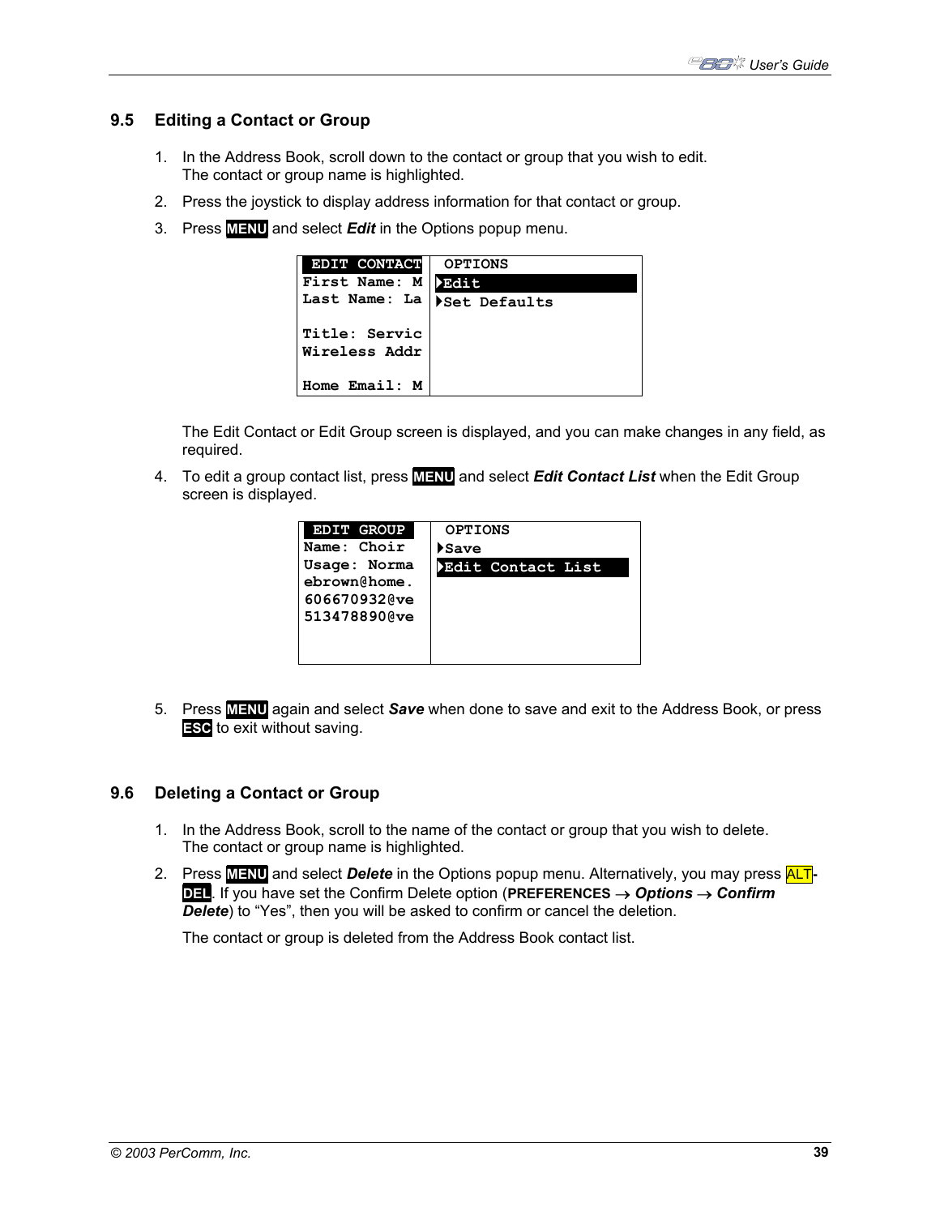## 9.5 Editing a Contact or Group

1. In the Address Book, scroll down to the contact or group that you wish to edit. The contact or group name is highlighted.
2. Press the joystick to display address information for that contact or group.
3. Press **MENU** and select ***Edit*** in the Options popup menu.

```
 EDIT CONTACT  | OPTIONS
First Name: M  |▶Edit
Last Name: La  |▶Set Defaults
               |
Title: Servic  |
Wireless Addr  |
               |
Home Email: M  |
```

   The Edit Contact or Edit Group screen is displayed, and you can make changes in any field, as required.

4. To edit a group contact list, press **MENU** and select ***Edit Contact List*** when the Edit Group screen is displayed.

```
 EDIT GROUP    | OPTIONS
Name: Choir    |▶Save
Usage: Norma   |▶Edit Contact List
ebrown@home.   |
606670932@ve   |
513478890@ve   |
```

5. Press **MENU** again and select ***Save*** when done to save and exit to the Address Book, or press **ESC** to exit without saving.

## 9.6 Deleting a Contact or Group

1. In the Address Book, scroll to the name of the contact or group that you wish to delete. The contact or group name is highlighted.
2. Press **MENU** and select ***Delete*** in the Options popup menu. Alternatively, you may press **ALT**-**DEL**. If you have set the Confirm Delete option (**PREFERENCES** → ***Options*** → ***Confirm Delete***) to "Yes", then you will be asked to confirm or cancel the deletion.

   The contact or group is deleted from the Address Book contact list.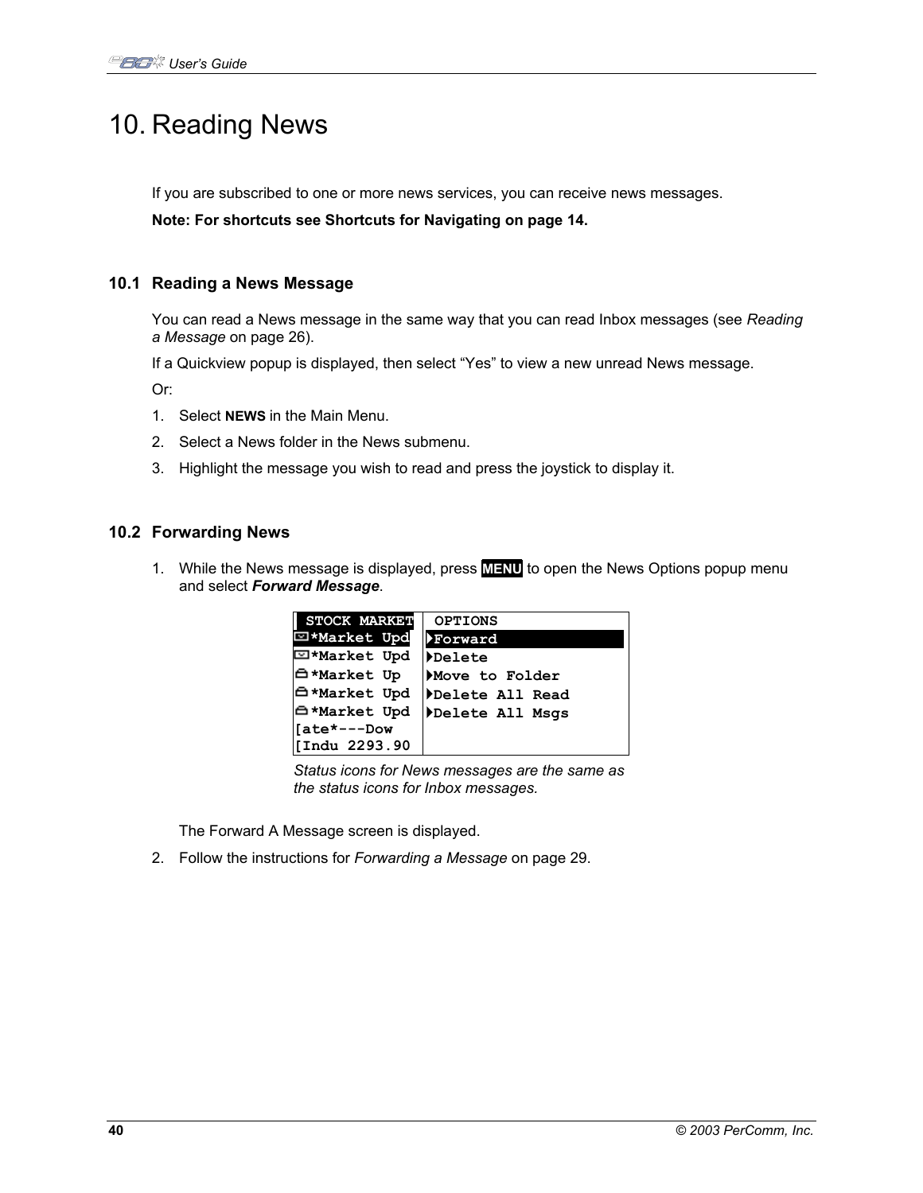# 10. Reading News

If you are subscribed to one or more news services, you can receive news messages.

**Note: For shortcuts see Shortcuts for Navigating on page 14.**

## 10.1 Reading a News Message

You can read a News message in the same way that you can read Inbox messages (see *Reading a Message* on page 26).

If a Quickview popup is displayed, then select “Yes” to view a new unread News message.

Or:

1. Select **NEWS** in the Main Menu.
2. Select a News folder in the News submenu.
3. Highlight the message you wish to read and press the joystick to display it.

## 10.2 Forwarding News

1. While the News message is displayed, press **MENU** to open the News Options popup menu and select ***Forward Message***.

```
 STOCK MARKET    OPTIONS
 *Market Upd     Forward
 *Market Upd     Delete
 *Market Up      Move to Folder
 *Market Upd     Delete All Read
 *Market Upd     Delete All Msgs
[ate*---Dow
[Indu 2293.90
```

*Status icons for News messages are the same as the status icons for Inbox messages.*

The Forward A Message screen is displayed.

2. Follow the instructions for *Forwarding a Message* on page 29.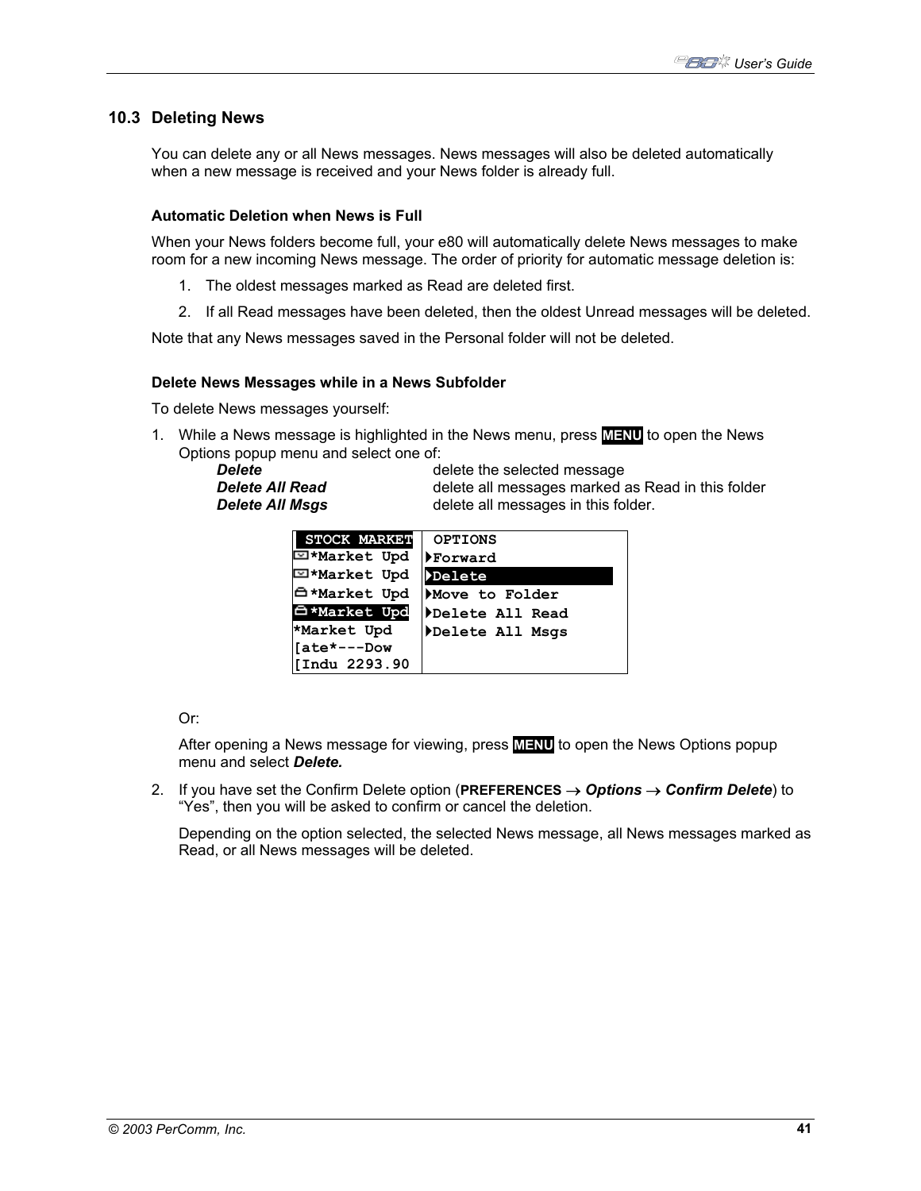## 10.3 Deleting News

You can delete any or all News messages. News messages will also be deleted automatically when a new message is received and your News folder is already full.

**Automatic Deletion when News is Full**

When your News folders become full, your e80 will automatically delete News messages to make room for a new incoming News message. The order of priority for automatic message deletion is:

1. The oldest messages marked as Read are deleted first.
2. If all Read messages have been deleted, then the oldest Unread messages will be deleted.

Note that any News messages saved in the Personal folder will not be deleted.

**Delete News Messages while in a News Subfolder**

To delete News messages yourself:

1. While a News message is highlighted in the News menu, press **MENU** to open the News Options popup menu and select one of:

   | | |
   |---|---|
   | ***Delete*** | delete the selected message |
   | ***Delete All Read*** | delete all messages marked as Read in this folder |
   | ***Delete All Msgs*** | delete all messages in this folder. |

   ```
   STOCK MARKET   OPTIONS
   *Market Upd    ▸Forward
   *Market Upd    ▸Delete
   *Market Upd    ▸Move to Folder
   *Market Upd    ▸Delete All Read
   *Market Upd    ▸Delete All Msgs
   [ate*---Dow
   [Indu 2293.90
   ```

   Or:

   After opening a News message for viewing, press **MENU** to open the News Options popup menu and select ***Delete.***

2. If you have set the Confirm Delete option (**PREFERENCES** → ***Options*** → ***Confirm Delete***) to "Yes", then you will be asked to confirm or cancel the deletion.

   Depending on the option selected, the selected News message, all News messages marked as Read, or all News messages will be deleted.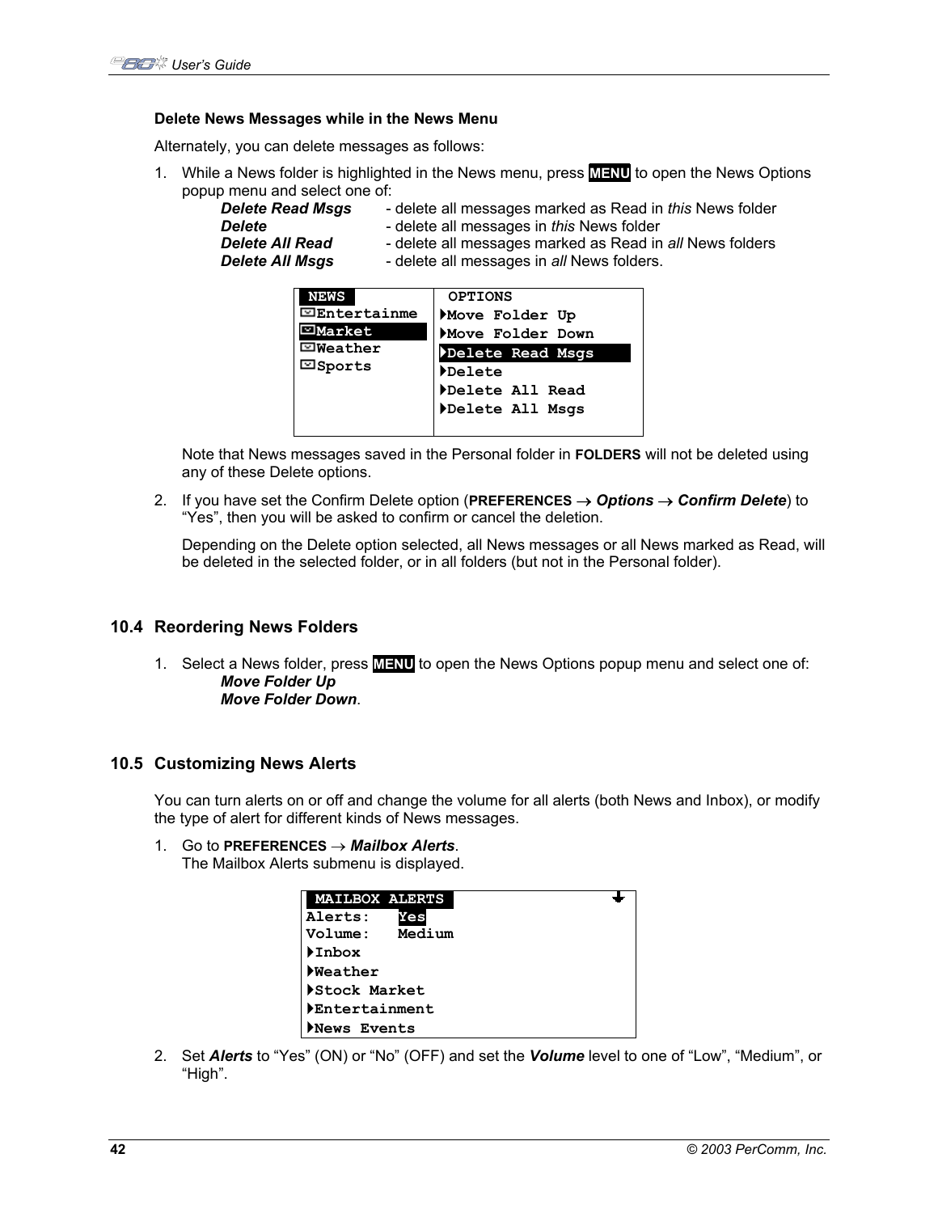**Delete News Messages while in the News Menu**

Alternately, you can delete messages as follows:

1. While a News folder is highlighted in the News menu, press **MENU** to open the News Options popup menu and select one of:

   | | |
   |---|---|
   | ***Delete Read Msgs*** | - delete all messages marked as Read in *this* News folder |
   | ***Delete*** | - delete all messages in *this* News folder |
   | ***Delete All Read*** | - delete all messages marked as Read in *all* News folders |
   | ***Delete All Msgs*** | - delete all messages in *all* News folders. |

   ```
    NEWS            OPTIONS
   Entertainme     ▸Move Folder Up
   Market          ▸Move Folder Down
   Weather         ▸Delete Read Msgs
   Sports          ▸Delete
                   ▸Delete All Read
                   ▸Delete All Msgs
   ```

   Note that News messages saved in the Personal folder in **FOLDERS** will not be deleted using any of these Delete options.

2. If you have set the Confirm Delete option (**PREFERENCES** → ***Options*** → ***Confirm Delete***) to "Yes", then you will be asked to confirm or cancel the deletion.

   Depending on the Delete option selected, all News messages or all News marked as Read, will be deleted in the selected folder, or in all folders (but not in the Personal folder).

## 10.4 Reordering News Folders

1. Select a News folder, press **MENU** to open the News Options popup menu and select one of:
   ***Move Folder Up***
   ***Move Folder Down***.

## 10.5 Customizing News Alerts

You can turn alerts on or off and change the volume for all alerts (both News and Inbox), or modify the type of alert for different kinds of News messages.

1. Go to **PREFERENCES** → ***Mailbox Alerts***.
   The Mailbox Alerts submenu is displayed.

   ```
    MAILBOX ALERTS
   Alerts:    Yes
   Volume:    Medium
   ▸Inbox
   ▸Weather
   ▸Stock Market
   ▸Entertainment
   ▸News Events
   ```

2. Set ***Alerts*** to "Yes" (ON) or "No" (OFF) and set the ***Volume*** level to one of "Low", "Medium", or "High".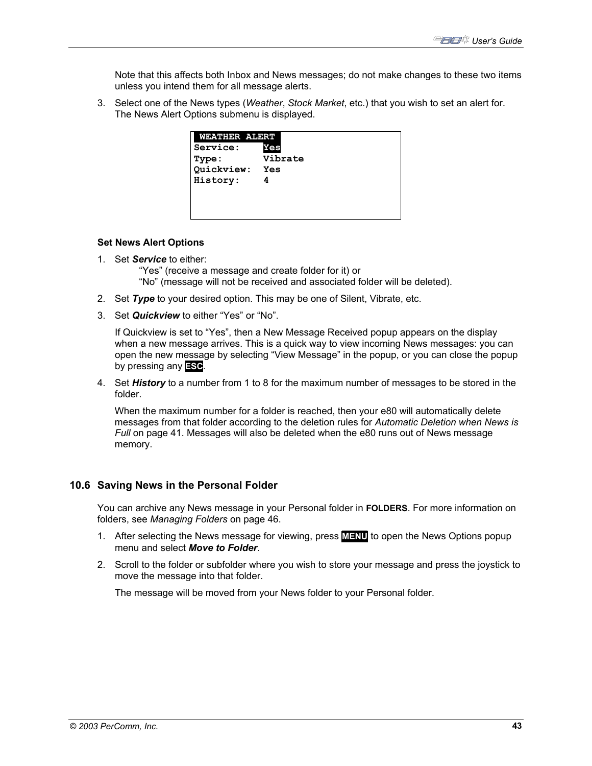Note that this affects both Inbox and News messages; do not make changes to these two items unless you intend them for all message alerts.

3. Select one of the News types (*Weather*, *Stock Market*, etc.) that you wish to set an alert for. The News Alert Options submenu is displayed.

```
 WEATHER ALERT
Service:    Yes
Type:       Vibrate
Quickview:  Yes
History:    4
```

**Set News Alert Options**

1. Set ***Service*** to either:
   "Yes" (receive a message and create folder for it) or
   "No" (message will not be received and associated folder will be deleted).
2. Set ***Type*** to your desired option. This may be one of Silent, Vibrate, etc.
3. Set ***Quickview*** to either "Yes" or "No".

   If Quickview is set to "Yes", then a New Message Received popup appears on the display when a new message arrives. This is a quick way to view incoming News messages: you can open the new message by selecting "View Message" in the popup, or you can close the popup by pressing any **ESC**.
4. Set ***History*** to a number from 1 to 8 for the maximum number of messages to be stored in the folder.

   When the maximum number for a folder is reached, then your e80 will automatically delete messages from that folder according to the deletion rules for *Automatic Deletion when News is Full* on page 41. Messages will also be deleted when the e80 runs out of News message memory.

## 10.6 Saving News in the Personal Folder

You can archive any News message in your Personal folder in **FOLDERS**. For more information on folders, see *Managing Folders* on page 46.

1. After selecting the News message for viewing, press **MENU** to open the News Options popup menu and select ***Move to Folder***.
2. Scroll to the folder or subfolder where you wish to store your message and press the joystick to move the message into that folder.

   The message will be moved from your News folder to your Personal folder.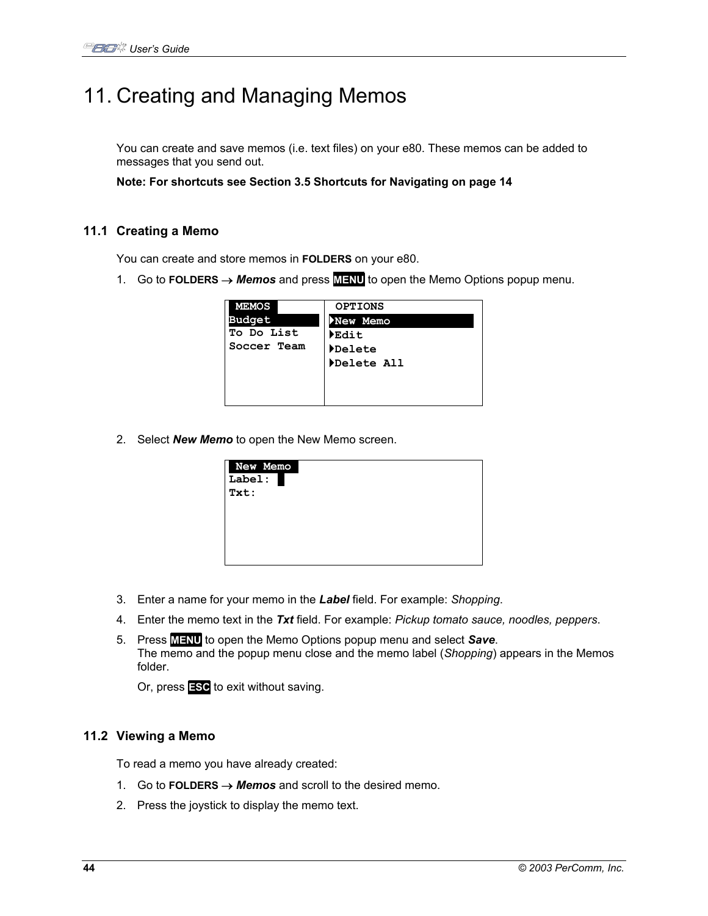# 11. Creating and Managing Memos

You can create and save memos (i.e. text files) on your e80. These memos can be added to messages that you send out.

**Note: For shortcuts see Section 3.5 Shortcuts for Navigating on page 14**

## 11.1 Creating a Memo

You can create and store memos in **FOLDERS** on your e80.

1. Go to **FOLDERS** → ***Memos*** and press **MENU** to open the Memo Options popup menu.

```
MEMOS          OPTIONS
Budget         New Memo
To Do List     Edit
Soccer Team    Delete
               Delete All
```

2. Select ***New Memo*** to open the New Memo screen.

```
New Memo
Label:
Txt:
```

3. Enter a name for your memo in the ***Label*** field. For example: *Shopping*.
4. Enter the memo text in the ***Txt*** field. For example: *Pickup tomato sauce, noodles, peppers*.
5. Press **MENU** to open the Memo Options popup menu and select ***Save***.
   The memo and the popup menu close and the memo label (*Shopping*) appears in the Memos folder.

   Or, press **ESC** to exit without saving.

## 11.2 Viewing a Memo

To read a memo you have already created:

1. Go to **FOLDERS** → ***Memos*** and scroll to the desired memo.
2. Press the joystick to display the memo text.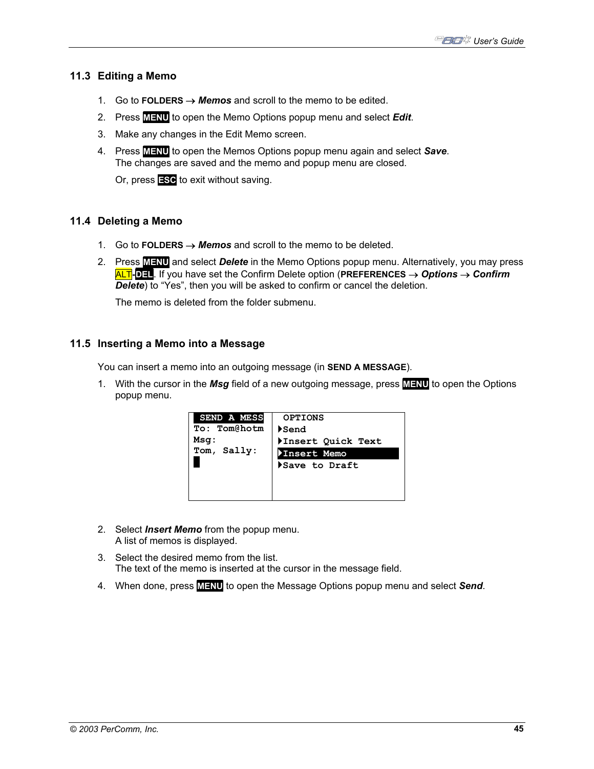## 11.3 Editing a Memo

1. Go to **FOLDERS** → ***Memos*** and scroll to the memo to be edited.
2. Press **MENU** to open the Memo Options popup menu and select ***Edit***.
3. Make any changes in the Edit Memo screen.
4. Press **MENU** to open the Memos Options popup menu again and select ***Save***.
   The changes are saved and the memo and popup menu are closed.

   Or, press **ESC** to exit without saving.

## 11.4 Deleting a Memo

1. Go to **FOLDERS** → ***Memos*** and scroll to the memo to be deleted.
2. Press **MENU** and select ***Delete*** in the Memo Options popup menu. Alternatively, you may press ALT-**DEL**. If you have set the Confirm Delete option (**PREFERENCES** → ***Options*** → ***Confirm Delete***) to "Yes", then you will be asked to confirm or cancel the deletion.

   The memo is deleted from the folder submenu.

## 11.5 Inserting a Memo into a Message

You can insert a memo into an outgoing message (in **SEND A MESSAGE**).

1. With the cursor in the ***Msg*** field of a new outgoing message, press **MENU** to open the Options popup menu.

```
 SEND A MESS    OPTIONS
To: Tom@hotm   ▸Send
Msg:           ▸Insert Quick Text
Tom, Sally:    ▸Insert Memo
█              ▸Save to Draft
```

2. Select ***Insert Memo*** from the popup menu.
   A list of memos is displayed.
3. Select the desired memo from the list.
   The text of the memo is inserted at the cursor in the message field.
4. When done, press **MENU** to open the Message Options popup menu and select ***Send***.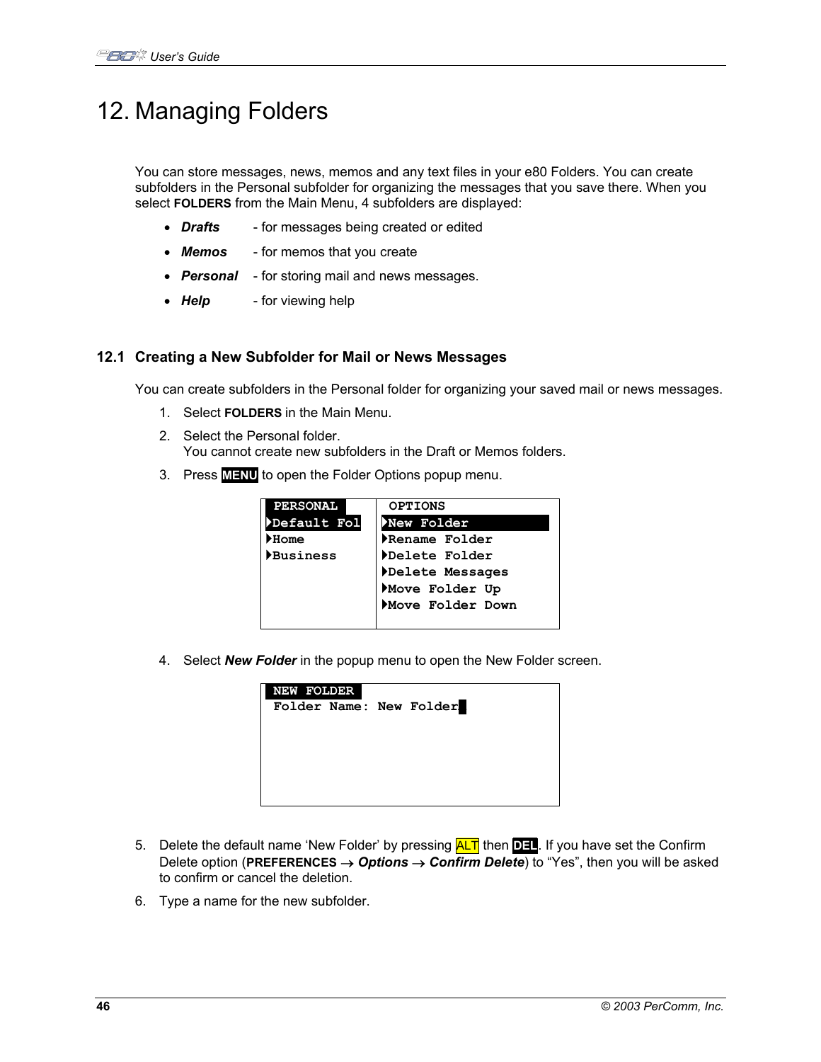# 12. Managing Folders

You can store messages, news, memos and any text files in your e80 Folders. You can create subfolders in the Personal subfolder for organizing the messages that you save there. When you select **FOLDERS** from the Main Menu, 4 subfolders are displayed:

- ***Drafts*** - for messages being created or edited
- ***Memos*** - for memos that you create
- ***Personal*** - for storing mail and news messages.
- ***Help*** - for viewing help

## 12.1 Creating a New Subfolder for Mail or News Messages

You can create subfolders in the Personal folder for organizing your saved mail or news messages.

1. Select **FOLDERS** in the Main Menu.
2. Select the Personal folder.
   You cannot create new subfolders in the Draft or Memos folders.
3. Press **MENU** to open the Folder Options popup menu.

```
PERSONAL        OPTIONS
▸Default Fol    ▸New Folder
▸Home           ▸Rename Folder
▸Business       ▸Delete Folder
                ▸Delete Messages
                ▸Move Folder Up
                ▸Move Folder Down
```

4. Select ***New Folder*** in the popup menu to open the New Folder screen.

```
NEW FOLDER
Folder Name: New Folder
```

5. Delete the default name 'New Folder' by pressing **ALT** then **DEL**. If you have set the Confirm Delete option (**PREFERENCES** → ***Options*** → ***Confirm Delete***) to "Yes", then you will be asked to confirm or cancel the deletion.
6. Type a name for the new subfolder.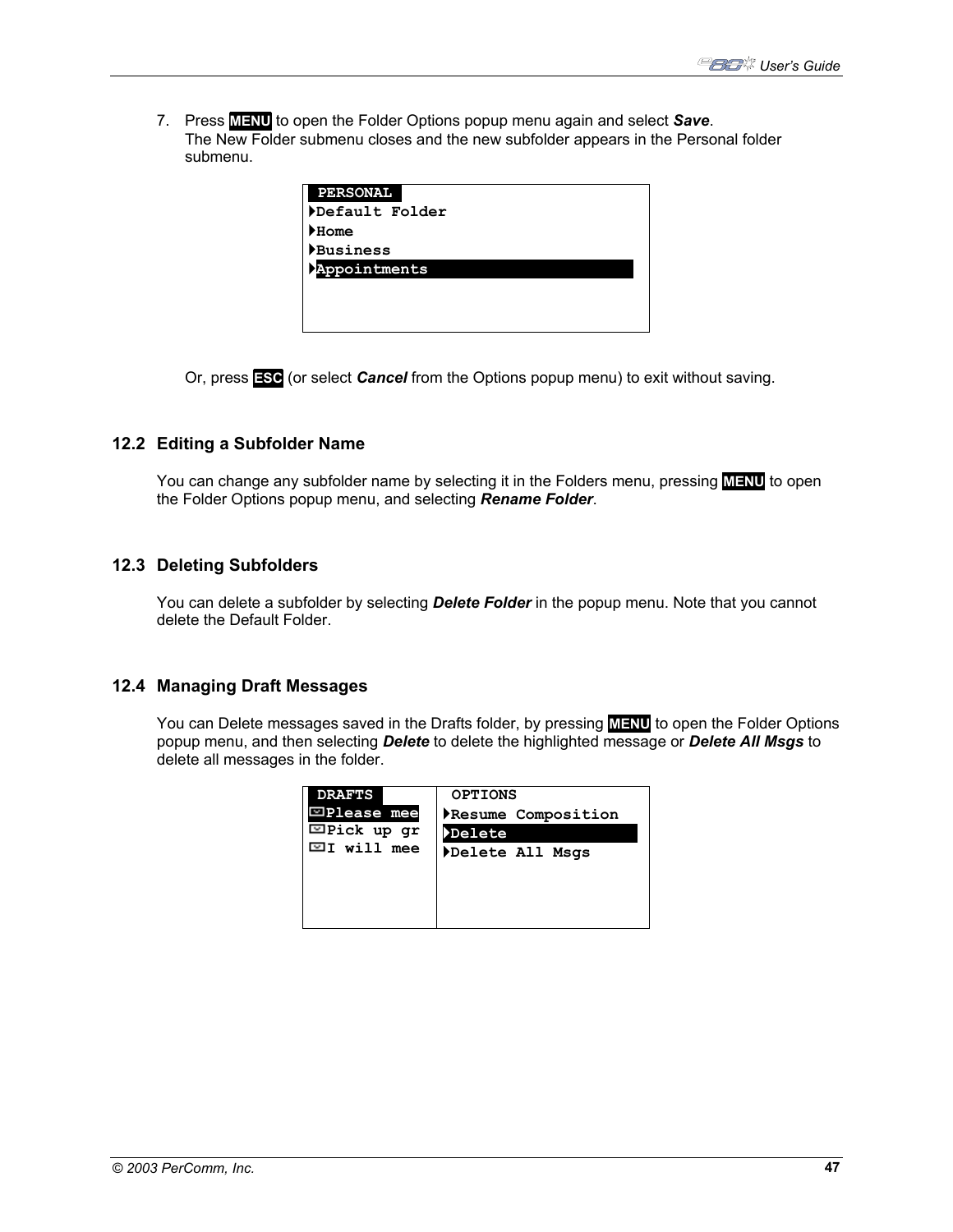7. Press **MENU** to open the Folder Options popup menu again and select ***Save***.
   The New Folder submenu closes and the new subfolder appears in the Personal folder submenu.

```
 PERSONAL
▸Default Folder
▸Home
▸Business
▸Appointments
```

   Or, press **ESC** (or select ***Cancel*** from the Options popup menu) to exit without saving.

## 12.2 Editing a Subfolder Name

You can change any subfolder name by selecting it in the Folders menu, pressing **MENU** to open the Folder Options popup menu, and selecting ***Rename Folder***.

## 12.3 Deleting Subfolders

You can delete a subfolder by selecting ***Delete Folder*** in the popup menu. Note that you cannot delete the Default Folder.

## 12.4 Managing Draft Messages

You can Delete messages saved in the Drafts folder, by pressing **MENU** to open the Folder Options popup menu, and then selecting ***Delete*** to delete the highlighted message or ***Delete All Msgs*** to delete all messages in the folder.

```
 DRAFTS          OPTIONS
 Please mee     ▸Resume Composition
 Pick up gr     ▸Delete
 I will mee     ▸Delete All Msgs
```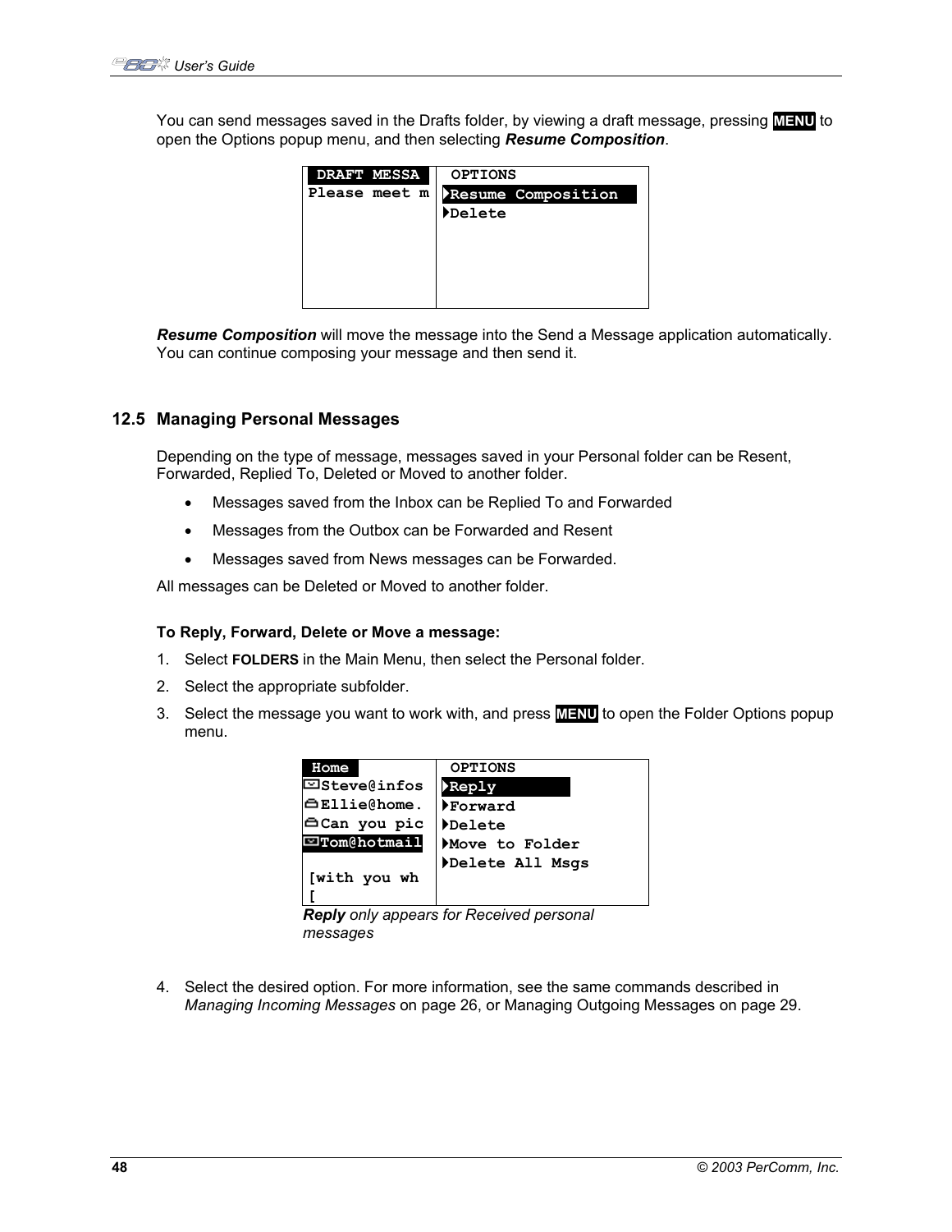You can send messages saved in the Drafts folder, by viewing a draft message, pressing **MENU** to open the Options popup menu, and then selecting ***Resume Composition***.

```
DRAFT MESSA | OPTIONS
Please meet m | ▸Resume Composition
              | ▸Delete
```

***Resume Composition*** will move the message into the Send a Message application automatically. You can continue composing your message and then send it.

## 12.5 Managing Personal Messages

Depending on the type of message, messages saved in your Personal folder can be Resent, Forwarded, Replied To, Deleted or Moved to another folder.

- Messages saved from the Inbox can be Replied To and Forwarded
- Messages from the Outbox can be Forwarded and Resent
- Messages saved from News messages can be Forwarded.

All messages can be Deleted or Moved to another folder.

**To Reply, Forward, Delete or Move a message:**

1. Select **FOLDERS** in the Main Menu, then select the Personal folder.
2. Select the appropriate subfolder.
3. Select the message you want to work with, and press **MENU** to open the Folder Options popup menu.

```
Home           | OPTIONS
Steve@infos    | ▸Reply
Ellie@home.    | ▸Forward
Can you pic    | ▸Delete
Tom@hotmail    | ▸Move to Folder
               | ▸Delete All Msgs
[with you wh   |
[              |
```

***Reply*** *only appears for Received personal messages*

4. Select the desired option. For more information, see the same commands described in *Managing Incoming Messages* on page 26, or Managing Outgoing Messages on page 29.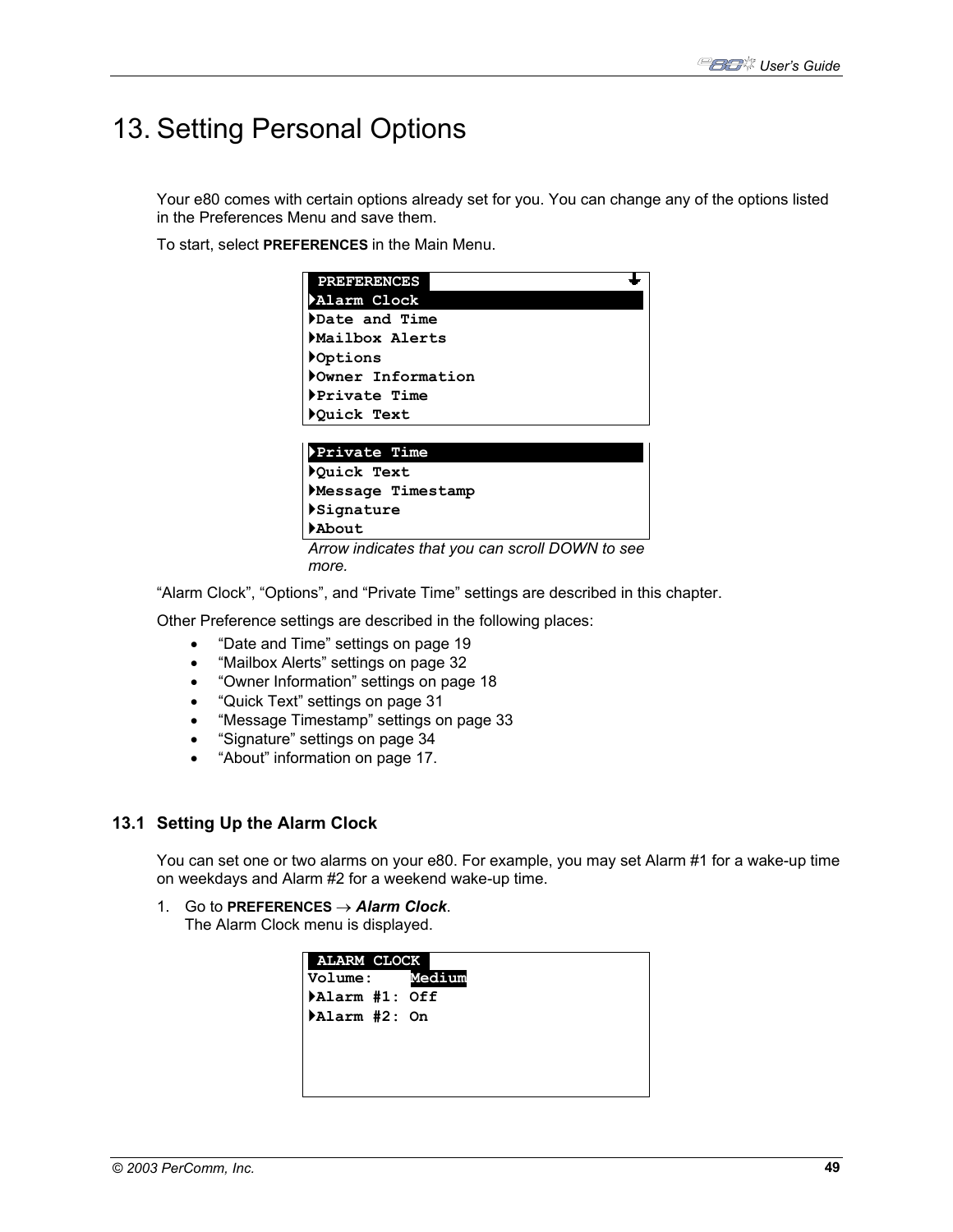# 13. Setting Personal Options

Your e80 comes with certain options already set for you. You can change any of the options listed in the Preferences Menu and save them.

To start, select **PREFERENCES** in the Main Menu.

```
 PREFERENCES                        ↓
▸Alarm Clock
▸Date and Time
▸Mailbox Alerts
▸Options
▸Owner Information
▸Private Time
▸Quick Text
```

```
▸Private Time
▸Quick Text
▸Message Timestamp
▸Signature
▸About
```

*Arrow indicates that you can scroll DOWN to see more.*

"Alarm Clock", "Options", and "Private Time" settings are described in this chapter.

Other Preference settings are described in the following places:

- "Date and Time" settings on page 19
- "Mailbox Alerts" settings on page 32
- "Owner Information" settings on page 18
- "Quick Text" settings on page 31
- "Message Timestamp" settings on page 33
- "Signature" settings on page 34
- "About" information on page 17.

## 13.1 Setting Up the Alarm Clock

You can set one or two alarms on your e80. For example, you may set Alarm #1 for a wake-up time on weekdays and Alarm #2 for a weekend wake-up time.

1. Go to **PREFERENCES** → ***Alarm Clock***.
   The Alarm Clock menu is displayed.

```
 ALARM CLOCK
Volume:    Medium
▸Alarm #1: Off
▸Alarm #2: On
```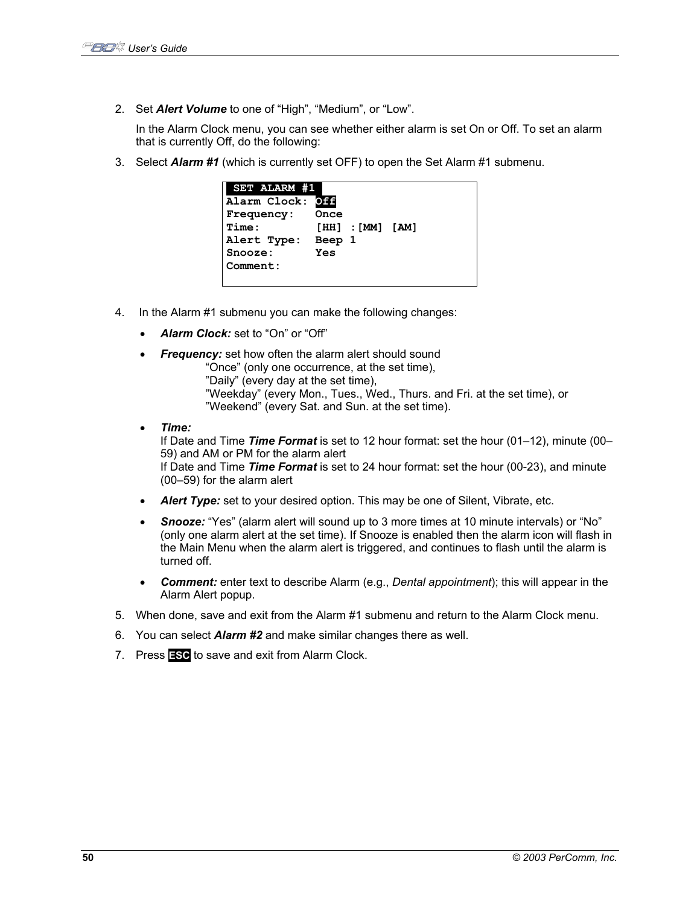2. Set ***Alert Volume*** to one of “High”, “Medium”, or “Low”.

   In the Alarm Clock menu, you can see whether either alarm is set On or Off. To set an alarm that is currently Off, do the following:

3. Select ***Alarm #1*** (which is currently set OFF) to open the Set Alarm #1 submenu.

```
 SET ALARM #1
Alarm Clock: Off
Frequency:   Once
Time:        [HH] :[MM] [AM]
Alert Type:  Beep 1
Snooze:      Yes
Comment:
```

4. In the Alarm #1 submenu you can make the following changes:

   - ***Alarm Clock:*** set to “On” or “Off”
   - ***Frequency:*** set how often the alarm alert should sound
     “Once” (only one occurrence, at the set time),
     ”Daily” (every day at the set time),
     ”Weekday” (every Mon., Tues., Wed., Thurs. and Fri. at the set time), or
     ”Weekend” (every Sat. and Sun. at the set time).
   - ***Time:***
     If Date and Time ***Time Format*** is set to 12 hour format: set the hour (01–12), minute (00–59) and AM or PM for the alarm alert
     If Date and Time ***Time Format*** is set to 24 hour format: set the hour (00-23), and minute (00–59) for the alarm alert
   - ***Alert Type:*** set to your desired option. This may be one of Silent, Vibrate, etc.
   - ***Snooze:*** “Yes” (alarm alert will sound up to 3 more times at 10 minute intervals) or “No” (only one alarm alert at the set time). If Snooze is enabled then the alarm icon will flash in the Main Menu when the alarm alert is triggered, and continues to flash until the alarm is turned off.
   - ***Comment:*** enter text to describe Alarm (e.g., *Dental appointment*); this will appear in the Alarm Alert popup.

5. When done, save and exit from the Alarm #1 submenu and return to the Alarm Clock menu.
6. You can select ***Alarm #2*** and make similar changes there as well.
7. Press **ESC** to save and exit from Alarm Clock.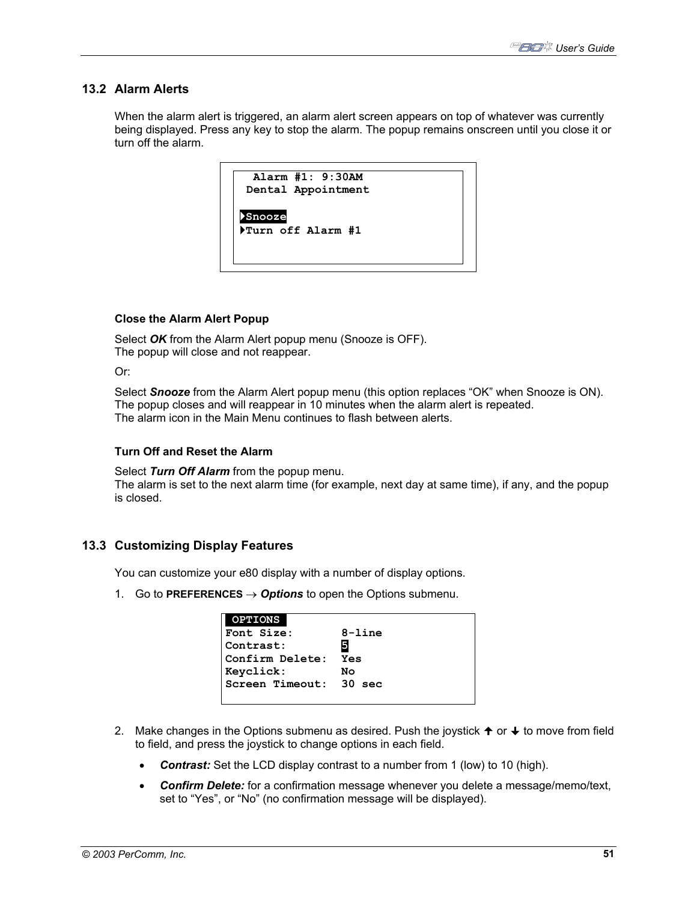## 13.2 Alarm Alerts

When the alarm alert is triggered, an alarm alert screen appears on top of whatever was currently being displayed. Press any key to stop the alarm. The popup remains onscreen until you close it or turn off the alarm.

```
  Alarm #1: 9:30AM
 Dental Appointment

▶Snooze
▶Turn off Alarm #1
```

**Close the Alarm Alert Popup**

Select ***OK*** from the Alarm Alert popup menu (Snooze is OFF).
The popup will close and not reappear.

Or:

Select ***Snooze*** from the Alarm Alert popup menu (this option replaces "OK" when Snooze is ON).
The popup closes and will reappear in 10 minutes when the alarm alert is repeated.
The alarm icon in the Main Menu continues to flash between alerts.

**Turn Off and Reset the Alarm**

Select ***Turn Off Alarm*** from the popup menu.
The alarm is set to the next alarm time (for example, next day at same time), if any, and the popup is closed.

## 13.3 Customizing Display Features

You can customize your e80 display with a number of display options.

1. Go to **PREFERENCES** → ***Options*** to open the Options submenu.

```
 OPTIONS
Font Size:       8-line
Contrast:        5
Confirm Delete:  Yes
Keyclick:        No
Screen Timeout:  30 sec
```

2. Make changes in the Options submenu as desired. Push the joystick ↑ or ↓ to move from field to field, and press the joystick to change options in each field.
   - ***Contrast:*** Set the LCD display contrast to a number from 1 (low) to 10 (high).
   - ***Confirm Delete:*** for a confirmation message whenever you delete a message/memo/text, set to "Yes", or "No" (no confirmation message will be displayed).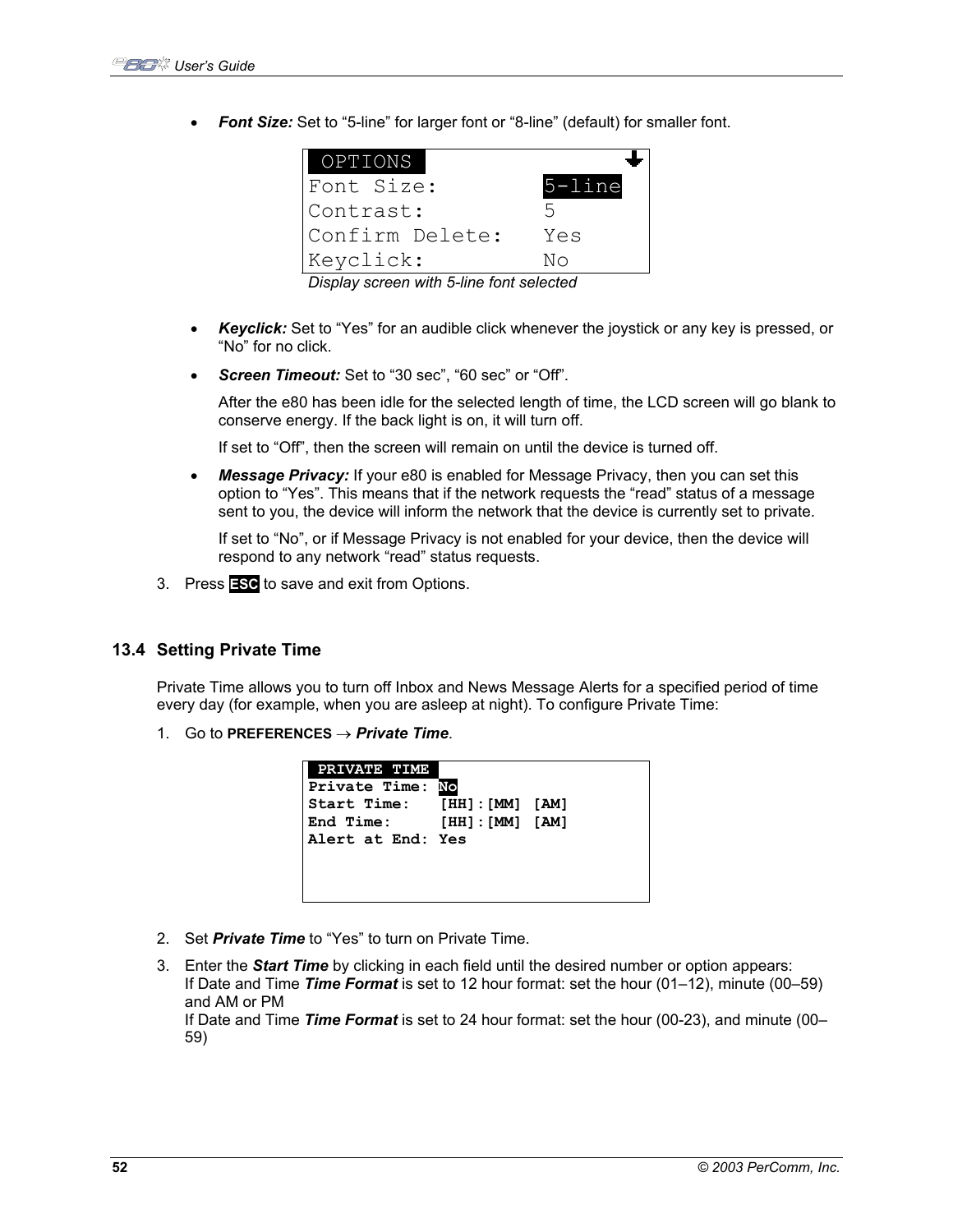- ***Font Size:*** Set to “5-line” for larger font or “8-line” (default) for smaller font.

```
 OPTIONS
Font Size:        5-line
Contrast:         5
Confirm Delete:   Yes
Keyclick:         No
```

*Display screen with 5-line font selected*

- ***Keyclick:*** Set to “Yes” for an audible click whenever the joystick or any key is pressed, or “No” for no click.
- ***Screen Timeout:*** Set to “30 sec”, “60 sec” or “Off”.

  After the e80 has been idle for the selected length of time, the LCD screen will go blank to conserve energy. If the back light is on, it will turn off.

  If set to “Off”, then the screen will remain on until the device is turned off.
- ***Message Privacy:*** If your e80 is enabled for Message Privacy, then you can set this option to “Yes”. This means that if the network requests the “read” status of a message sent to you, the device will inform the network that the device is currently set to private.

  If set to “No”, or if Message Privacy is not enabled for your device, then the device will respond to any network “read” status requests.

3. Press **ESC** to save and exit from Options.

## 13.4 Setting Private Time

Private Time allows you to turn off Inbox and News Message Alerts for a specified period of time every day (for example, when you are asleep at night). To configure Private Time:

1. Go to **PREFERENCES** → ***Private Time***.

```
 PRIVATE TIME
Private Time: No
Start Time:   [HH]:[MM] [AM]
End Time:     [HH]:[MM] [AM]
Alert at End: Yes
```

2. Set ***Private Time*** to “Yes” to turn on Private Time.
3. Enter the ***Start Time*** by clicking in each field until the desired number or option appears:
   If Date and Time ***Time Format*** is set to 12 hour format: set the hour (01–12), minute (00–59) and AM or PM
   If Date and Time ***Time Format*** is set to 24 hour format: set the hour (00-23), and minute (00–59)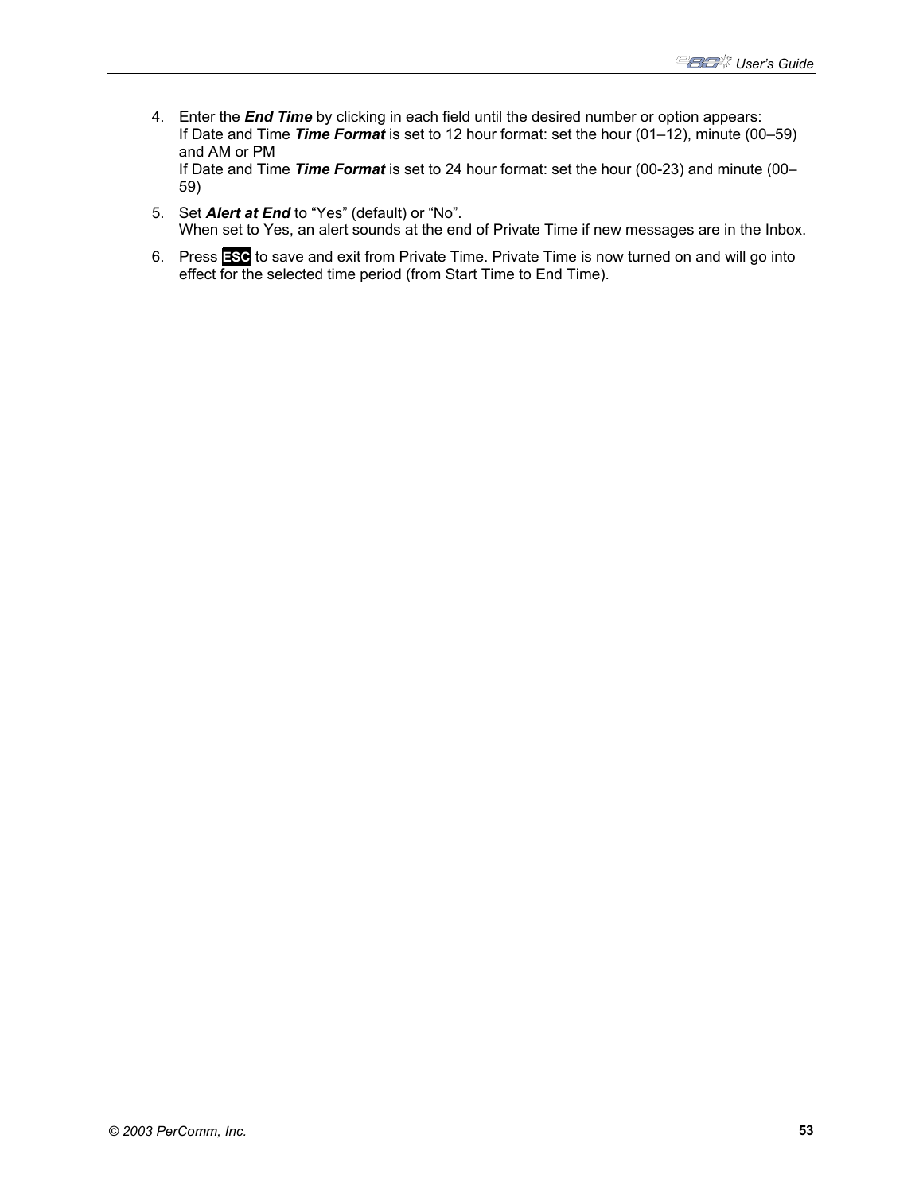4. Enter the ***End Time*** by clicking in each field until the desired number or option appears:  
   If Date and Time ***Time Format*** is set to 12 hour format: set the hour (01–12), minute (00–59) and AM or PM  
   If Date and Time ***Time Format*** is set to 24 hour format: set the hour (00-23) and minute (00–59)

5. Set ***Alert at End*** to "Yes" (default) or "No".  
   When set to Yes, an alert sounds at the end of Private Time if new messages are in the Inbox.

6. Press **ESC** to save and exit from Private Time. Private Time is now turned on and will go into effect for the selected time period (from Start Time to End Time).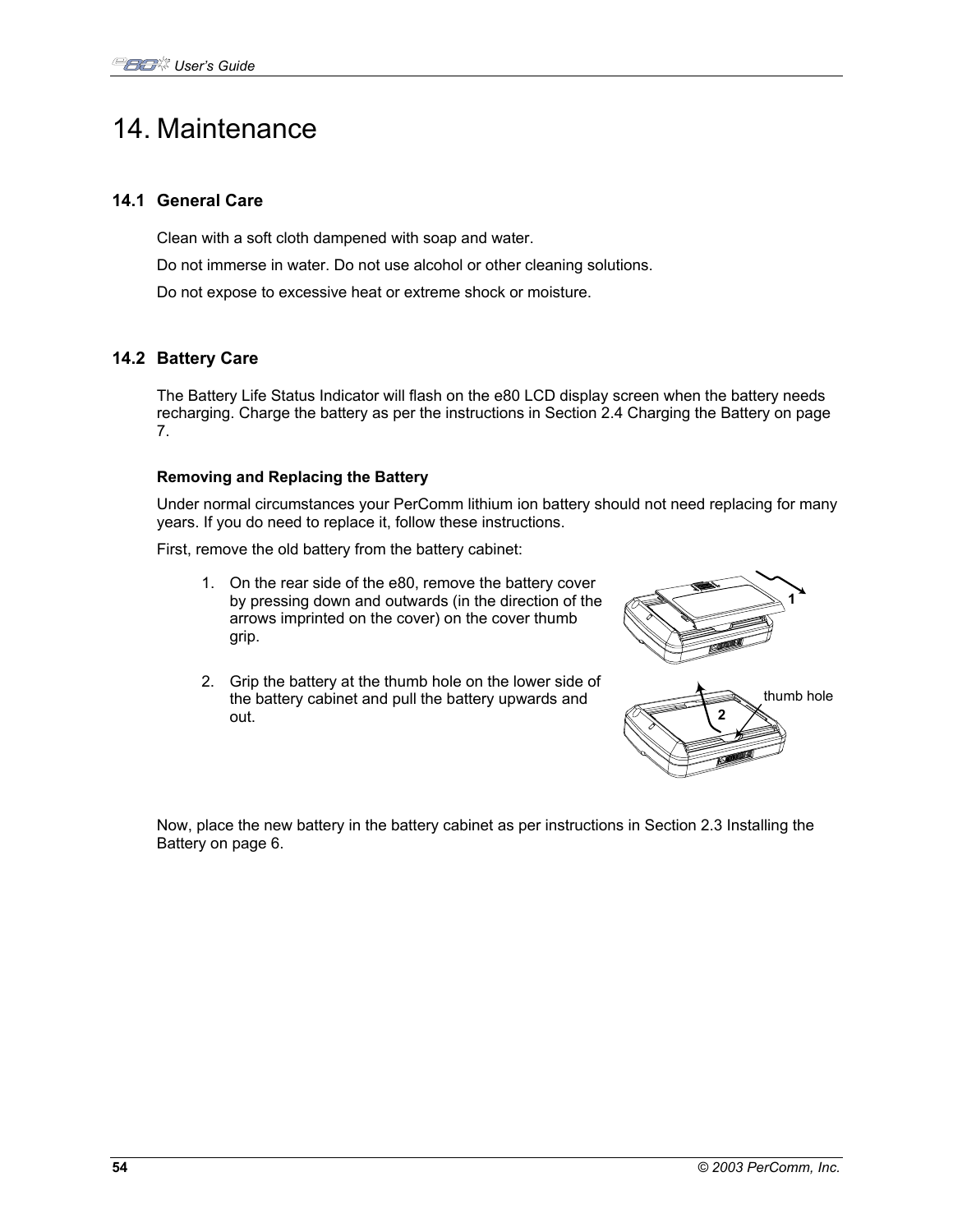# 14. Maintenance

## 14.1 General Care

Clean with a soft cloth dampened with soap and water.

Do not immerse in water. Do not use alcohol or other cleaning solutions.

Do not expose to excessive heat or extreme shock or moisture.

## 14.2 Battery Care

The Battery Life Status Indicator will flash on the e80 LCD display screen when the battery needs recharging. Charge the battery as per the instructions in Section 2.4 Charging the Battery on page 7.

### Removing and Replacing the Battery

Under normal circumstances your PerComm lithium ion battery should not need replacing for many years. If you do need to replace it, follow these instructions.

First, remove the old battery from the battery cabinet:

1. On the rear side of the e80, remove the battery cover by pressing down and outwards (in the direction of the arrows imprinted on the cover) on the cover thumb grip.

2. Grip the battery at the thumb hole on the lower side of the battery cabinet and pull the battery upwards and out.

Now, place the new battery in the battery cabinet as per instructions in Section 2.3 Installing the Battery on page 6.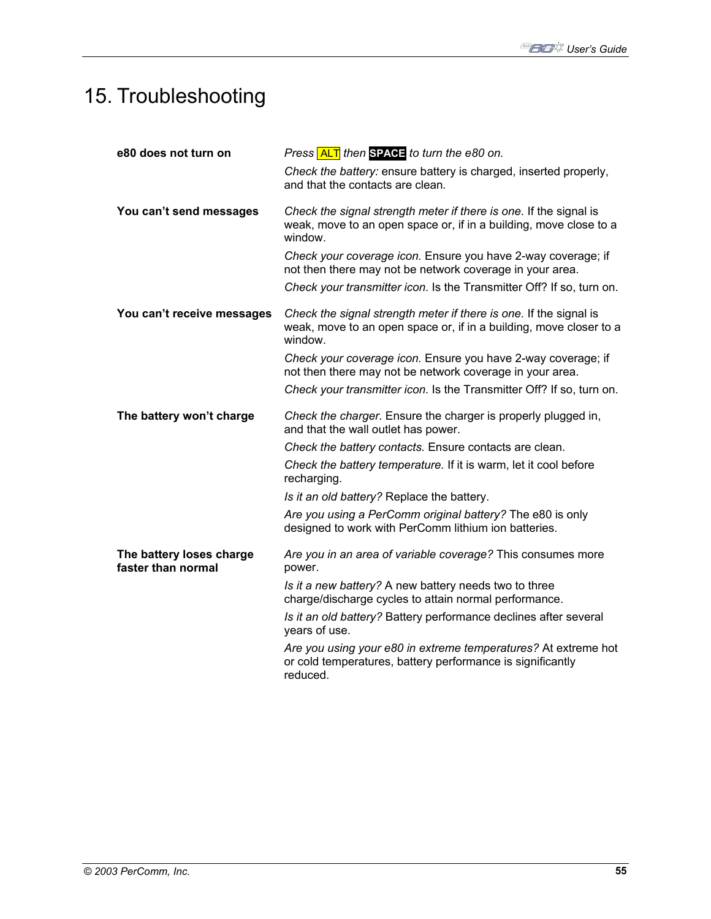# 15. Troubleshooting

| | |
|---|---|
| **e80 does not turn on** | *Press* ALT *then* **SPACE** *to turn the e80 on.*<br>*Check the battery:* ensure battery is charged, inserted properly, and that the contacts are clean. |
| **You can't send messages** | *Check the signal strength meter if there is one.* If the signal is weak, move to an open space or, if in a building, move close to a window.<br>*Check your coverage icon.* Ensure you have 2-way coverage; if not then there may not be network coverage in your area.<br>*Check your transmitter icon.* Is the Transmitter Off? If so, turn on. |
| **You can't receive messages** | *Check the signal strength meter if there is one.* If the signal is weak, move to an open space or, if in a building, move closer to a window.<br>*Check your coverage icon.* Ensure you have 2-way coverage; if not then there may not be network coverage in your area.<br>*Check your transmitter icon.* Is the Transmitter Off? If so, turn on. |
| **The battery won't charge** | *Check the charger.* Ensure the charger is properly plugged in, and that the wall outlet has power.<br>*Check the battery contacts.* Ensure contacts are clean.<br>*Check the battery temperature.* If it is warm, let it cool before recharging.<br>*Is it an old battery?* Replace the battery.<br>*Are you using a PerComm original battery?* The e80 is only designed to work with PerComm lithium ion batteries. |
| **The battery loses charge faster than normal** | *Are you in an area of variable coverage?* This consumes more power.<br>*Is it a new battery?* A new battery needs two to three charge/discharge cycles to attain normal performance.<br>*Is it an old battery?* Battery performance declines after several years of use.<br>*Are you using your e80 in extreme temperatures?* At extreme hot or cold temperatures, battery performance is significantly reduced. |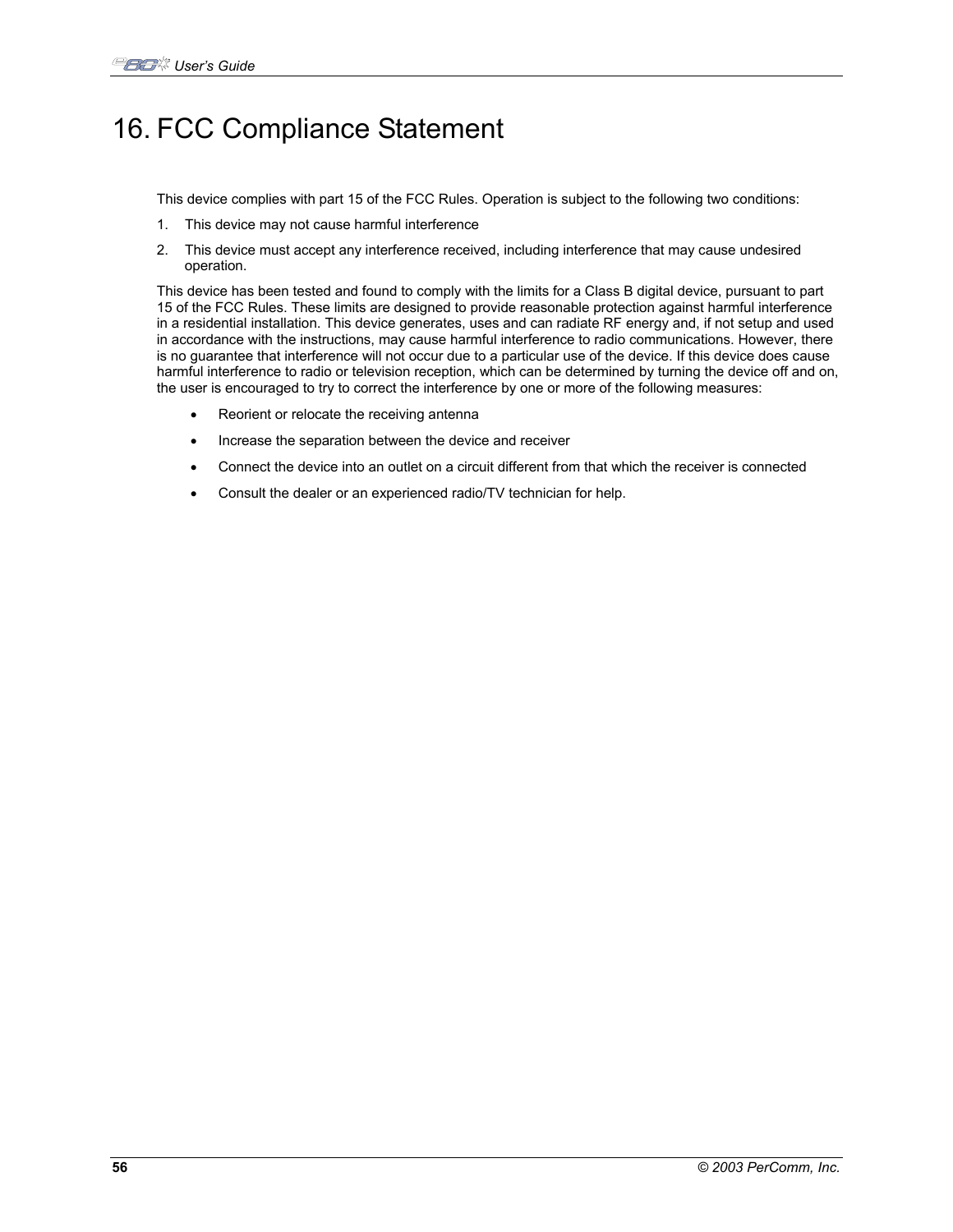# 16. FCC Compliance Statement

This device complies with part 15 of the FCC Rules. Operation is subject to the following two conditions:

1. This device may not cause harmful interference
2. This device must accept any interference received, including interference that may cause undesired operation.

This device has been tested and found to comply with the limits for a Class B digital device, pursuant to part 15 of the FCC Rules. These limits are designed to provide reasonable protection against harmful interference in a residential installation. This device generates, uses and can radiate RF energy and, if not setup and used in accordance with the instructions, may cause harmful interference to radio communications. However, there is no guarantee that interference will not occur due to a particular use of the device. If this device does cause harmful interference to radio or television reception, which can be determined by turning the device off and on, the user is encouraged to try to correct the interference by one or more of the following measures:

- Reorient or relocate the receiving antenna
- Increase the separation between the device and receiver
- Connect the device into an outlet on a circuit different from that which the receiver is connected
- Consult the dealer or an experienced radio/TV technician for help.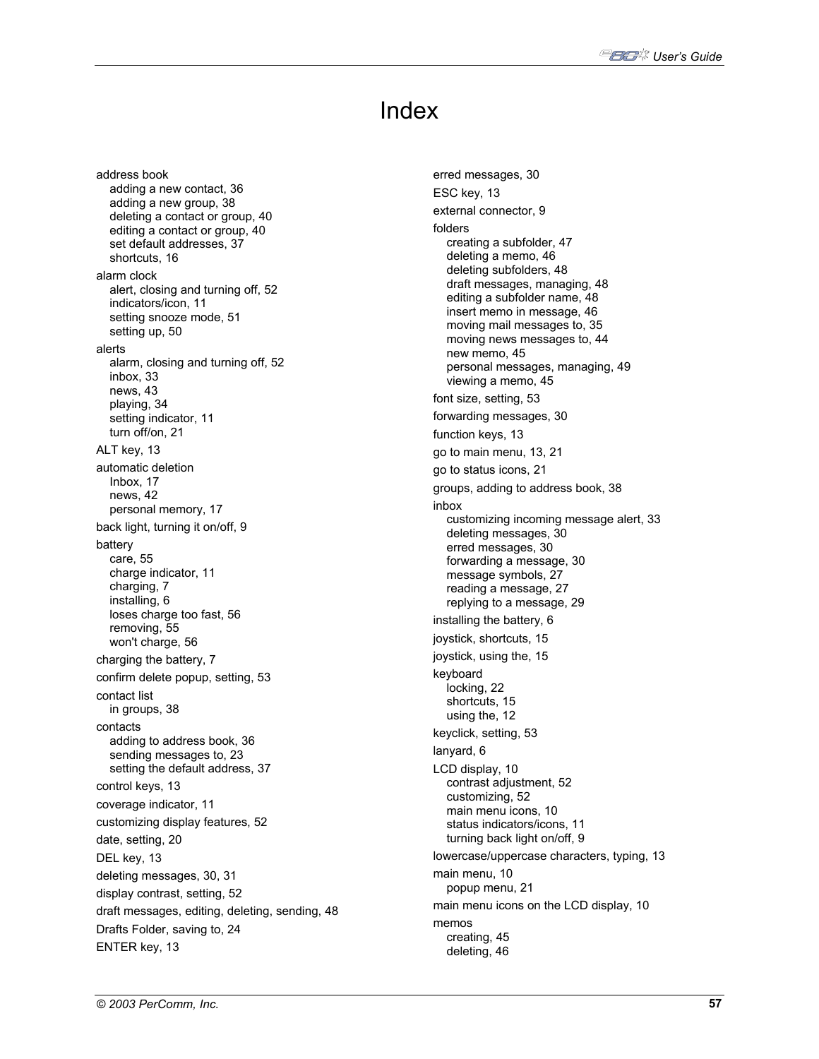# Index

address book
- adding a new contact, 36
- adding a new group, 38
- deleting a contact or group, 40
- editing a contact or group, 40
- set default addresses, 37
- shortcuts, 16

alarm clock
- alert, closing and turning off, 52
- indicators/icon, 11
- setting snooze mode, 51
- setting up, 50

alerts
- alarm, closing and turning off, 52
- inbox, 33
- news, 43
- playing, 34
- setting indicator, 11
- turn off/on, 21

ALT key, 13

automatic deletion
- Inbox, 17
- news, 42
- personal memory, 17

back light, turning it on/off, 9

battery
- care, 55
- charge indicator, 11
- charging, 7
- installing, 6
- loses charge too fast, 56
- removing, 55
- won't charge, 56

charging the battery, 7

confirm delete popup, setting, 53

contact list
- in groups, 38

contacts
- adding to address book, 36
- sending messages to, 23
- setting the default address, 37

control keys, 13

coverage indicator, 11

customizing display features, 52

date, setting, 20

DEL key, 13

deleting messages, 30, 31

display contrast, setting, 52

draft messages, editing, deleting, sending, 48

Drafts Folder, saving to, 24

ENTER key, 13

erred messages, 30

ESC key, 13

external connector, 9

folders
- creating a subfolder, 47
- deleting a memo, 46
- deleting subfolders, 48
- draft messages, managing, 48
- editing a subfolder name, 48
- insert memo in message, 46
- moving mail messages to, 35
- moving news messages to, 44
- new memo, 45
- personal messages, managing, 49
- viewing a memo, 45

font size, setting, 53

forwarding messages, 30

function keys, 13

go to main menu, 13, 21

go to status icons, 21

groups, adding to address book, 38

inbox
- customizing incoming message alert, 33
- deleting messages, 30
- erred messages, 30
- forwarding a message, 30
- message symbols, 27
- reading a message, 27
- replying to a message, 29

installing the battery, 6

joystick, shortcuts, 15

joystick, using the, 15

keyboard
- locking, 22
- shortcuts, 15
- using the, 12

keyclick, setting, 53

lanyard, 6

LCD display, 10
- contrast adjustment, 52
- customizing, 52
- main menu icons, 10
- status indicators/icons, 11
- turning back light on/off, 9

lowercase/uppercase characters, typing, 13

main menu, 10
- popup menu, 21

main menu icons on the LCD display, 10

memos
- creating, 45
- deleting, 46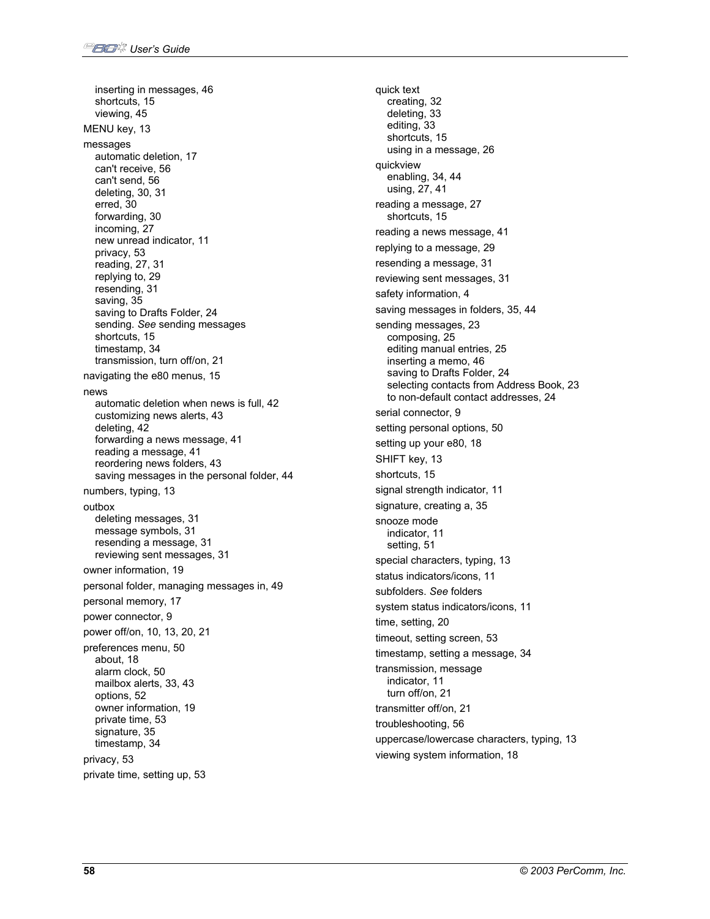- inserting in messages, 46
- shortcuts, 15
- viewing, 45

MENU key, 13

messages
- automatic deletion, 17
- can't receive, 56
- can't send, 56
- deleting, 30, 31
- erred, 30
- forwarding, 30
- incoming, 27
- new unread indicator, 11
- privacy, 53
- reading, 27, 31
- replying to, 29
- resending, 31
- saving, 35
- saving to Drafts Folder, 24
- sending. *See* sending messages
- shortcuts, 15
- timestamp, 34
- transmission, turn off/on, 21

navigating the e80 menus, 15

news
- automatic deletion when news is full, 42
- customizing news alerts, 43
- deleting, 42
- forwarding a news message, 41
- reading a message, 41
- reordering news folders, 43
- saving messages in the personal folder, 44

numbers, typing, 13

outbox
- deleting messages, 31
- message symbols, 31
- resending a message, 31
- reviewing sent messages, 31

owner information, 19

personal folder, managing messages in, 49

personal memory, 17

power connector, 9

power off/on, 10, 13, 20, 21

preferences menu, 50
- about, 18
- alarm clock, 50
- mailbox alerts, 33, 43
- options, 52
- owner information, 19
- private time, 53
- signature, 35
- timestamp, 34

privacy, 53

private time, setting up, 53

quick text
- creating, 32
- deleting, 33
- editing, 33
- shortcuts, 15
- using in a message, 26

quickview
- enabling, 34, 44
- using, 27, 41

reading a message, 27
- shortcuts, 15

reading a news message, 41

replying to a message, 29

resending a message, 31

reviewing sent messages, 31

safety information, 4

saving messages in folders, 35, 44

sending messages, 23
- composing, 25
- editing manual entries, 25
- inserting a memo, 46
- saving to Drafts Folder, 24
- selecting contacts from Address Book, 23
- to non-default contact addresses, 24

serial connector, 9

setting personal options, 50

setting up your e80, 18

SHIFT key, 13

shortcuts, 15

signal strength indicator, 11

signature, creating a, 35

snooze mode
- indicator, 11
- setting, 51

special characters, typing, 13

status indicators/icons, 11

subfolders. *See* folders

system status indicators/icons, 11

time, setting, 20

timeout, setting screen, 53

timestamp, setting a message, 34

transmission, message
- indicator, 11
- turn off/on, 21

transmitter off/on, 21

troubleshooting, 56

uppercase/lowercase characters, typing, 13

viewing system information, 18